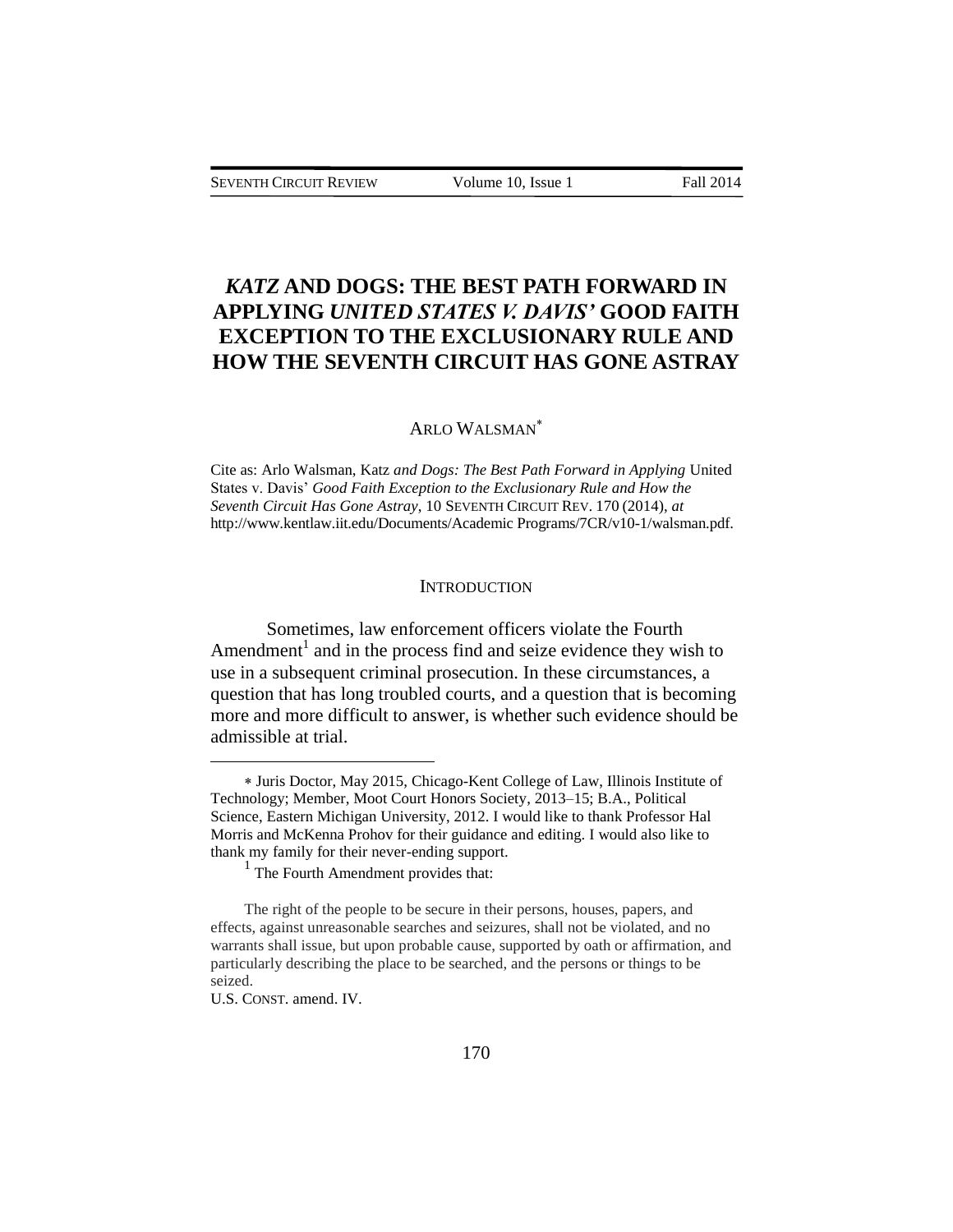# *KATZ* AND DOGS: THE BEST PATH FORWARD IN APPLYING *UNITED STATES V. DAVIS'* GOOD FAITH EXCEPTION TO THE EXCLUSIONARY RULE AND HOW THE SEVENTH CIRCUIT HAS GONE ASTRAY

ARLO WALSMAN[*]

Cite as: Arlo Walsman, Katz *and Dogs: The Best Path Forward in Applying* United States v. Davis' *Good Faith Exception to the Exclusionary Rule and How the Seventh Circuit Has Gone Astray*, 10 SEVENTH CIRCUIT REV. 170 (2014), *at* http://www.kentlaw.iit.edu/Documents/Academic Programs/7CR/v10-1/walsman.pdf.

## INTRODUCTION

Sometimes, law enforcement officers violate the Fourth Amendment[1] and in the process find and seize evidence they wish to use in a subsequent criminal prosecution. In these circumstances, a question that has long troubled courts, and a question that is becoming more and more difficult to answer, is whether such evidence should be admissible at trial.

---

[*] Juris Doctor, May 2015, Chicago-Kent College of Law, Illinois Institute of Technology; Member, Moot Court Honors Society, 2013–15; B.A., Political Science, Eastern Michigan University, 2012. I would like to thank Professor Hal Morris and McKenna Prohov for their guidance and editing. I would also like to thank my family for their never-ending support.

[1] The Fourth Amendment provides that:

> The right of the people to be secure in their persons, houses, papers, and effects, against unreasonable searches and seizures, shall not be violated, and no warrants shall issue, but upon probable cause, supported by oath or affirmation, and particularly describing the place to be searched, and the persons or things to be seized.

U.S. CONST. amend. IV.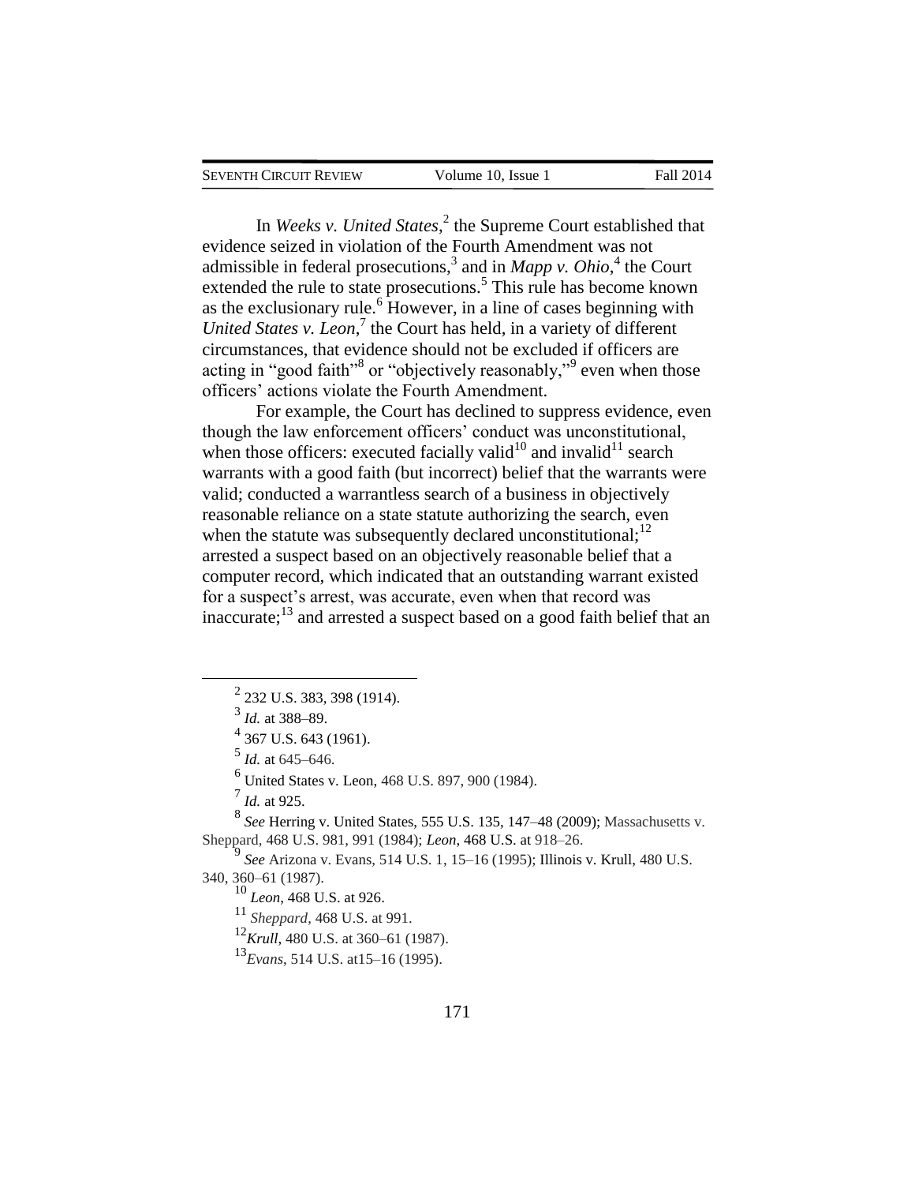In *Weeks v. United States*,[2] the Supreme Court established that evidence seized in violation of the Fourth Amendment was not admissible in federal prosecutions,[3] and in *Mapp v. Ohio*,[4] the Court extended the rule to state prosecutions.[5] This rule has become known as the exclusionary rule.[6] However, in a line of cases beginning with *United States v. Leon*,[7] the Court has held, in a variety of different circumstances, that evidence should not be excluded if officers are acting in "good faith"[8] or "objectively reasonably,"[9] even when those officers' actions violate the Fourth Amendment.

For example, the Court has declined to suppress evidence, even though the law enforcement officers' conduct was unconstitutional, when those officers: executed facially valid[10] and invalid[11] search warrants with a good faith (but incorrect) belief that the warrants were valid; conducted a warrantless search of a business in objectively reasonable reliance on a state statute authorizing the search, even when the statute was subsequently declared unconstitutional;[12] arrested a suspect based on an objectively reasonable belief that a computer record, which indicated that an outstanding warrant existed for a suspect's arrest, was accurate, even when that record was inaccurate;[13] and arrested a suspect based on a good faith belief that an

---

[2] 232 U.S. 383, 398 (1914).

[3] *Id.* at 388–89.

[4] 367 U.S. 643 (1961).

[5] *Id.* at 645–646.

[6] United States v. Leon, 468 U.S. 897, 900 (1984).

[7] *Id.* at 925.

[8] *See* Herring v. United States, 555 U.S. 135, 147–48 (2009); Massachusetts v. Sheppard, 468 U.S. 981, 991 (1984); *Leon*, 468 U.S. at 918–26.

[9] *See* Arizona v. Evans, 514 U.S. 1, 15–16 (1995); Illinois v. Krull, 480 U.S. 340, 360–61 (1987).

[10] *Leon*, 468 U.S. at 926.

[11] *Sheppard*, 468 U.S. at 991.

[12] *Krull*, 480 U.S. at 360–61 (1987).

[13] *Evans*, 514 U.S. at15–16 (1995).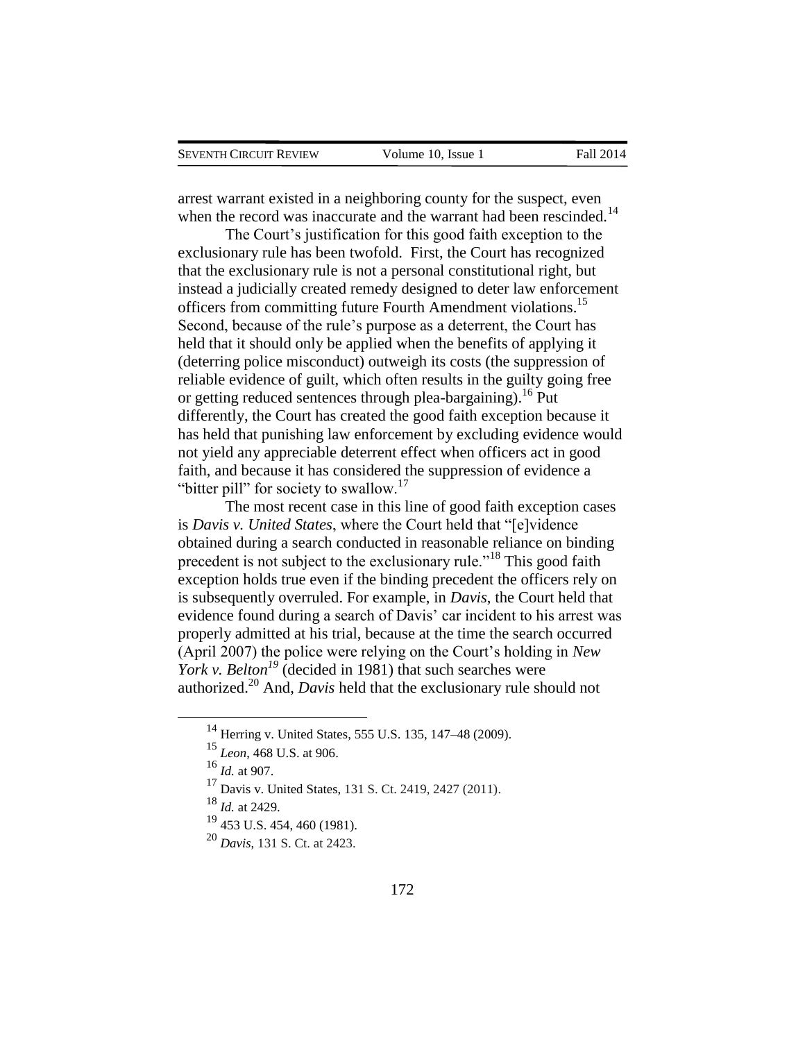arrest warrant existed in a neighboring county for the suspect, even when the record was inaccurate and the warrant had been rescinded.[14]

The Court's justification for this good faith exception to the exclusionary rule has been twofold. First, the Court has recognized that the exclusionary rule is not a personal constitutional right, but instead a judicially created remedy designed to deter law enforcement officers from committing future Fourth Amendment violations.[15] Second, because of the rule's purpose as a deterrent, the Court has held that it should only be applied when the benefits of applying it (deterring police misconduct) outweigh its costs (the suppression of reliable evidence of guilt, which often results in the guilty going free or getting reduced sentences through plea-bargaining).[16] Put differently, the Court has created the good faith exception because it has held that punishing law enforcement by excluding evidence would not yield any appreciable deterrent effect when officers act in good faith, and because it has considered the suppression of evidence a "bitter pill" for society to swallow.[17]

The most recent case in this line of good faith exception cases is *Davis v. United States*, where the Court held that "[e]vidence obtained during a search conducted in reasonable reliance on binding precedent is not subject to the exclusionary rule."[18] This good faith exception holds true even if the binding precedent the officers rely on is subsequently overruled. For example, in *Davis*, the Court held that evidence found during a search of Davis' car incident to his arrest was properly admitted at his trial, because at the time the search occurred (April 2007) the police were relying on the Court's holding in *New York v. Belton*[19] (decided in 1981) that such searches were authorized.[20] And, *Davis* held that the exclusionary rule should not

---

[14] Herring v. United States, 555 U.S. 135, 147–48 (2009).

[15] *Leon*, 468 U.S. at 906.

[16] *Id.* at 907.

[17] Davis v. United States, 131 S. Ct. 2419, 2427 (2011).

[18] *Id.* at 2429.

[19] 453 U.S. 454, 460 (1981).

[20] *Davis*, 131 S. Ct. at 2423.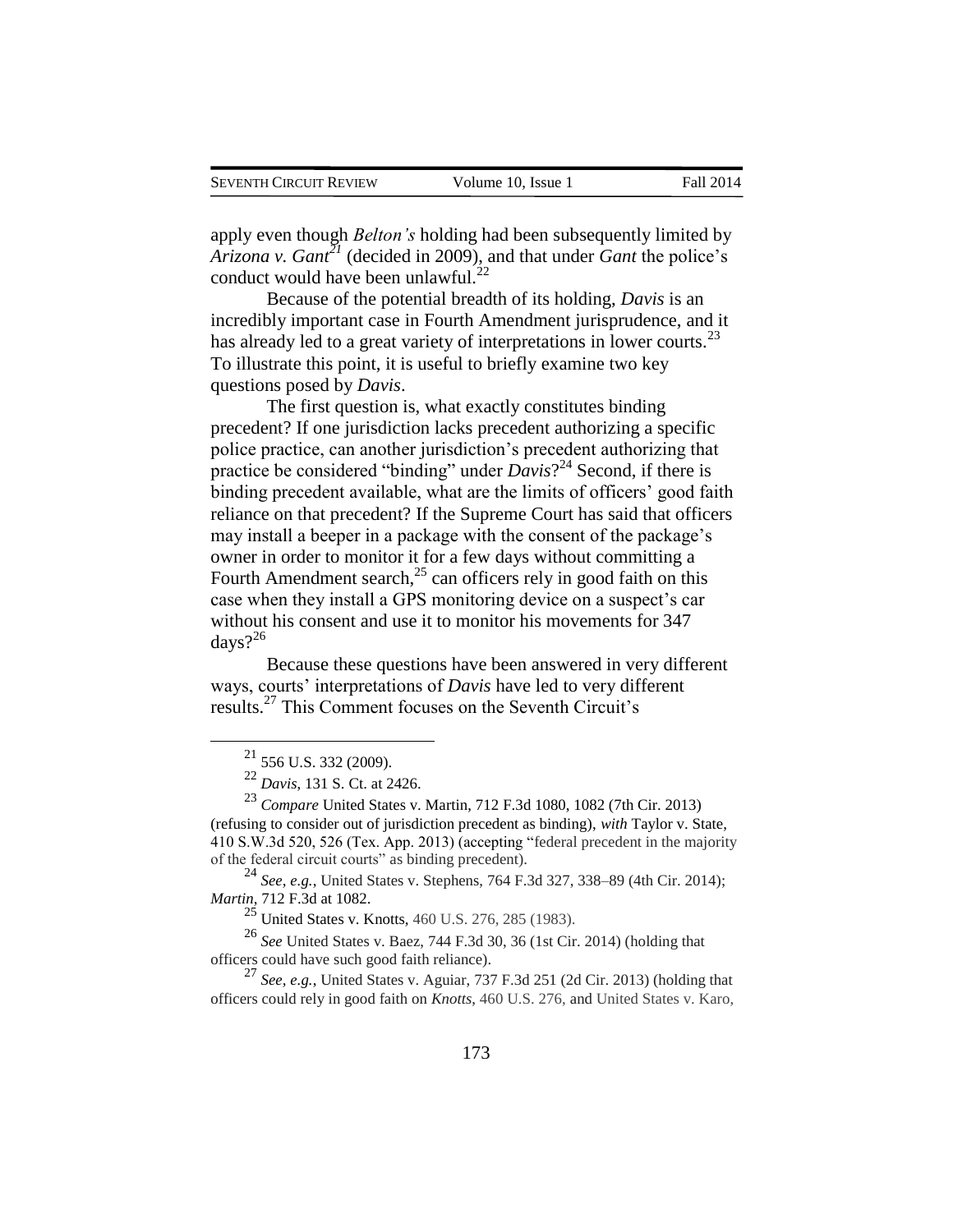apply even though *Belton's* holding had been subsequently limited by *Arizona v. Gant*[21] (decided in 2009), and that under *Gant* the police's conduct would have been unlawful.[22]

Because of the potential breadth of its holding, *Davis* is an incredibly important case in Fourth Amendment jurisprudence, and it has already led to a great variety of interpretations in lower courts.[23] To illustrate this point, it is useful to briefly examine two key questions posed by *Davis*.

The first question is, what exactly constitutes binding precedent? If one jurisdiction lacks precedent authorizing a specific police practice, can another jurisdiction's precedent authorizing that practice be considered "binding" under *Davis*?[24] Second, if there is binding precedent available, what are the limits of officers' good faith reliance on that precedent? If the Supreme Court has said that officers may install a beeper in a package with the consent of the package's owner in order to monitor it for a few days without committing a Fourth Amendment search,[25] can officers rely in good faith on this case when they install a GPS monitoring device on a suspect's car without his consent and use it to monitor his movements for 347 days?[26]

Because these questions have been answered in very different ways, courts' interpretations of *Davis* have led to very different results.[27] This Comment focuses on the Seventh Circuit's

---

[21] 556 U.S. 332 (2009).

[22] *Davis*, 131 S. Ct. at 2426.

[23] *Compare* United States v. Martin, 712 F.3d 1080, 1082 (7th Cir. 2013) (refusing to consider out of jurisdiction precedent as binding), *with* Taylor v. State, 410 S.W.3d 520, 526 (Tex. App. 2013) (accepting "federal precedent in the majority of the federal circuit courts" as binding precedent).

[24] *See, e.g.*, United States v. Stephens, 764 F.3d 327, 338–89 (4th Cir. 2014); *Martin*, 712 F.3d at 1082.

[25] United States v. Knotts, 460 U.S. 276, 285 (1983).

[26] *See* United States v. Baez, 744 F.3d 30, 36 (1st Cir. 2014) (holding that officers could have such good faith reliance).

[27] *See, e.g.*, United States v. Aguiar, 737 F.3d 251 (2d Cir. 2013) (holding that officers could rely in good faith on *Knotts*, 460 U.S. 276, and United States v. Karo,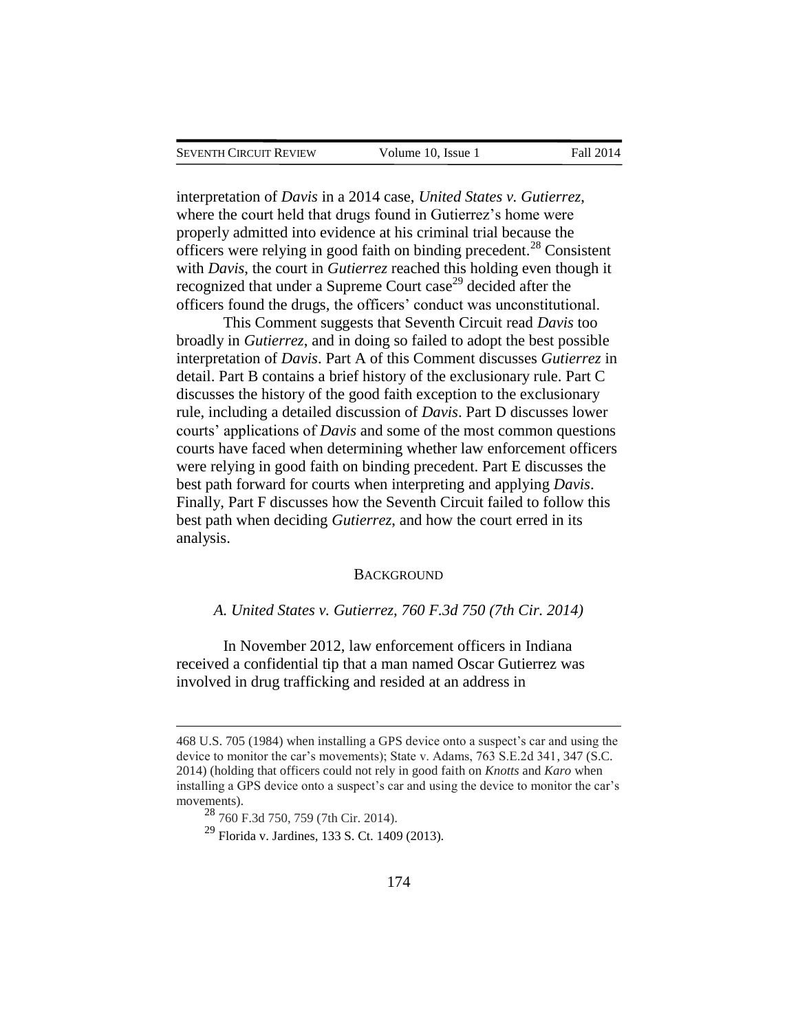interpretation of *Davis* in a 2014 case, *United States v. Gutierrez*, where the court held that drugs found in Gutierrez's home were properly admitted into evidence at his criminal trial because the officers were relying in good faith on binding precedent.[28] Consistent with *Davis*, the court in *Gutierrez* reached this holding even though it recognized that under a Supreme Court case[29] decided after the officers found the drugs, the officers' conduct was unconstitutional.

This Comment suggests that Seventh Circuit read *Davis* too broadly in *Gutierrez*, and in doing so failed to adopt the best possible interpretation of *Davis*. Part A of this Comment discusses *Gutierrez* in detail. Part B contains a brief history of the exclusionary rule. Part C discusses the history of the good faith exception to the exclusionary rule, including a detailed discussion of *Davis*. Part D discusses lower courts' applications of *Davis* and some of the most common questions courts have faced when determining whether law enforcement officers were relying in good faith on binding precedent. Part E discusses the best path forward for courts when interpreting and applying *Davis*. Finally, Part F discusses how the Seventh Circuit failed to follow this best path when deciding *Gutierrez*, and how the court erred in its analysis.

## BACKGROUND

### *A. United States v. Gutierrez, 760 F.3d 750 (7th Cir. 2014)*

In November 2012, law enforcement officers in Indiana received a confidential tip that a man named Oscar Gutierrez was involved in drug trafficking and resided at an address in

---

468 U.S. 705 (1984) when installing a GPS device onto a suspect's car and using the device to monitor the car's movements); State v. Adams, 763 S.E.2d 341, 347 (S.C. 2014) (holding that officers could not rely in good faith on *Knotts* and *Karo* when installing a GPS device onto a suspect's car and using the device to monitor the car's movements).

[28] 760 F.3d 750, 759 (7th Cir. 2014).

[29] Florida v. Jardines, 133 S. Ct. 1409 (2013).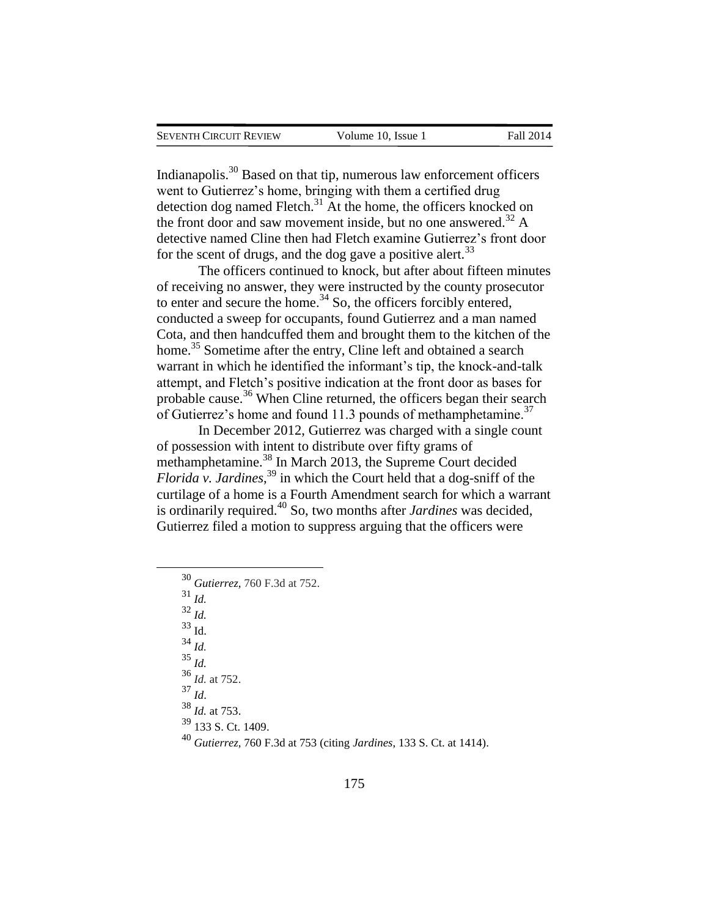Indianapolis.[30] Based on that tip, numerous law enforcement officers went to Gutierrez's home, bringing with them a certified drug detection dog named Fletch.[31] At the home, the officers knocked on the front door and saw movement inside, but no one answered.[32] A detective named Cline then had Fletch examine Gutierrez's front door for the scent of drugs, and the dog gave a positive alert.[33]

The officers continued to knock, but after about fifteen minutes of receiving no answer, they were instructed by the county prosecutor to enter and secure the home.[34] So, the officers forcibly entered, conducted a sweep for occupants, found Gutierrez and a man named Cota, and then handcuffed them and brought them to the kitchen of the home.[35] Sometime after the entry, Cline left and obtained a search warrant in which he identified the informant's tip, the knock-and-talk attempt, and Fletch's positive indication at the front door as bases for probable cause.[36] When Cline returned, the officers began their search of Gutierrez's home and found 11.3 pounds of methamphetamine.[37]

In December 2012, Gutierrez was charged with a single count of possession with intent to distribute over fifty grams of methamphetamine.[38] In March 2013, the Supreme Court decided *Florida v. Jardines*,[39] in which the Court held that a dog-sniff of the curtilage of a home is a Fourth Amendment search for which a warrant is ordinarily required.[40] So, two months after *Jardines* was decided, Gutierrez filed a motion to suppress arguing that the officers were

---

[30] *Gutierrez*, 760 F.3d at 752.

[31] *Id.*

[32] *Id.*

[33] Id.

[34] *Id.*

[35] *Id.*

[36] *Id.* at 752.

[37] *Id*.

[38] *Id.* at 753.

[39] 133 S. Ct. 1409.

[40] *Gutierrez*, 760 F.3d at 753 (citing *Jardines*, 133 S. Ct. at 1414).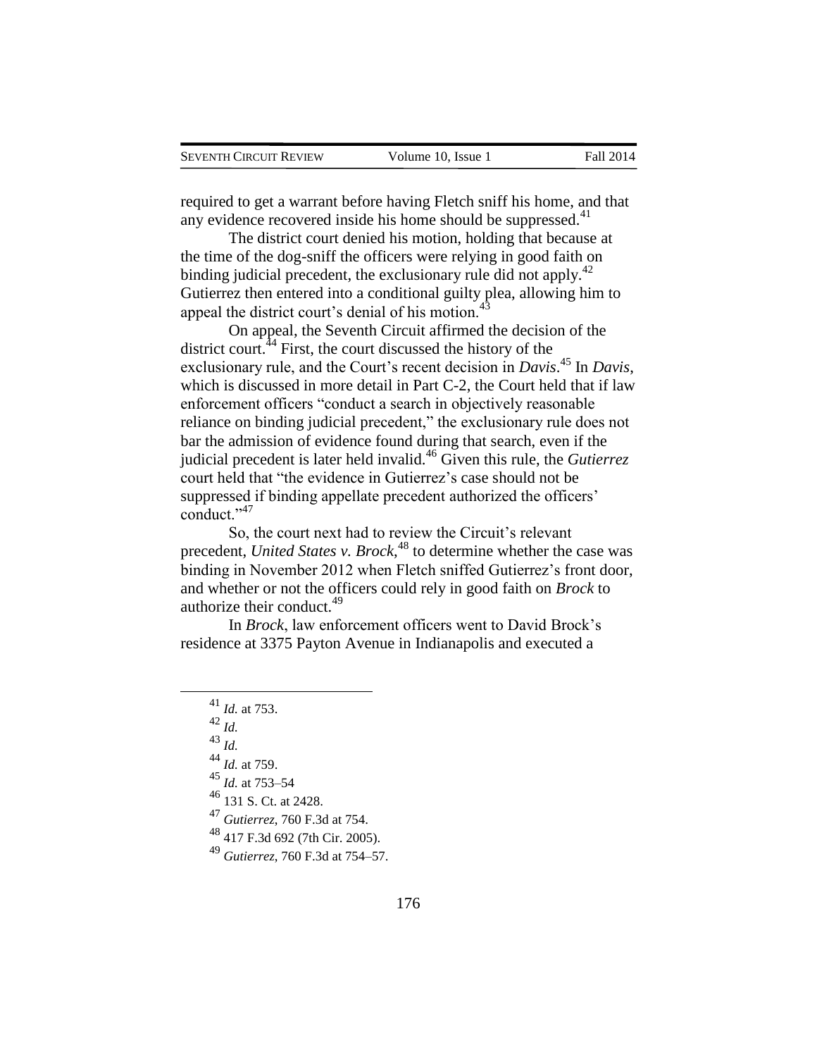required to get a warrant before having Fletch sniff his home, and that any evidence recovered inside his home should be suppressed.[41]

The district court denied his motion, holding that because at the time of the dog-sniff the officers were relying in good faith on binding judicial precedent, the exclusionary rule did not apply.[42] Gutierrez then entered into a conditional guilty plea, allowing him to appeal the district court's denial of his motion.[43]

On appeal, the Seventh Circuit affirmed the decision of the district court.[44] First, the court discussed the history of the exclusionary rule, and the Court's recent decision in *Davis*.[45] In *Davis*, which is discussed in more detail in Part C-2, the Court held that if law enforcement officers "conduct a search in objectively reasonable reliance on binding judicial precedent," the exclusionary rule does not bar the admission of evidence found during that search, even if the judicial precedent is later held invalid.[46] Given this rule, the *Gutierrez* court held that "the evidence in Gutierrez's case should not be suppressed if binding appellate precedent authorized the officers' conduct."[47]

So, the court next had to review the Circuit's relevant precedent, *United States v. Brock*,[48] to determine whether the case was binding in November 2012 when Fletch sniffed Gutierrez's front door, and whether or not the officers could rely in good faith on *Brock* to authorize their conduct.[49]

In *Brock*, law enforcement officers went to David Brock's residence at 3375 Payton Avenue in Indianapolis and executed a

---

[41] *Id.* at 753.

[42] *Id.*

[43] *Id.*

[44] *Id.* at 759.

[45] *Id.* at 753–54

[46] 131 S. Ct. at 2428.

[47] *Gutierrez*, 760 F.3d at 754.

[48] 417 F.3d 692 (7th Cir. 2005).

[49] *Gutierrez*, 760 F.3d at 754–57.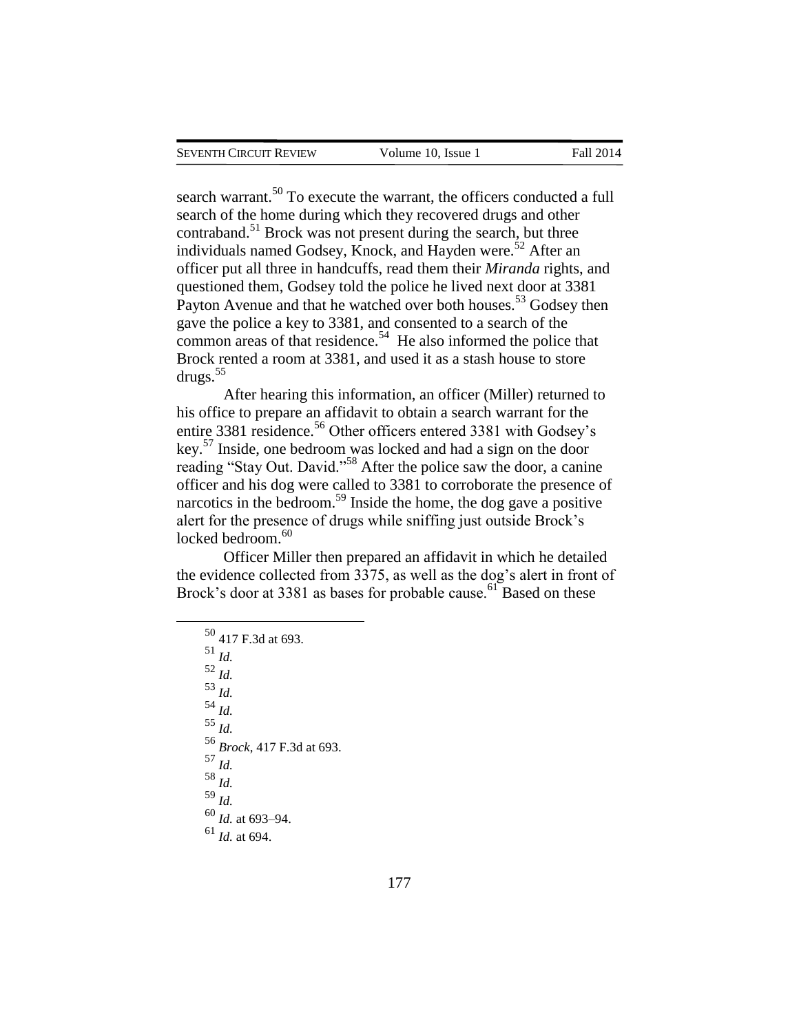search warrant.[50] To execute the warrant, the officers conducted a full search of the home during which they recovered drugs and other contraband.[51] Brock was not present during the search, but three individuals named Godsey, Knock, and Hayden were.[52] After an officer put all three in handcuffs, read them their *Miranda* rights, and questioned them, Godsey told the police he lived next door at 3381 Payton Avenue and that he watched over both houses.[53] Godsey then gave the police a key to 3381, and consented to a search of the common areas of that residence.[54] He also informed the police that Brock rented a room at 3381, and used it as a stash house to store drugs.[55]

After hearing this information, an officer (Miller) returned to his office to prepare an affidavit to obtain a search warrant for the entire 3381 residence.[56] Other officers entered 3381 with Godsey's key.[57] Inside, one bedroom was locked and had a sign on the door reading "Stay Out. David."[58] After the police saw the door, a canine officer and his dog were called to 3381 to corroborate the presence of narcotics in the bedroom.[59] Inside the home, the dog gave a positive alert for the presence of drugs while sniffing just outside Brock's locked bedroom.[60]

Officer Miller then prepared an affidavit in which he detailed the evidence collected from 3375, as well as the dog's alert in front of Brock's door at 3381 as bases for probable cause.[61] Based on these

---

[50] 417 F.3d at 693.

[51] *Id.*

[52] *Id.*

[53] *Id.*

[54] *Id.*

[55] *Id.*

[56] *Brock*, 417 F.3d at 693.

[57] *Id.*

[58] *Id.*

[59] *Id.*

[60] *Id.* at 693–94.

[61] *Id.* at 694.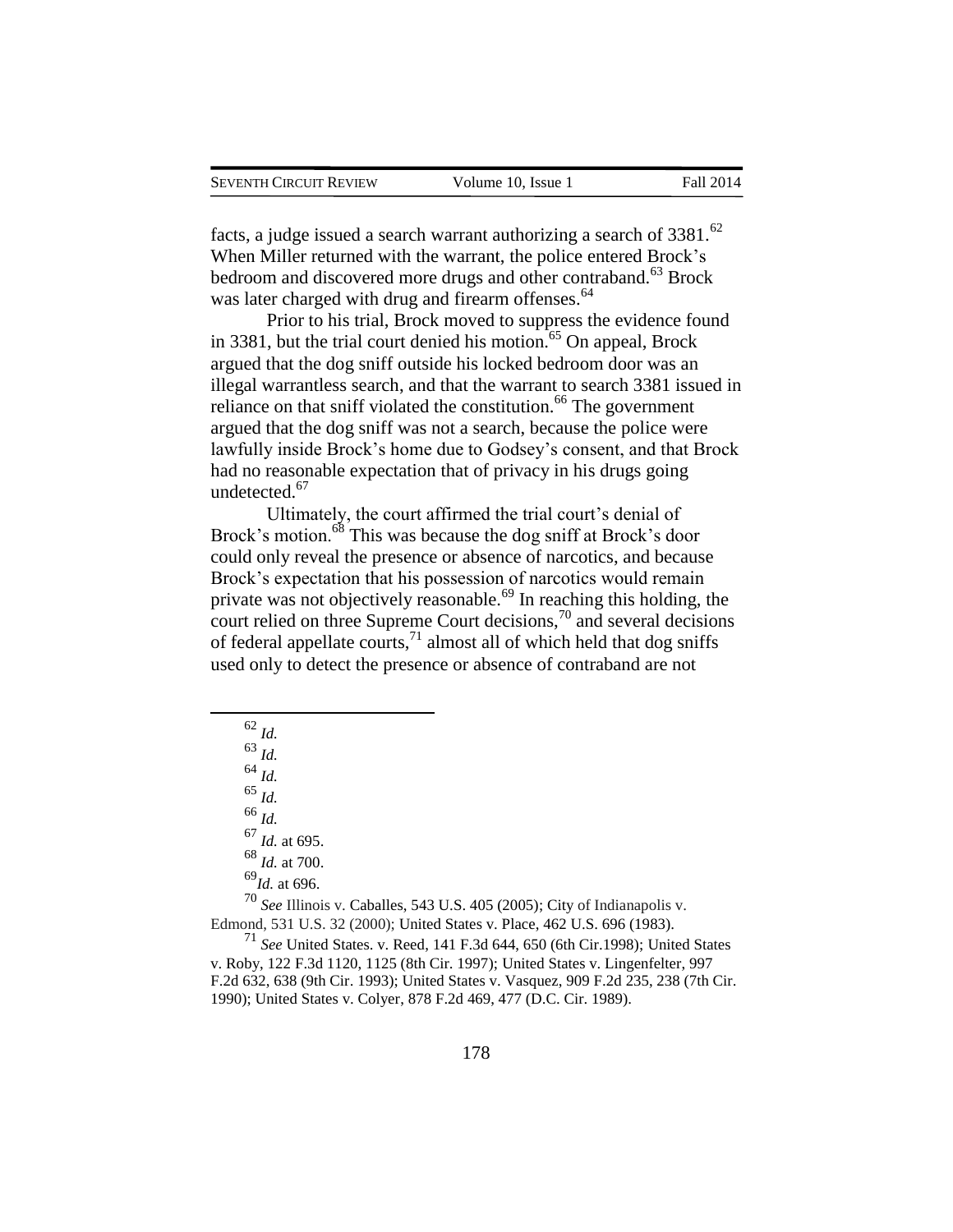facts, a judge issued a search warrant authorizing a search of 3381.[62] When Miller returned with the warrant, the police entered Brock's bedroom and discovered more drugs and other contraband.[63] Brock was later charged with drug and firearm offenses.[64]

Prior to his trial, Brock moved to suppress the evidence found in 3381, but the trial court denied his motion.[65] On appeal, Brock argued that the dog sniff outside his locked bedroom door was an illegal warrantless search, and that the warrant to search 3381 issued in reliance on that sniff violated the constitution.[66] The government argued that the dog sniff was not a search, because the police were lawfully inside Brock's home due to Godsey's consent, and that Brock had no reasonable expectation that of privacy in his drugs going undetected.[67]

Ultimately, the court affirmed the trial court's denial of Brock's motion.[68] This was because the dog sniff at Brock's door could only reveal the presence or absence of narcotics, and because Brock's expectation that his possession of narcotics would remain private was not objectively reasonable.[69] In reaching this holding, the court relied on three Supreme Court decisions,[70] and several decisions of federal appellate courts,[71] almost all of which held that dog sniffs used only to detect the presence or absence of contraband are not

---

[62] *Id.*

[63] *Id.*

[64] *Id.*

[65] *Id.*

[66] *Id.*

[67] *Id.* at 695.

[68] *Id.* at 700.

[69] *Id.* at 696.

[70] *See* Illinois v. Caballes, 543 U.S. 405 (2005); City of Indianapolis v. Edmond, 531 U.S. 32 (2000); United States v. Place, 462 U.S. 696 (1983).

[71] *See* United States. v. Reed, 141 F.3d 644, 650 (6th Cir.1998); United States v. Roby, 122 F.3d 1120, 1125 (8th Cir. 1997); United States v. Lingenfelter, 997 F.2d 632, 638 (9th Cir. 1993); United States v. Vasquez, 909 F.2d 235, 238 (7th Cir. 1990); United States v. Colyer, 878 F.2d 469, 477 (D.C. Cir. 1989).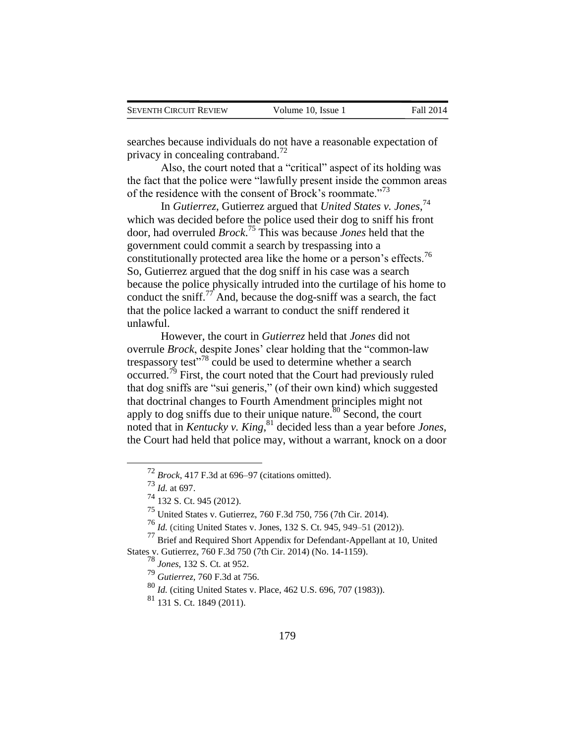searches because individuals do not have a reasonable expectation of privacy in concealing contraband.[72]

Also, the court noted that a "critical" aspect of its holding was the fact that the police were "lawfully present inside the common areas of the residence with the consent of Brock's roommate."[73]

In *Gutierrez*, Gutierrez argued that *United States v. Jones*,[74] which was decided before the police used their dog to sniff his front door, had overruled *Brock*.[75] This was because *Jones* held that the government could commit a search by trespassing into a constitutionally protected area like the home or a person's effects.[76] So, Gutierrez argued that the dog sniff in his case was a search because the police physically intruded into the curtilage of his home to conduct the sniff.[77] And, because the dog-sniff was a search, the fact that the police lacked a warrant to conduct the sniff rendered it unlawful.

However, the court in *Gutierrez* held that *Jones* did not overrule *Brock*, despite Jones' clear holding that the "common-law trespassory test"[78] could be used to determine whether a search occurred.[79] First, the court noted that the Court had previously ruled that dog sniffs are "sui generis," (of their own kind) which suggested that doctrinal changes to Fourth Amendment principles might not apply to dog sniffs due to their unique nature.[80] Second, the court noted that in *Kentucky v. King*,[81] decided less than a year before *Jones*, the Court had held that police may, without a warrant, knock on a door

---

[72] *Brock*, 417 F.3d at 696–97 (citations omitted).

[73] *Id.* at 697.

[74] 132 S. Ct. 945 (2012).

[75] United States v. Gutierrez, 760 F.3d 750, 756 (7th Cir. 2014).

[76] *Id.* (citing United States v. Jones, 132 S. Ct. 945, 949–51 (2012)).

[77] Brief and Required Short Appendix for Defendant-Appellant at 10, United States v. Gutierrez, 760 F.3d 750 (7th Cir. 2014) (No. 14-1159).

[78] *Jones*, 132 S. Ct. at 952.

[79] *Gutierrez*, 760 F.3d at 756.

[80] *Id.* (citing United States v. Place, 462 U.S. 696, 707 (1983)).

[81] 131 S. Ct. 1849 (2011).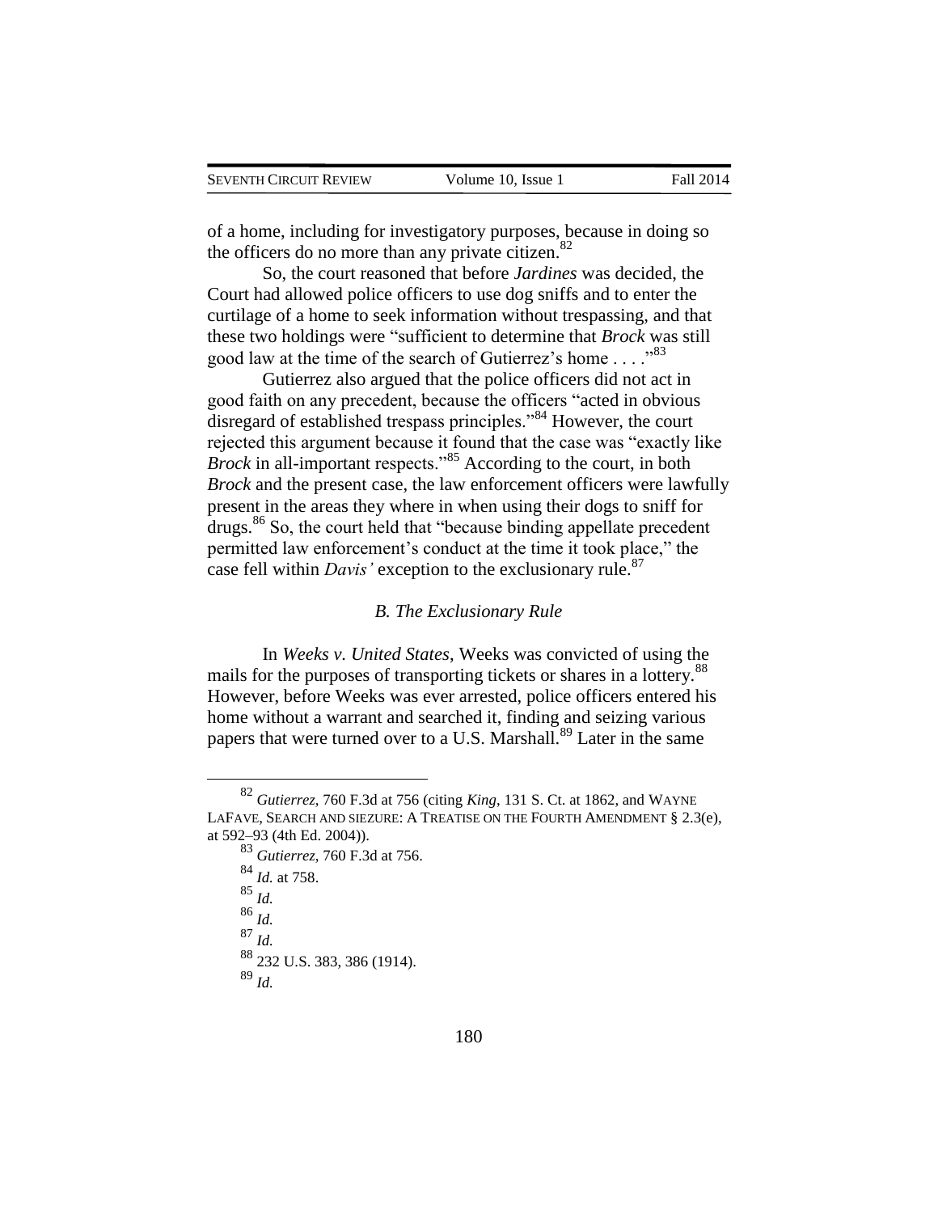of a home, including for investigatory purposes, because in doing so the officers do no more than any private citizen.[82]

So, the court reasoned that before *Jardines* was decided, the Court had allowed police officers to use dog sniffs and to enter the curtilage of a home to seek information without trespassing, and that these two holdings were "sufficient to determine that *Brock* was still good law at the time of the search of Gutierrez's home . . . ."[83]

Gutierrez also argued that the police officers did not act in good faith on any precedent, because the officers "acted in obvious disregard of established trespass principles."[84] However, the court rejected this argument because it found that the case was "exactly like *Brock* in all-important respects."[85] According to the court, in both *Brock* and the present case, the law enforcement officers were lawfully present in the areas they where in when using their dogs to sniff for drugs.[86] So, the court held that "because binding appellate precedent permitted law enforcement's conduct at the time it took place," the case fell within *Davis'* exception to the exclusionary rule.[87]

### *B. The Exclusionary Rule*

In *Weeks v. United States*, Weeks was convicted of using the mails for the purposes of transporting tickets or shares in a lottery.[88] However, before Weeks was ever arrested, police officers entered his home without a warrant and searched it, finding and seizing various papers that were turned over to a U.S. Marshall.[89] Later in the same

---

[82] *Gutierrez*, 760 F.3d at 756 (citing *King*, 131 S. Ct. at 1862, and WAYNE LAFAVE, SEARCH AND SIEZURE: A TREATISE ON THE FOURTH AMENDMENT § 2.3(e), at 592–93 (4th Ed. 2004)).

[83] *Gutierrez*, 760 F.3d at 756.

[84] *Id.* at 758.

[85] *Id.*

[86] *Id.*

[87] *Id.*

[88] 232 U.S. 383, 386 (1914).

[89] *Id.*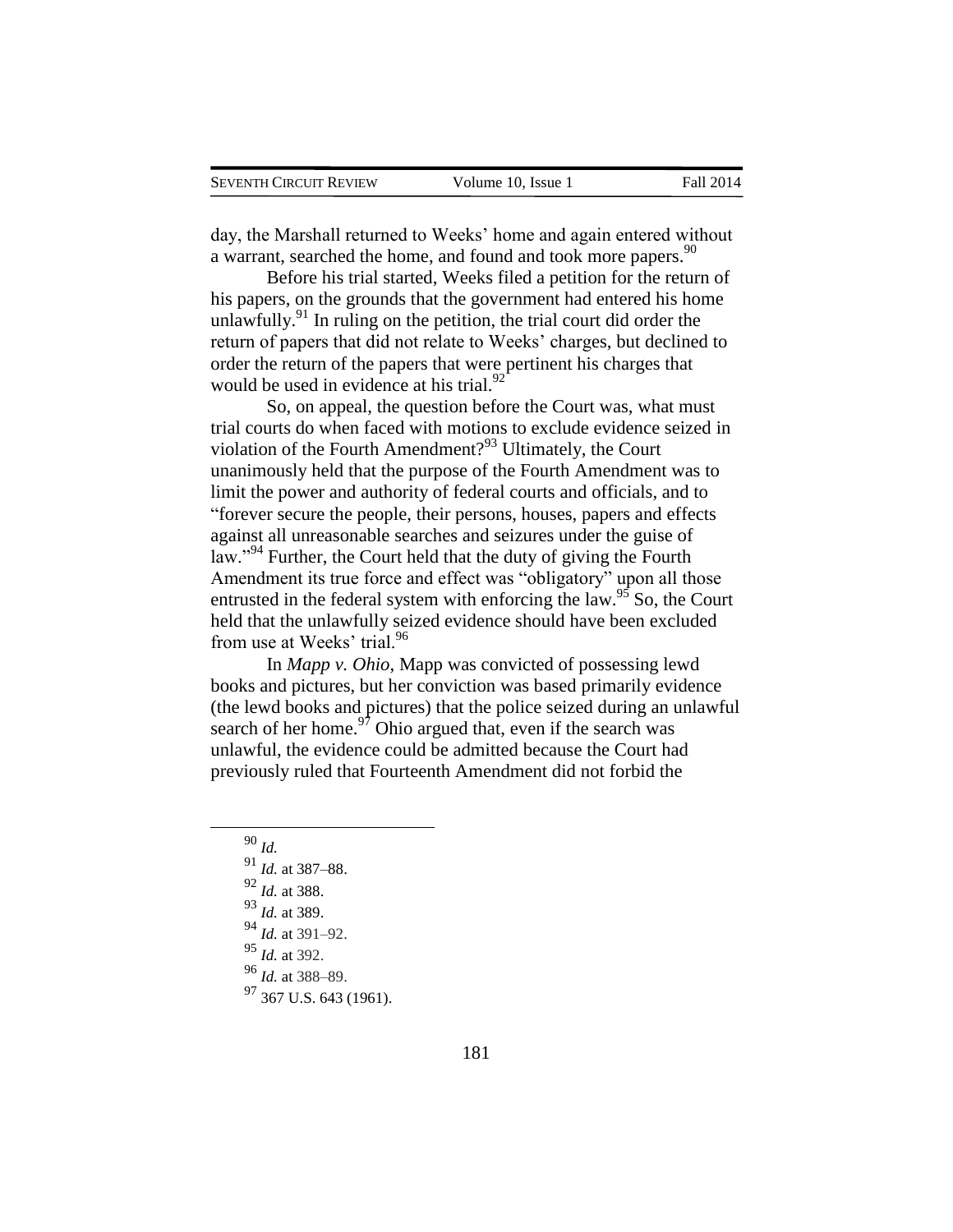day, the Marshall returned to Weeks' home and again entered without a warrant, searched the home, and found and took more papers.[90]

Before his trial started, Weeks filed a petition for the return of his papers, on the grounds that the government had entered his home unlawfully.[91] In ruling on the petition, the trial court did order the return of papers that did not relate to Weeks' charges, but declined to order the return of the papers that were pertinent his charges that would be used in evidence at his trial.[92]

So, on appeal, the question before the Court was, what must trial courts do when faced with motions to exclude evidence seized in violation of the Fourth Amendment?[93] Ultimately, the Court unanimously held that the purpose of the Fourth Amendment was to limit the power and authority of federal courts and officials, and to "forever secure the people, their persons, houses, papers and effects against all unreasonable searches and seizures under the guise of law."[94] Further, the Court held that the duty of giving the Fourth Amendment its true force and effect was "obligatory" upon all those entrusted in the federal system with enforcing the law.[95] So, the Court held that the unlawfully seized evidence should have been excluded from use at Weeks' trial.[96]

In *Mapp v. Ohio*, Mapp was convicted of possessing lewd books and pictures, but her conviction was based primarily evidence (the lewd books and pictures) that the police seized during an unlawful search of her home.[97] Ohio argued that, even if the search was unlawful, the evidence could be admitted because the Court had previously ruled that Fourteenth Amendment did not forbid the

---

[90] *Id.*

[91] *Id.* at 387–88.

[92] *Id.* at 388.

[93] *Id.* at 389.

[94] *Id.* at 391–92.

[95] *Id.* at 392.

[96] *Id.* at 388–89.

[97] 367 U.S. 643 (1961).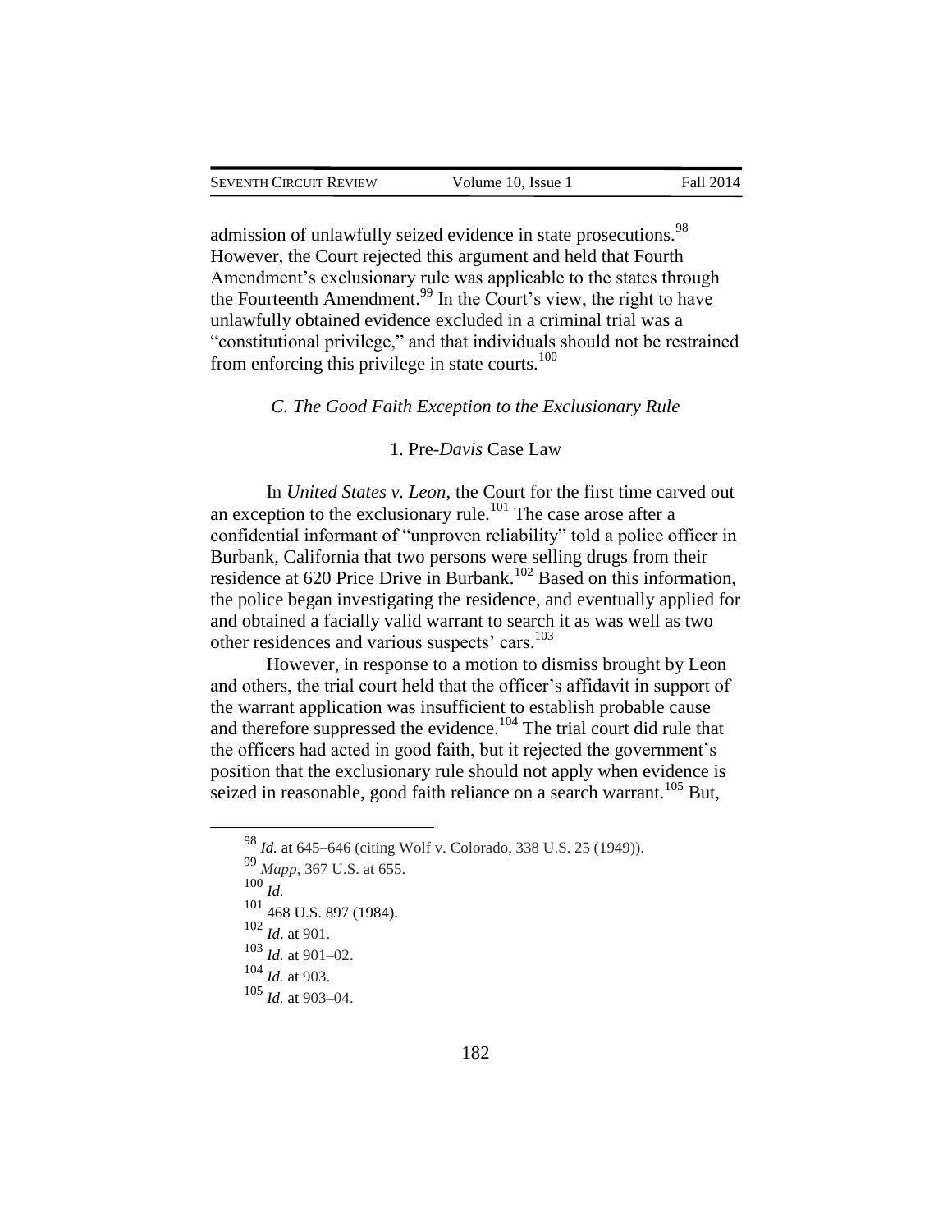admission of unlawfully seized evidence in state prosecutions.[98] However, the Court rejected this argument and held that Fourth Amendment's exclusionary rule was applicable to the states through the Fourteenth Amendment.[99] In the Court's view, the right to have unlawfully obtained evidence excluded in a criminal trial was a "constitutional privilege," and that individuals should not be restrained from enforcing this privilege in state courts.[100]

### *C. The Good Faith Exception to the Exclusionary Rule*

#### 1. Pre-*Davis* Case Law

In *United States v. Leon*, the Court for the first time carved out an exception to the exclusionary rule.[101] The case arose after a confidential informant of "unproven reliability" told a police officer in Burbank, California that two persons were selling drugs from their residence at 620 Price Drive in Burbank.[102] Based on this information, the police began investigating the residence, and eventually applied for and obtained a facially valid warrant to search it as was well as two other residences and various suspects' cars.[103]

However, in response to a motion to dismiss brought by Leon and others, the trial court held that the officer's affidavit in support of the warrant application was insufficient to establish probable cause and therefore suppressed the evidence.[104] The trial court did rule that the officers had acted in good faith, but it rejected the government's position that the exclusionary rule should not apply when evidence is seized in reasonable, good faith reliance on a search warrant.[105] But,

---

[98] *Id.* at 645–646 (citing Wolf v. Colorado, 338 U.S. 25 (1949)).

[99] *Mapp*, 367 U.S. at 655.

[100] *Id.*

[101] 468 U.S. 897 (1984).

[102] *Id*. at 901.

[103] *Id.* at 901–02.

[104] *Id.* at 903.

[105] *Id.* at 903–04.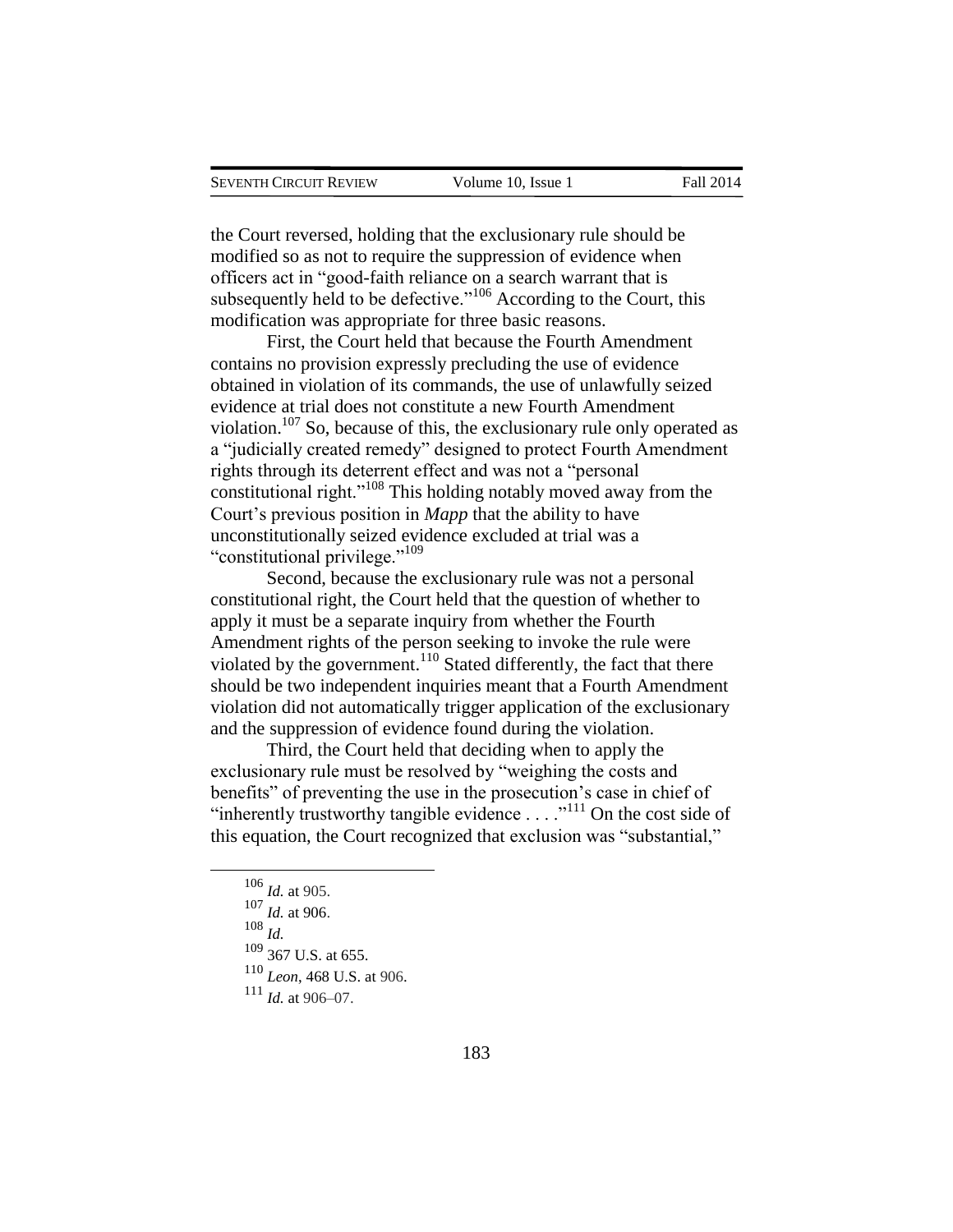the Court reversed, holding that the exclusionary rule should be modified so as not to require the suppression of evidence when officers act in "good-faith reliance on a search warrant that is subsequently held to be defective."[106] According to the Court, this modification was appropriate for three basic reasons.

First, the Court held that because the Fourth Amendment contains no provision expressly precluding the use of evidence obtained in violation of its commands, the use of unlawfully seized evidence at trial does not constitute a new Fourth Amendment violation.[107] So, because of this, the exclusionary rule only operated as a "judicially created remedy" designed to protect Fourth Amendment rights through its deterrent effect and was not a "personal constitutional right."[108] This holding notably moved away from the Court's previous position in *Mapp* that the ability to have unconstitutionally seized evidence excluded at trial was a "constitutional privilege."[109]

Second, because the exclusionary rule was not a personal constitutional right, the Court held that the question of whether to apply it must be a separate inquiry from whether the Fourth Amendment rights of the person seeking to invoke the rule were violated by the government.[110] Stated differently, the fact that there should be two independent inquiries meant that a Fourth Amendment violation did not automatically trigger application of the exclusionary and the suppression of evidence found during the violation.

Third, the Court held that deciding when to apply the exclusionary rule must be resolved by "weighing the costs and benefits" of preventing the use in the prosecution's case in chief of "inherently trustworthy tangible evidence . . . ."[111] On the cost side of this equation, the Court recognized that exclusion was "substantial,"

---

[106] *Id.* at 905.

[107] *Id.* at 906.

[108] *Id.*

[109] 367 U.S. at 655.

[110] *Leon*, 468 U.S. at 906.

[111] *Id.* at 906–07.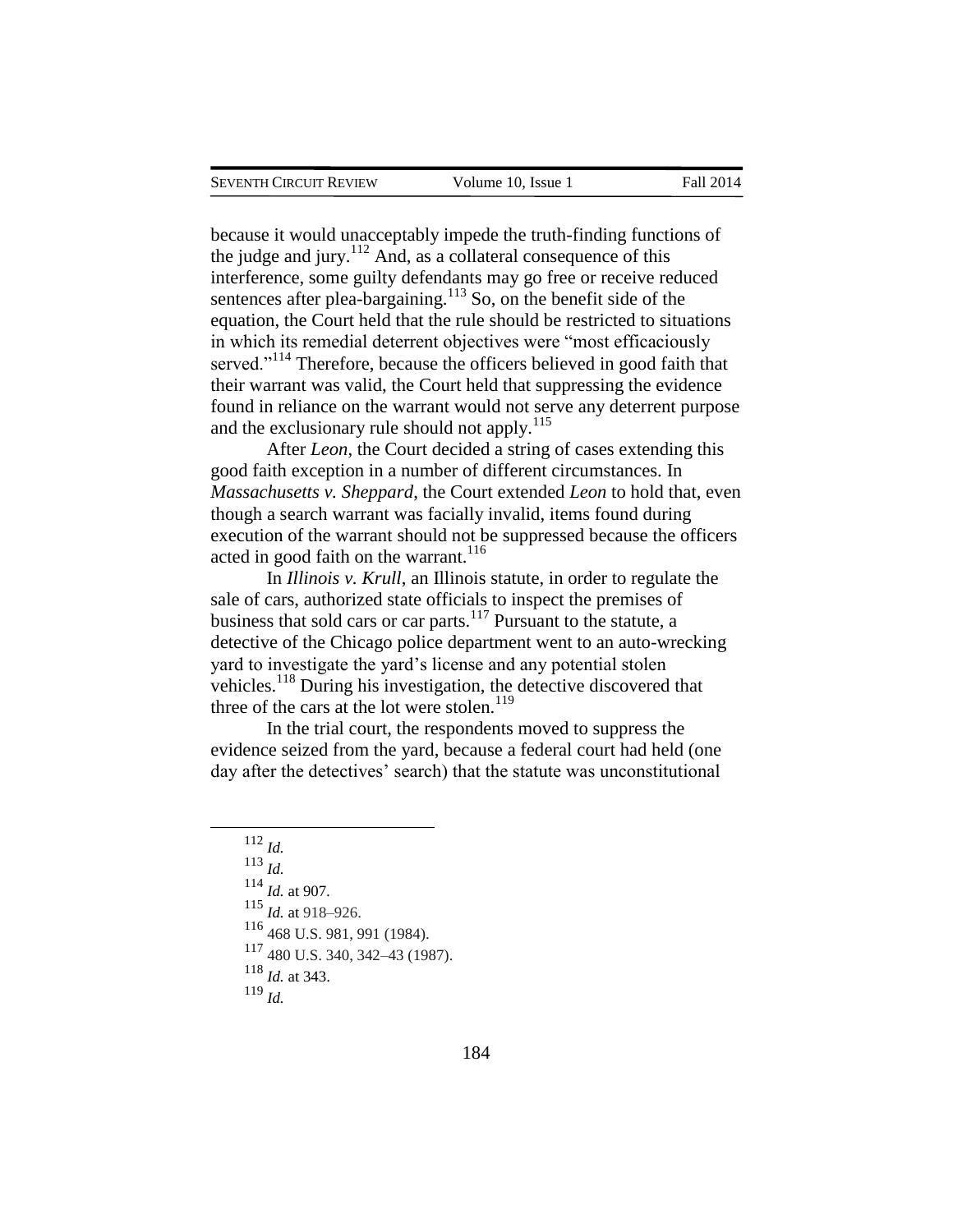because it would unacceptably impede the truth-finding functions of the judge and jury.[112] And, as a collateral consequence of this interference, some guilty defendants may go free or receive reduced sentences after plea-bargaining.[113] So, on the benefit side of the equation, the Court held that the rule should be restricted to situations in which its remedial deterrent objectives were "most efficaciously served."[114] Therefore, because the officers believed in good faith that their warrant was valid, the Court held that suppressing the evidence found in reliance on the warrant would not serve any deterrent purpose and the exclusionary rule should not apply.[115]

After *Leon*, the Court decided a string of cases extending this good faith exception in a number of different circumstances. In *Massachusetts v. Sheppard*, the Court extended *Leon* to hold that, even though a search warrant was facially invalid, items found during execution of the warrant should not be suppressed because the officers acted in good faith on the warrant.[116]

In *Illinois v. Krull*, an Illinois statute, in order to regulate the sale of cars, authorized state officials to inspect the premises of business that sold cars or car parts.[117] Pursuant to the statute, a detective of the Chicago police department went to an auto-wrecking yard to investigate the yard's license and any potential stolen vehicles.[118] During his investigation, the detective discovered that three of the cars at the lot were stolen.[119]

In the trial court, the respondents moved to suppress the evidence seized from the yard, because a federal court had held (one day after the detectives' search) that the statute was unconstitutional

---

[112] *Id.*

[113] *Id.*

[114] *Id.* at 907.

[115] *Id.* at 918–926.

[116] 468 U.S. 981, 991 (1984).

[117] 480 U.S. 340, 342–43 (1987).

[118] *Id.* at 343.

[119] *Id.*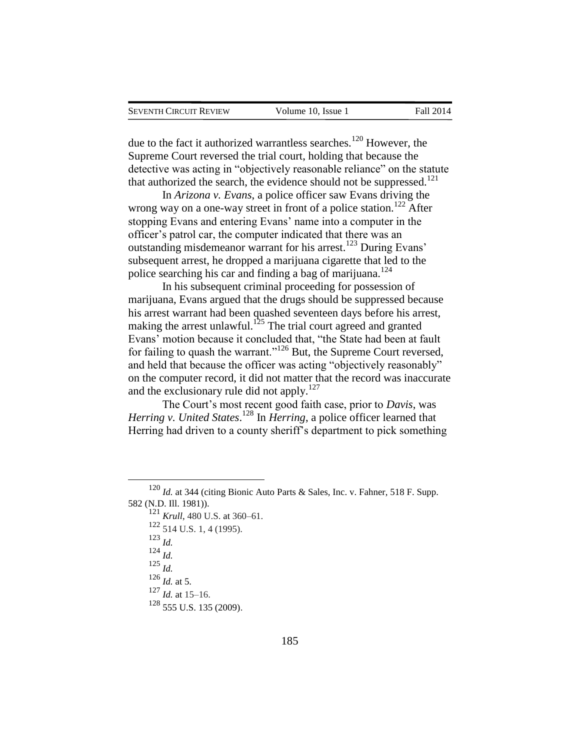due to the fact it authorized warrantless searches.[120] However, the Supreme Court reversed the trial court, holding that because the detective was acting in "objectively reasonable reliance" on the statute that authorized the search, the evidence should not be suppressed.[121]

In *Arizona v. Evans*, a police officer saw Evans driving the wrong way on a one-way street in front of a police station.[122] After stopping Evans and entering Evans' name into a computer in the officer's patrol car, the computer indicated that there was an outstanding misdemeanor warrant for his arrest.[123] During Evans' subsequent arrest, he dropped a marijuana cigarette that led to the police searching his car and finding a bag of marijuana.[124]

In his subsequent criminal proceeding for possession of marijuana, Evans argued that the drugs should be suppressed because his arrest warrant had been quashed seventeen days before his arrest, making the arrest unlawful.[125] The trial court agreed and granted Evans' motion because it concluded that, "the State had been at fault for failing to quash the warrant."[126] But, the Supreme Court reversed, and held that because the officer was acting "objectively reasonably" on the computer record, it did not matter that the record was inaccurate and the exclusionary rule did not apply.[127]

The Court's most recent good faith case, prior to *Davis*, was *Herring v. United States*.[128] In *Herring*, a police officer learned that Herring had driven to a county sheriff's department to pick something

---

[120] *Id.* at 344 (citing Bionic Auto Parts & Sales, Inc. v. Fahner, 518 F. Supp. 582 (N.D. Ill. 1981)).

[121] *Krull*, 480 U.S. at 360–61.

[122] 514 U.S. 1, 4 (1995).

[123] *Id.*

[124] *Id.*

[125] *Id.*

[126] *Id.* at 5.

[127] *Id.* at 15–16.

[128] 555 U.S. 135 (2009).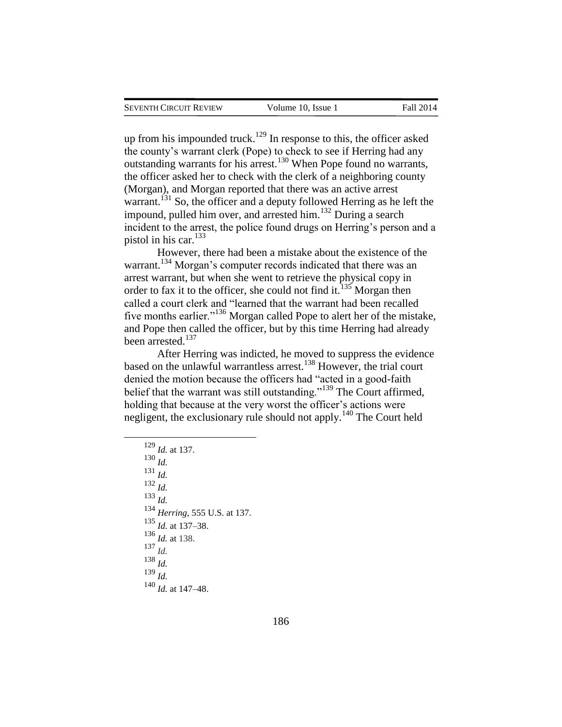up from his impounded truck.[129] In response to this, the officer asked the county's warrant clerk (Pope) to check to see if Herring had any outstanding warrants for his arrest.[130] When Pope found no warrants, the officer asked her to check with the clerk of a neighboring county (Morgan), and Morgan reported that there was an active arrest warrant.[131] So, the officer and a deputy followed Herring as he left the impound, pulled him over, and arrested him.[132] During a search incident to the arrest, the police found drugs on Herring's person and a pistol in his car.[133]

However, there had been a mistake about the existence of the warrant.[134] Morgan's computer records indicated that there was an arrest warrant, but when she went to retrieve the physical copy in order to fax it to the officer, she could not find it.[135] Morgan then called a court clerk and "learned that the warrant had been recalled five months earlier."[136] Morgan called Pope to alert her of the mistake, and Pope then called the officer, but by this time Herring had already been arrested.[137]

After Herring was indicted, he moved to suppress the evidence based on the unlawful warrantless arrest.[138] However, the trial court denied the motion because the officers had "acted in a good-faith belief that the warrant was still outstanding."[139] The Court affirmed, holding that because at the very worst the officer's actions were negligent, the exclusionary rule should not apply.[140] The Court held

---

[129] *Id.* at 137.

[130] *Id.*

[131] *Id.*

[132] *Id.*

[133] *Id.*

[134] *Herring*, 555 U.S. at 137.

[135] *Id.* at 137–38.

[136] *Id.* at 138.

[137] *Id.*

[138] *Id.*

[139] *Id.*

[140] *Id.* at 147–48.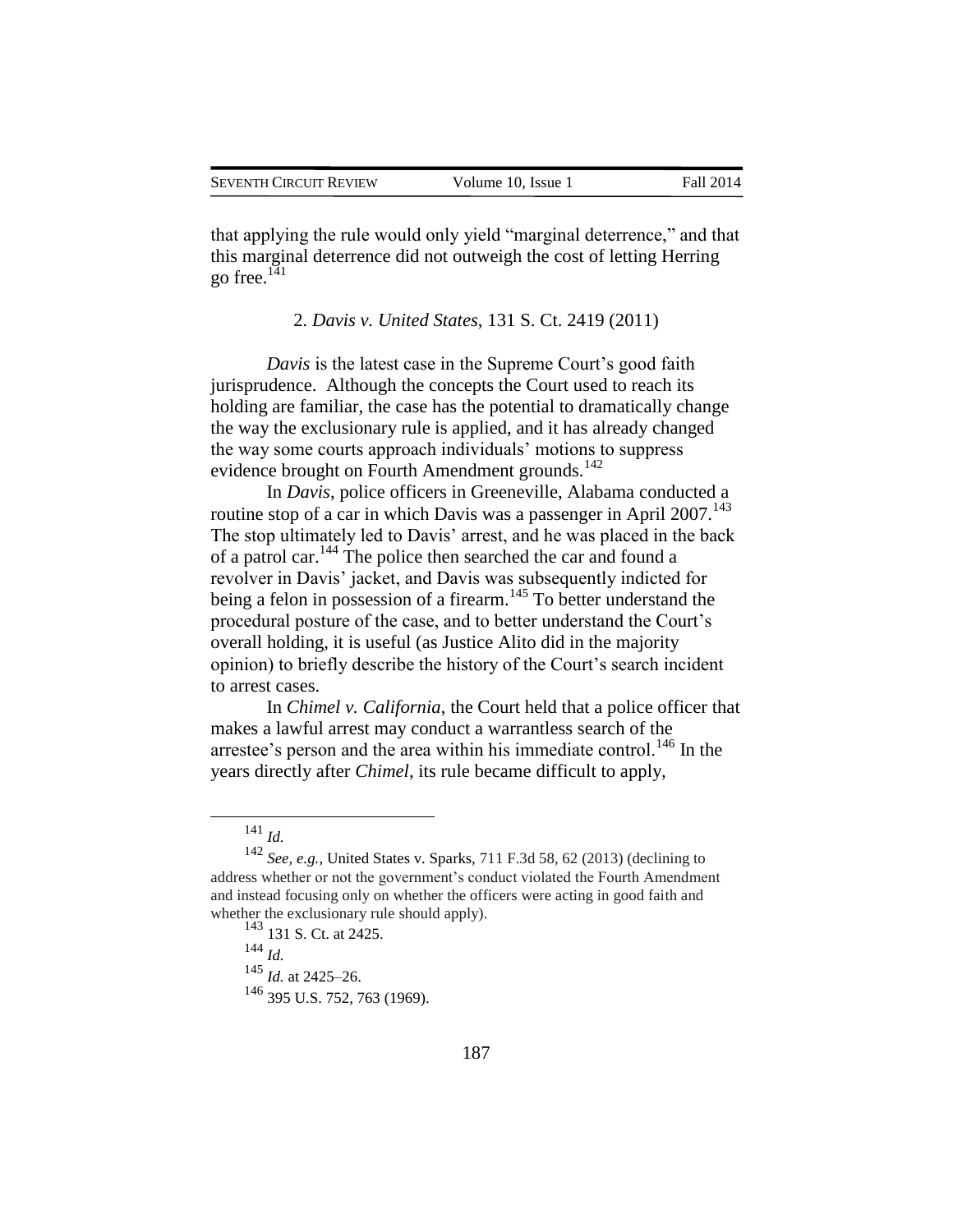that applying the rule would only yield "marginal deterrence," and that this marginal deterrence did not outweigh the cost of letting Herring go free.[141]

### 2. *Davis v. United States*, 131 S. Ct. 2419 (2011)

*Davis* is the latest case in the Supreme Court's good faith jurisprudence. Although the concepts the Court used to reach its holding are familiar, the case has the potential to dramatically change the way the exclusionary rule is applied, and it has already changed the way some courts approach individuals' motions to suppress evidence brought on Fourth Amendment grounds.[142]

In *Davis*, police officers in Greeneville, Alabama conducted a routine stop of a car in which Davis was a passenger in April 2007.[143] The stop ultimately led to Davis' arrest, and he was placed in the back of a patrol car.[144] The police then searched the car and found a revolver in Davis' jacket, and Davis was subsequently indicted for being a felon in possession of a firearm.[145] To better understand the procedural posture of the case, and to better understand the Court's overall holding, it is useful (as Justice Alito did in the majority opinion) to briefly describe the history of the Court's search incident to arrest cases.

In *Chimel v. California*, the Court held that a police officer that makes a lawful arrest may conduct a warrantless search of the arrestee's person and the area within his immediate control.[146] In the years directly after *Chimel*, its rule became difficult to apply,

---

[141] *Id.*

[142] *See, e.g.*, United States v. Sparks, 711 F.3d 58, 62 (2013) (declining to address whether or not the government's conduct violated the Fourth Amendment and instead focusing only on whether the officers were acting in good faith and whether the exclusionary rule should apply).

[143] 131 S. Ct. at 2425.

[144] *Id.*

[145] *Id.* at 2425–26.

[146] 395 U.S. 752, 763 (1969).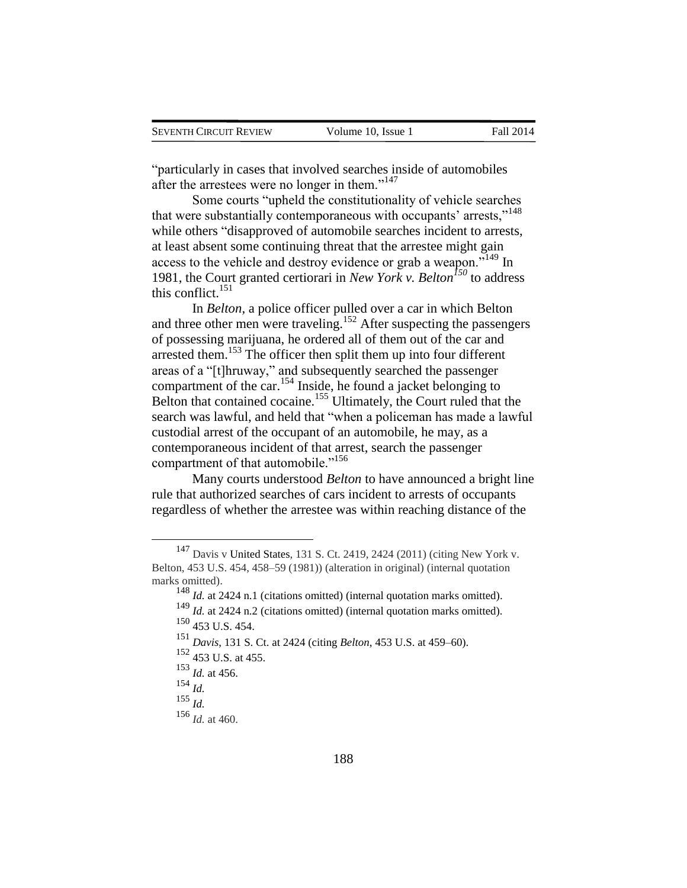"particularly in cases that involved searches inside of automobiles after the arrestees were no longer in them."[147]

Some courts "upheld the constitutionality of vehicle searches that were substantially contemporaneous with occupants' arrests,"[148] while others "disapproved of automobile searches incident to arrests, at least absent some continuing threat that the arrestee might gain access to the vehicle and destroy evidence or grab a weapon."[149] In 1981, the Court granted certiorari in *New York v. Belton*[150] to address this conflict.[151]

In *Belton*, a police officer pulled over a car in which Belton and three other men were traveling.[152] After suspecting the passengers of possessing marijuana, he ordered all of them out of the car and arrested them.[153] The officer then split them up into four different areas of a "[t]hruway," and subsequently searched the passenger compartment of the car.[154] Inside, he found a jacket belonging to Belton that contained cocaine.[155] Ultimately, the Court ruled that the search was lawful, and held that "when a policeman has made a lawful custodial arrest of the occupant of an automobile, he may, as a contemporaneous incident of that arrest, search the passenger compartment of that automobile."[156]

Many courts understood *Belton* to have announced a bright line rule that authorized searches of cars incident to arrests of occupants regardless of whether the arrestee was within reaching distance of the

---

[147] Davis v United States, 131 S. Ct. 2419, 2424 (2011) (citing New York v. Belton, 453 U.S. 454, 458–59 (1981)) (alteration in original) (internal quotation marks omitted).

[148] *Id.* at 2424 n.1 (citations omitted) (internal quotation marks omitted).

[149] *Id.* at 2424 n.2 (citations omitted) (internal quotation marks omitted).

[150] 453 U.S. 454.

[151] *Davis*, 131 S. Ct. at 2424 (citing *Belton*, 453 U.S. at 459–60).

[152] 453 U.S. at 455.

[153] *Id.* at 456.

[154] *Id.*

[155] *Id.*

[156] *Id.* at 460.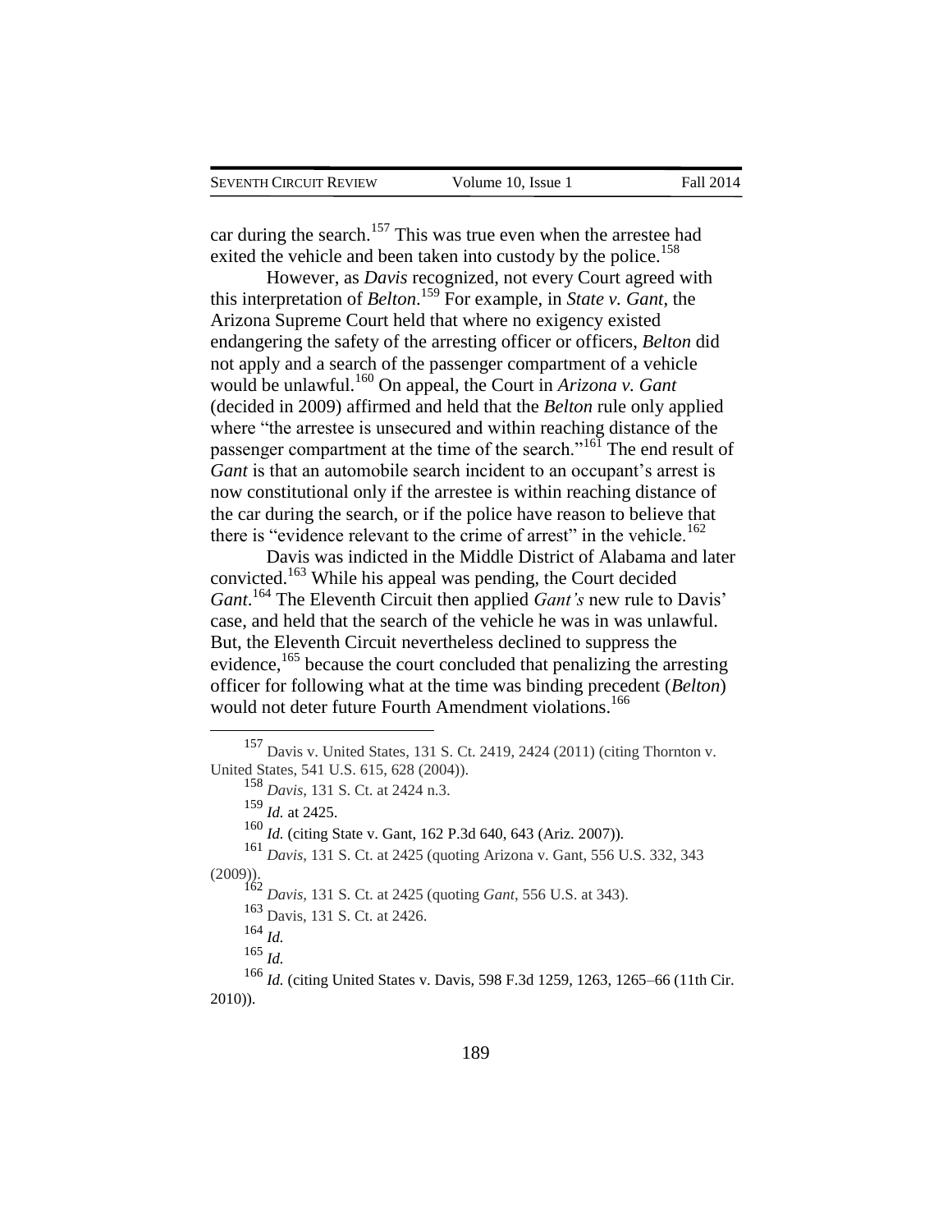car during the search.[157] This was true even when the arrestee had exited the vehicle and been taken into custody by the police.[158]

However, as *Davis* recognized, not every Court agreed with this interpretation of *Belton*.[159] For example, in *State v. Gant*, the Arizona Supreme Court held that where no exigency existed endangering the safety of the arresting officer or officers, *Belton* did not apply and a search of the passenger compartment of a vehicle would be unlawful.[160] On appeal, the Court in *Arizona v. Gant* (decided in 2009) affirmed and held that the *Belton* rule only applied where "the arrestee is unsecured and within reaching distance of the passenger compartment at the time of the search."[161] The end result of *Gant* is that an automobile search incident to an occupant's arrest is now constitutional only if the arrestee is within reaching distance of the car during the search, or if the police have reason to believe that there is "evidence relevant to the crime of arrest" in the vehicle.[162]

Davis was indicted in the Middle District of Alabama and later convicted.[163] While his appeal was pending, the Court decided *Gant*.[164] The Eleventh Circuit then applied *Gant's* new rule to Davis' case, and held that the search of the vehicle he was in was unlawful. But, the Eleventh Circuit nevertheless declined to suppress the evidence,[165] because the court concluded that penalizing the arresting officer for following what at the time was binding precedent (*Belton*) would not deter future Fourth Amendment violations.[166]

---

[157] Davis v. United States, 131 S. Ct. 2419, 2424 (2011) (citing Thornton v. United States, 541 U.S. 615, 628 (2004)).

[158] *Davis*, 131 S. Ct. at 2424 n.3.

[159] *Id.* at 2425.

[160] *Id.* (citing State v. Gant, 162 P.3d 640, 643 (Ariz. 2007)).

[161] *Davis*, 131 S. Ct. at 2425 (quoting Arizona v. Gant, 556 U.S. 332, 343 (2009)).

[162] *Davis*, 131 S. Ct. at 2425 (quoting *Gant*, 556 U.S. at 343).

[163] Davis, 131 S. Ct. at 2426.

[164] *Id.*

[165] *Id.*

[166] *Id.* (citing United States v. Davis, 598 F.3d 1259, 1263, 1265–66 (11th Cir. 2010)).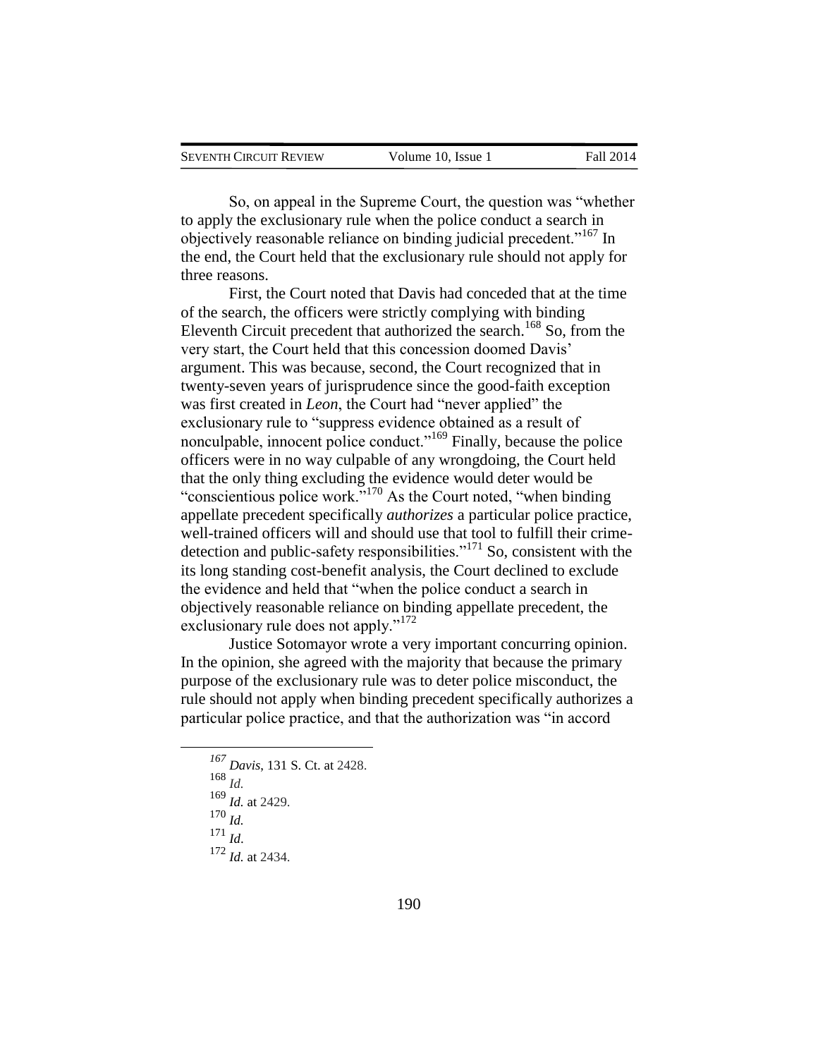So, on appeal in the Supreme Court, the question was "whether to apply the exclusionary rule when the police conduct a search in objectively reasonable reliance on binding judicial precedent."[167] In the end, the Court held that the exclusionary rule should not apply for three reasons.

First, the Court noted that Davis had conceded that at the time of the search, the officers were strictly complying with binding Eleventh Circuit precedent that authorized the search.[168] So, from the very start, the Court held that this concession doomed Davis' argument. This was because, second, the Court recognized that in twenty-seven years of jurisprudence since the good-faith exception was first created in *Leon*, the Court had "never applied" the exclusionary rule to "suppress evidence obtained as a result of nonculpable, innocent police conduct."[169] Finally, because the police officers were in no way culpable of any wrongdoing, the Court held that the only thing excluding the evidence would deter would be "conscientious police work."[170] As the Court noted, "when binding appellate precedent specifically *authorizes* a particular police practice, well-trained officers will and should use that tool to fulfill their crime-detection and public-safety responsibilities."[171] So, consistent with the its long standing cost-benefit analysis, the Court declined to exclude the evidence and held that "when the police conduct a search in objectively reasonable reliance on binding appellate precedent, the exclusionary rule does not apply."[172]

Justice Sotomayor wrote a very important concurring opinion. In the opinion, she agreed with the majority that because the primary purpose of the exclusionary rule was to deter police misconduct, the rule should not apply when binding precedent specifically authorizes a particular police practice, and that the authorization was "in accord

---

[167] *Davis*, 131 S. Ct. at 2428.

[168] *Id.*

[169] *Id.* at 2429.

[170] *Id.*

[171] *Id.*

[172] *Id.* at 2434.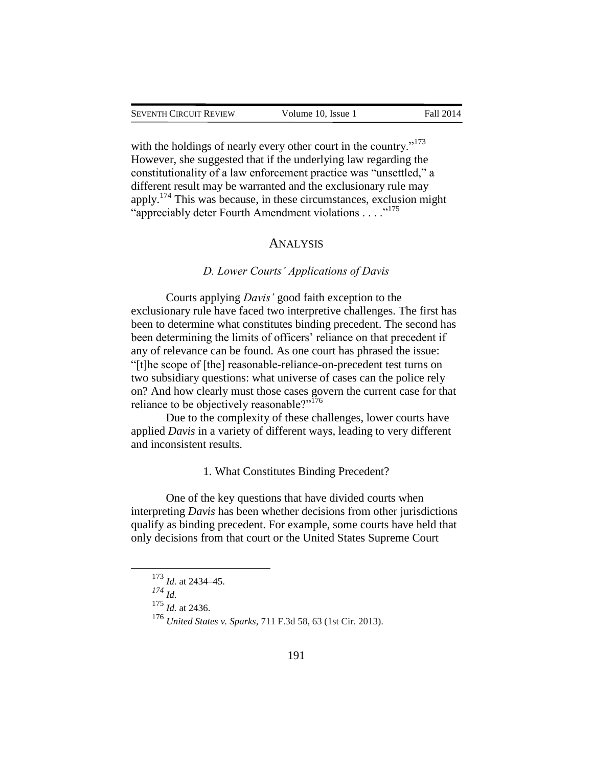with the holdings of nearly every other court in the country."[173] However, she suggested that if the underlying law regarding the constitutionality of a law enforcement practice was "unsettled," a different result may be warranted and the exclusionary rule may apply.[174] This was because, in these circumstances, exclusion might "appreciably deter Fourth Amendment violations . . . ."[175]

## ANALYSIS

### *D. Lower Courts' Applications of Davis*

Courts applying *Davis'* good faith exception to the exclusionary rule have faced two interpretive challenges. The first has been to determine what constitutes binding precedent. The second has been determining the limits of officers' reliance on that precedent if any of relevance can be found. As one court has phrased the issue: "[t]he scope of [the] reasonable-reliance-on-precedent test turns on two subsidiary questions: what universe of cases can the police rely on? And how clearly must those cases govern the current case for that reliance to be objectively reasonable?"[176]

Due to the complexity of these challenges, lower courts have applied *Davis* in a variety of different ways, leading to very different and inconsistent results.

#### 1. What Constitutes Binding Precedent?

One of the key questions that have divided courts when interpreting *Davis* has been whether decisions from other jurisdictions qualify as binding precedent. For example, some courts have held that only decisions from that court or the United States Supreme Court

---

[173] *Id.* at 2434–45.

[174] *Id.*

[175] *Id.* at 2436.

[176] *United States v. Sparks*, 711 F.3d 58, 63 (1st Cir. 2013).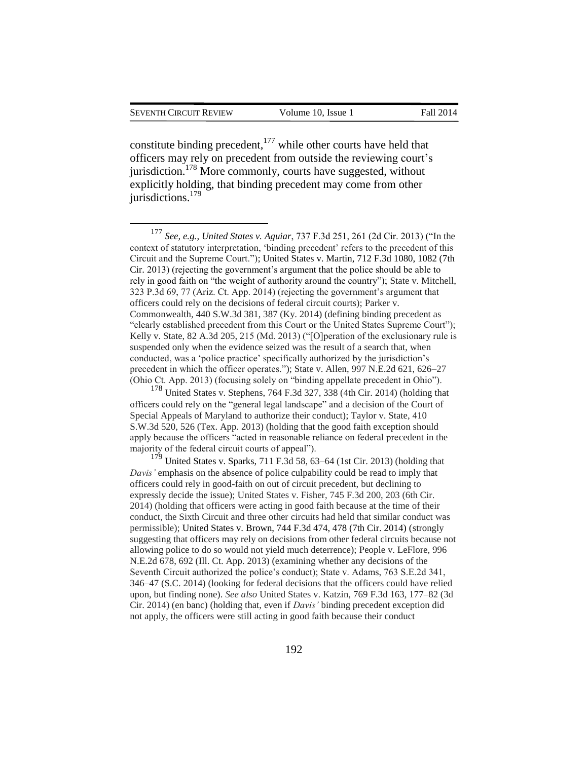constitute binding precedent,[177] while other courts have held that officers may rely on precedent from outside the reviewing court's jurisdiction.[178] More commonly, courts have suggested, without explicitly holding, that binding precedent may come from other jurisdictions.[179]

---

[177] *See, e.g.*, *United States v. Aguiar*, 737 F.3d 251, 261 (2d Cir. 2013) ("In the context of statutory interpretation, 'binding precedent' refers to the precedent of this Circuit and the Supreme Court."); United States v. Martin, 712 F.3d 1080, 1082 (7th Cir. 2013) (rejecting the government's argument that the police should be able to rely in good faith on "the weight of authority around the country"); State v. Mitchell, 323 P.3d 69, 77 (Ariz. Ct. App. 2014) (rejecting the government's argument that officers could rely on the decisions of federal circuit courts); Parker v. Commonwealth, 440 S.W.3d 381, 387 (Ky. 2014) (defining binding precedent as "clearly established precedent from this Court or the United States Supreme Court"); Kelly v. State, 82 A.3d 205, 215 (Md. 2013) ("[O]peration of the exclusionary rule is suspended only when the evidence seized was the result of a search that, when conducted, was a 'police practice' specifically authorized by the jurisdiction's precedent in which the officer operates."); State v. Allen, 997 N.E.2d 621, 626–27 (Ohio Ct. App. 2013) (focusing solely on "binding appellate precedent in Ohio").

[178] United States v. Stephens, 764 F.3d 327, 338 (4th Cir. 2014) (holding that officers could rely on the "general legal landscape" and a decision of the Court of Special Appeals of Maryland to authorize their conduct); Taylor v. State, 410 S.W.3d 520, 526 (Tex. App. 2013) (holding that the good faith exception should apply because the officers "acted in reasonable reliance on federal precedent in the majority of the federal circuit courts of appeal").

[179] United States v. Sparks, 711 F.3d 58, 63–64 (1st Cir. 2013) (holding that *Davis'* emphasis on the absence of police culpability could be read to imply that officers could rely in good-faith on out of circuit precedent, but declining to expressly decide the issue); United States v. Fisher, 745 F.3d 200, 203 (6th Cir. 2014) (holding that officers were acting in good faith because at the time of their conduct, the Sixth Circuit and three other circuits had held that similar conduct was permissible); United States v. Brown, 744 F.3d 474, 478 (7th Cir. 2014) (strongly suggesting that officers may rely on decisions from other federal circuits because not allowing police to do so would not yield much deterrence); People v. LeFlore, 996 N.E.2d 678, 692 (Ill. Ct. App. 2013) (examining whether any decisions of the Seventh Circuit authorized the police's conduct); State v. Adams, 763 S.E.2d 341, 346–47 (S.C. 2014) (looking for federal decisions that the officers could have relied upon, but finding none). *See also* United States v. Katzin, 769 F.3d 163, 177–82 (3d Cir. 2014) (en banc) (holding that, even if *Davis'* binding precedent exception did not apply, the officers were still acting in good faith because their conduct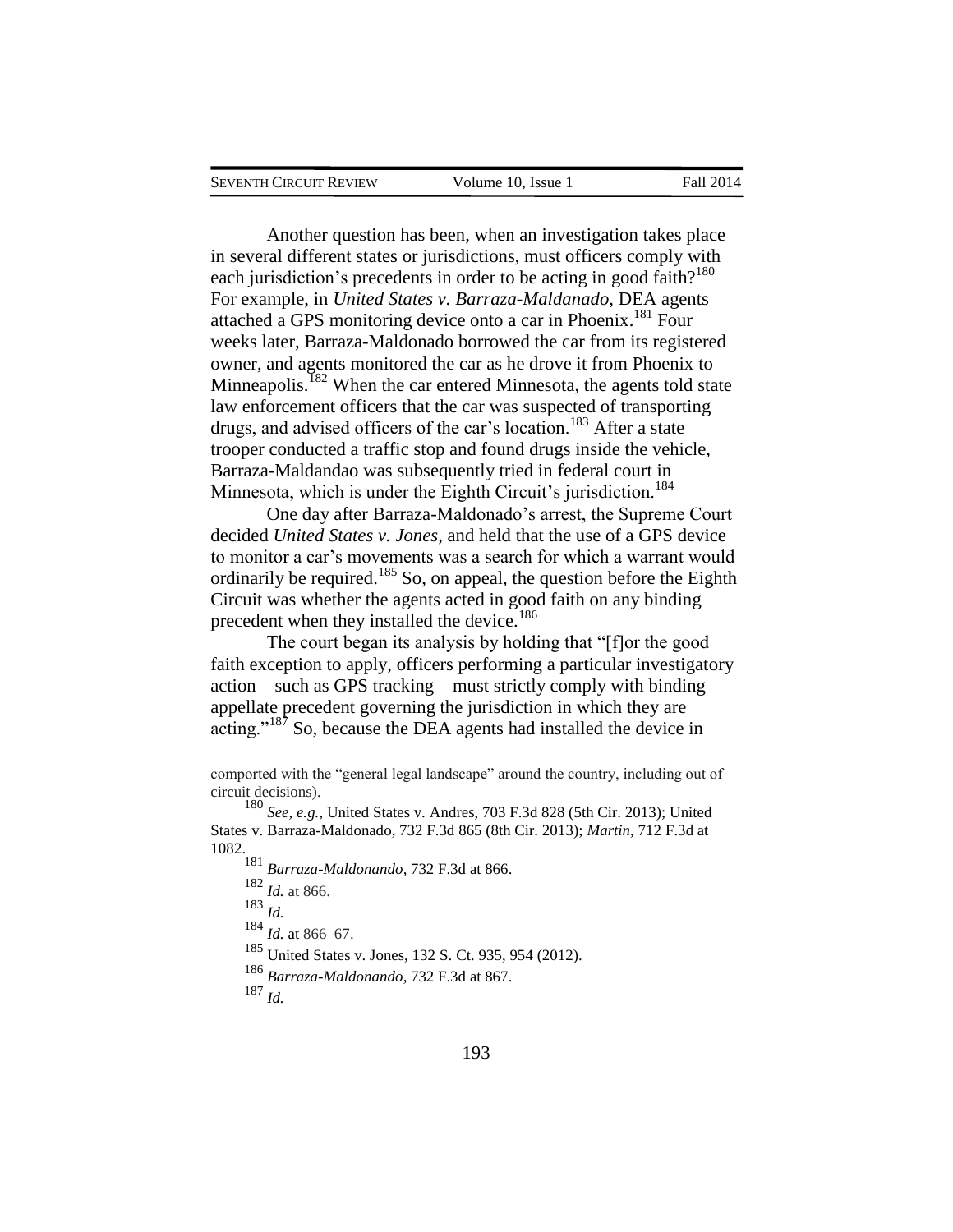Another question has been, when an investigation takes place in several different states or jurisdictions, must officers comply with each jurisdiction's precedents in order to be acting in good faith?[180] For example, in *United States v. Barraza-Maldanado*, DEA agents attached a GPS monitoring device onto a car in Phoenix.[181] Four weeks later, Barraza-Maldonado borrowed the car from its registered owner, and agents monitored the car as he drove it from Phoenix to Minneapolis.[182] When the car entered Minnesota, the agents told state law enforcement officers that the car was suspected of transporting drugs, and advised officers of the car's location.[183] After a state trooper conducted a traffic stop and found drugs inside the vehicle, Barraza-Maldandao was subsequently tried in federal court in Minnesota, which is under the Eighth Circuit's jurisdiction.[184]

One day after Barraza-Maldonado's arrest, the Supreme Court decided *United States v. Jones*, and held that the use of a GPS device to monitor a car's movements was a search for which a warrant would ordinarily be required.[185] So, on appeal, the question before the Eighth Circuit was whether the agents acted in good faith on any binding precedent when they installed the device.[186]

The court began its analysis by holding that "[f]or the good faith exception to apply, officers performing a particular investigatory action—such as GPS tracking—must strictly comply with binding appellate precedent governing the jurisdiction in which they are acting."[187] So, because the DEA agents had installed the device in

---

comported with the "general legal landscape" around the country, including out of circuit decisions).

[180] *See, e.g.*, United States v. Andres, 703 F.3d 828 (5th Cir. 2013); United States v. Barraza-Maldonado, 732 F.3d 865 (8th Cir. 2013); *Martin*, 712 F.3d at 1082.

[181] *Barraza-Maldonando*, 732 F.3d at 866.

[182] *Id.* at 866.

[183] *Id.*

[184] *Id.* at 866–67.

[185] United States v. Jones, 132 S. Ct. 935, 954 (2012).

[186] *Barraza-Maldonando*, 732 F.3d at 867.

[187] *Id.*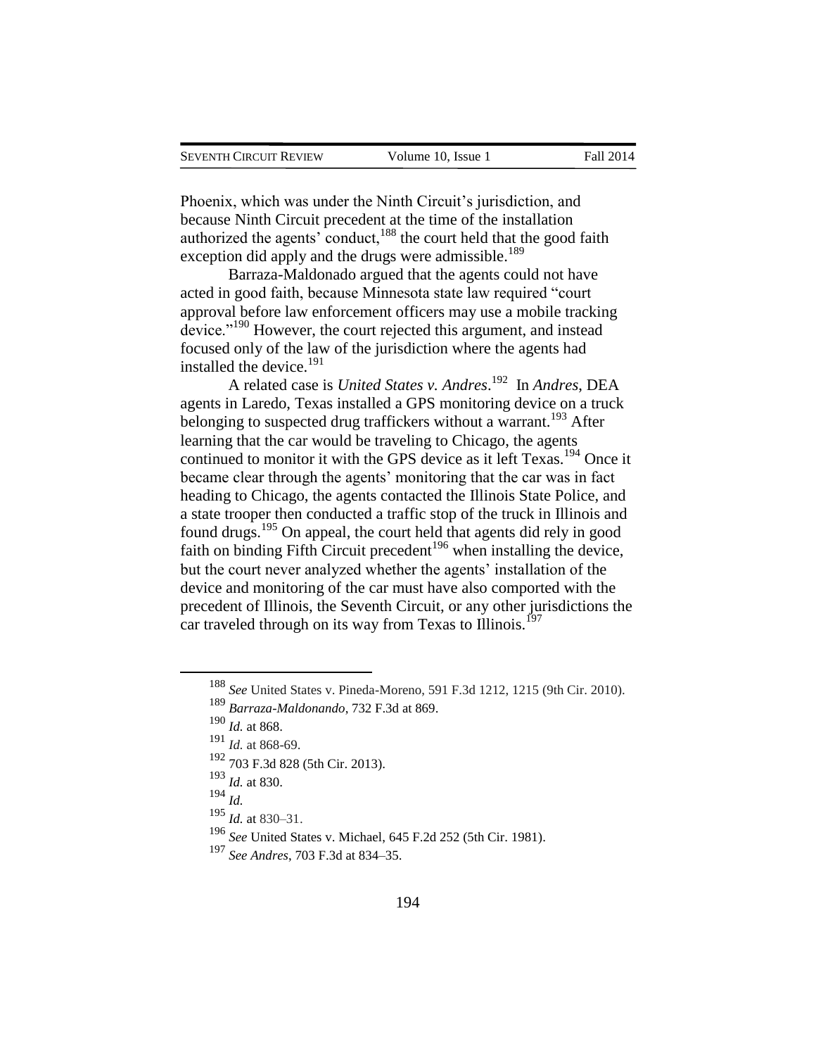Phoenix, which was under the Ninth Circuit's jurisdiction, and because Ninth Circuit precedent at the time of the installation authorized the agents' conduct,[188] the court held that the good faith exception did apply and the drugs were admissible.[189]

Barraza-Maldonado argued that the agents could not have acted in good faith, because Minnesota state law required "court approval before law enforcement officers may use a mobile tracking device."[190] However, the court rejected this argument, and instead focused only of the law of the jurisdiction where the agents had installed the device.[191]

A related case is *United States v. Andres*.[192] In *Andres*, DEA agents in Laredo, Texas installed a GPS monitoring device on a truck belonging to suspected drug traffickers without a warrant.[193] After learning that the car would be traveling to Chicago, the agents continued to monitor it with the GPS device as it left Texas.[194] Once it became clear through the agents' monitoring that the car was in fact heading to Chicago, the agents contacted the Illinois State Police, and a state trooper then conducted a traffic stop of the truck in Illinois and found drugs.[195] On appeal, the court held that agents did rely in good faith on binding Fifth Circuit precedent[196] when installing the device, but the court never analyzed whether the agents' installation of the device and monitoring of the car must have also comported with the precedent of Illinois, the Seventh Circuit, or any other jurisdictions the car traveled through on its way from Texas to Illinois.[197]

---

[188] *See* United States v. Pineda-Moreno, 591 F.3d 1212, 1215 (9th Cir. 2010).

[189] *Barraza-Maldonando*, 732 F.3d at 869.

[190] *Id.* at 868.

[191] *Id.* at 868-69.

[192] 703 F.3d 828 (5th Cir. 2013).

[193] *Id.* at 830.

[194] *Id.*

[195] *Id.* at 830–31.

[196] *See* United States v. Michael, 645 F.2d 252 (5th Cir. 1981).

[197] *See Andres*, 703 F.3d at 834–35.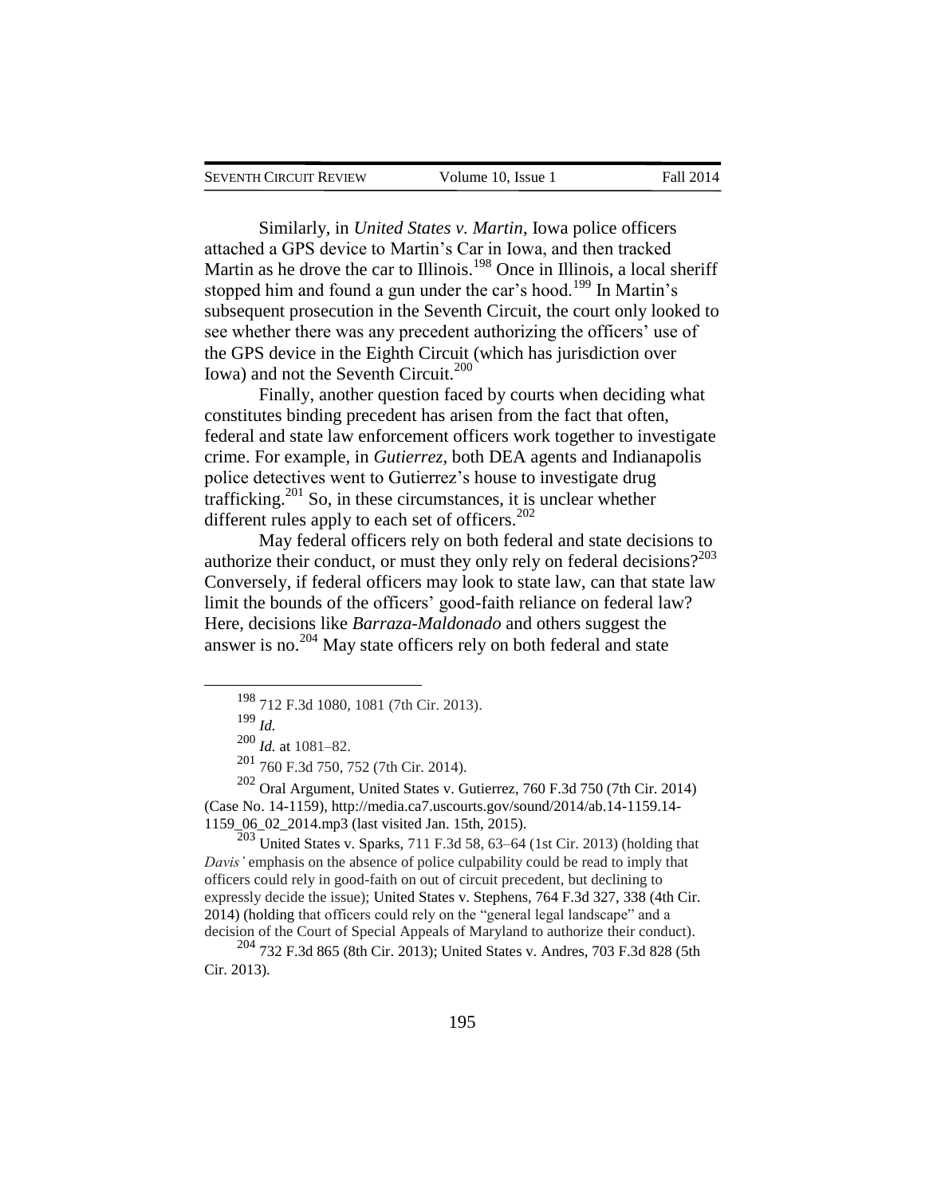Similarly, in *United States v. Martin*, Iowa police officers attached a GPS device to Martin's Car in Iowa, and then tracked Martin as he drove the car to Illinois.[198] Once in Illinois, a local sheriff stopped him and found a gun under the car's hood.[199] In Martin's subsequent prosecution in the Seventh Circuit, the court only looked to see whether there was any precedent authorizing the officers' use of the GPS device in the Eighth Circuit (which has jurisdiction over Iowa) and not the Seventh Circuit.[200]

Finally, another question faced by courts when deciding what constitutes binding precedent has arisen from the fact that often, federal and state law enforcement officers work together to investigate crime. For example, in *Gutierrez*, both DEA agents and Indianapolis police detectives went to Gutierrez's house to investigate drug trafficking.[201] So, in these circumstances, it is unclear whether different rules apply to each set of officers.[202]

May federal officers rely on both federal and state decisions to authorize their conduct, or must they only rely on federal decisions?[203] Conversely, if federal officers may look to state law, can that state law limit the bounds of the officers' good-faith reliance on federal law? Here, decisions like *Barraza-Maldonado* and others suggest the answer is no.[204] May state officers rely on both federal and state

---

[198] 712 F.3d 1080, 1081 (7th Cir. 2013).

[199] *Id.*

[200] *Id.* at 1081–82.

[201] 760 F.3d 750, 752 (7th Cir. 2014).

[202] Oral Argument, United States v. Gutierrez, 760 F.3d 750 (7th Cir. 2014) (Case No. 14-1159), http://media.ca7.uscourts.gov/sound/2014/ab.14-1159.14-1159_06_02_2014.mp3 (last visited Jan. 15th, 2015).

[203] United States v. Sparks, 711 F.3d 58, 63–64 (1st Cir. 2013) (holding that *Davis'* emphasis on the absence of police culpability could be read to imply that officers could rely in good-faith on out of circuit precedent, but declining to expressly decide the issue); United States v. Stephens, 764 F.3d 327, 338 (4th Cir. 2014) (holding that officers could rely on the "general legal landscape" and a decision of the Court of Special Appeals of Maryland to authorize their conduct).

[204] 732 F.3d 865 (8th Cir. 2013); United States v. Andres, 703 F.3d 828 (5th Cir. 2013).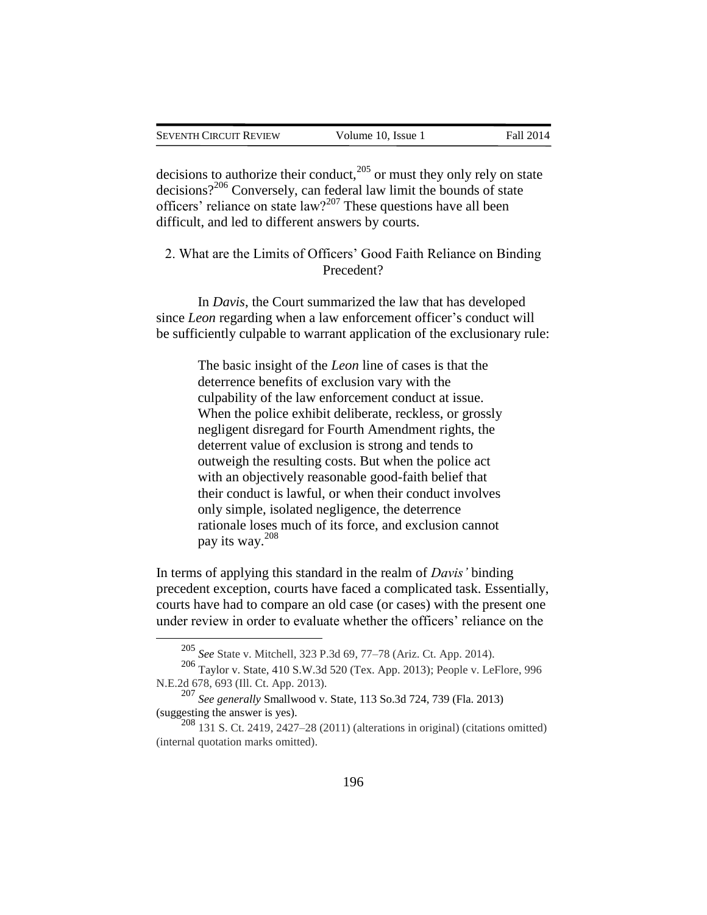decisions to authorize their conduct,[205] or must they only rely on state decisions?[206] Conversely, can federal law limit the bounds of state officers' reliance on state law?[207] These questions have all been difficult, and led to different answers by courts.

### 2. What are the Limits of Officers' Good Faith Reliance on Binding Precedent?

In *Davis*, the Court summarized the law that has developed since *Leon* regarding when a law enforcement officer's conduct will be sufficiently culpable to warrant application of the exclusionary rule:

> The basic insight of the *Leon* line of cases is that the deterrence benefits of exclusion vary with the culpability of the law enforcement conduct at issue. When the police exhibit deliberate, reckless, or grossly negligent disregard for Fourth Amendment rights, the deterrent value of exclusion is strong and tends to outweigh the resulting costs. But when the police act with an objectively reasonable good-faith belief that their conduct is lawful, or when their conduct involves only simple, isolated negligence, the deterrence rationale loses much of its force, and exclusion cannot pay its way.[208]

In terms of applying this standard in the realm of *Davis'* binding precedent exception, courts have faced a complicated task. Essentially, courts have had to compare an old case (or cases) with the present one under review in order to evaluate whether the officers' reliance on the

---

[205] *See* State v. Mitchell, 323 P.3d 69, 77–78 (Ariz. Ct. App. 2014).

[206] Taylor v. State, 410 S.W.3d 520 (Tex. App. 2013); People v. LeFlore, 996 N.E.2d 678, 693 (Ill. Ct. App. 2013).

[207] *See generally* Smallwood v. State, 113 So.3d 724, 739 (Fla. 2013) (suggesting the answer is yes).

[208] 131 S. Ct. 2419, 2427–28 (2011) (alterations in original) (citations omitted) (internal quotation marks omitted).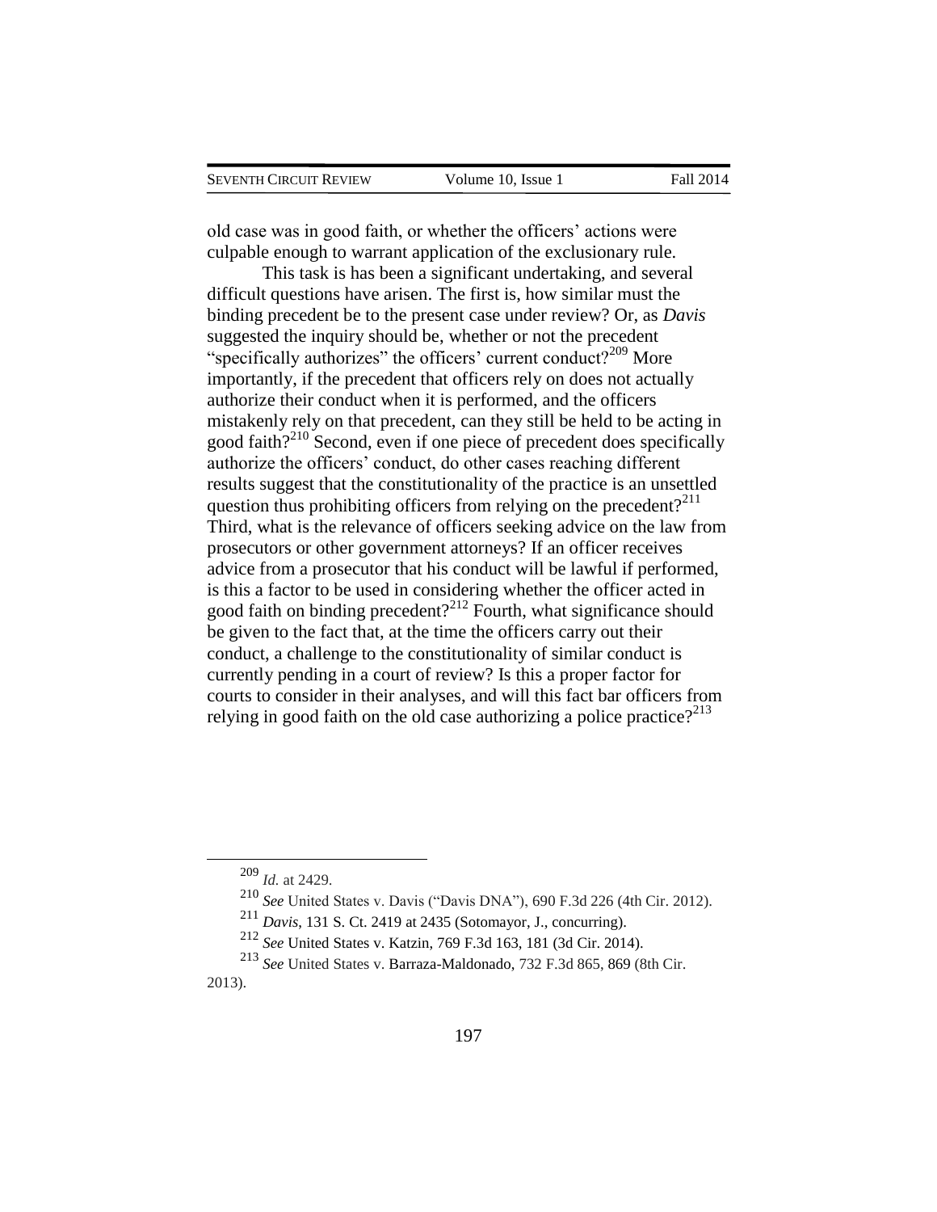old case was in good faith, or whether the officers' actions were culpable enough to warrant application of the exclusionary rule.

This task is has been a significant undertaking, and several difficult questions have arisen. The first is, how similar must the binding precedent be to the present case under review? Or, as *Davis* suggested the inquiry should be, whether or not the precedent "specifically authorizes" the officers' current conduct?[209] More importantly, if the precedent that officers rely on does not actually authorize their conduct when it is performed, and the officers mistakenly rely on that precedent, can they still be held to be acting in good faith?[210] Second, even if one piece of precedent does specifically authorize the officers' conduct, do other cases reaching different results suggest that the constitutionality of the practice is an unsettled question thus prohibiting officers from relying on the precedent?[211] Third, what is the relevance of officers seeking advice on the law from prosecutors or other government attorneys? If an officer receives advice from a prosecutor that his conduct will be lawful if performed, is this a factor to be used in considering whether the officer acted in good faith on binding precedent?[212] Fourth, what significance should be given to the fact that, at the time the officers carry out their conduct, a challenge to the constitutionality of similar conduct is currently pending in a court of review? Is this a proper factor for courts to consider in their analyses, and will this fact bar officers from relying in good faith on the old case authorizing a police practice?[213]

---

[209] *Id.* at 2429.

[210] *See* United States v. Davis ("Davis DNA"), 690 F.3d 226 (4th Cir. 2012).

[211] *Davis*, 131 S. Ct. 2419 at 2435 (Sotomayor, J., concurring).

[212] *See* United States v. Katzin, 769 F.3d 163, 181 (3d Cir. 2014).

[213] *See* United States v. Barraza-Maldonado, 732 F.3d 865, 869 (8th Cir. 2013).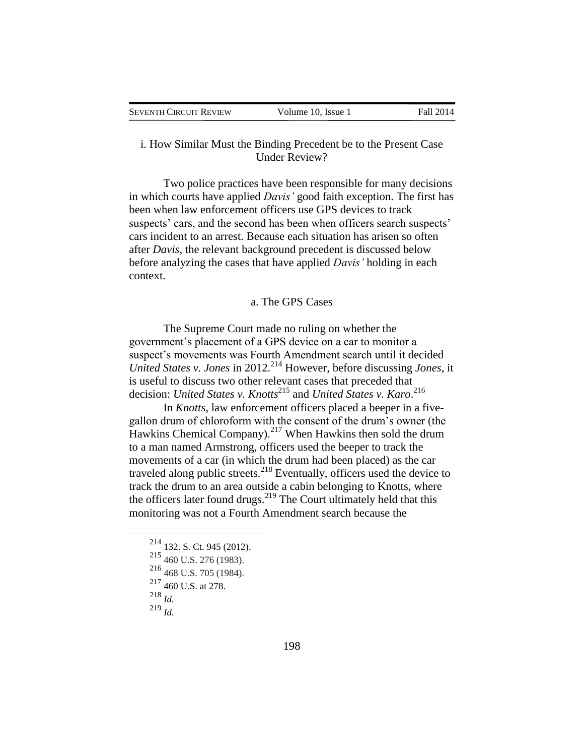### i. How Similar Must the Binding Precedent be to the Present Case Under Review?

Two police practices have been responsible for many decisions in which courts have applied *Davis'* good faith exception. The first has been when law enforcement officers use GPS devices to track suspects' cars, and the second has been when officers search suspects' cars incident to an arrest. Because each situation has arisen so often after *Davis*, the relevant background precedent is discussed below before analyzing the cases that have applied *Davis'* holding in each context.

#### a. The GPS Cases

The Supreme Court made no ruling on whether the government's placement of a GPS device on a car to monitor a suspect's movements was Fourth Amendment search until it decided *United States v. Jones* in 2012.[214] However, before discussing *Jones*, it is useful to discuss two other relevant cases that preceded that decision: *United States v. Knotts*[215] and *United States v. Karo*.[216]

In *Knotts*, law enforcement officers placed a beeper in a five-gallon drum of chloroform with the consent of the drum's owner (the Hawkins Chemical Company).[217] When Hawkins then sold the drum to a man named Armstrong, officers used the beeper to track the movements of a car (in which the drum had been placed) as the car traveled along public streets.[218] Eventually, officers used the device to track the drum to an area outside a cabin belonging to Knotts, where the officers later found drugs.[219] The Court ultimately held that this monitoring was not a Fourth Amendment search because the

---

[214] 132. S. Ct. 945 (2012).

[215] 460 U.S. 276 (1983).

[216] 468 U.S. 705 (1984).

[217] 460 U.S. at 278.

[218] *Id.*

[219] *Id.*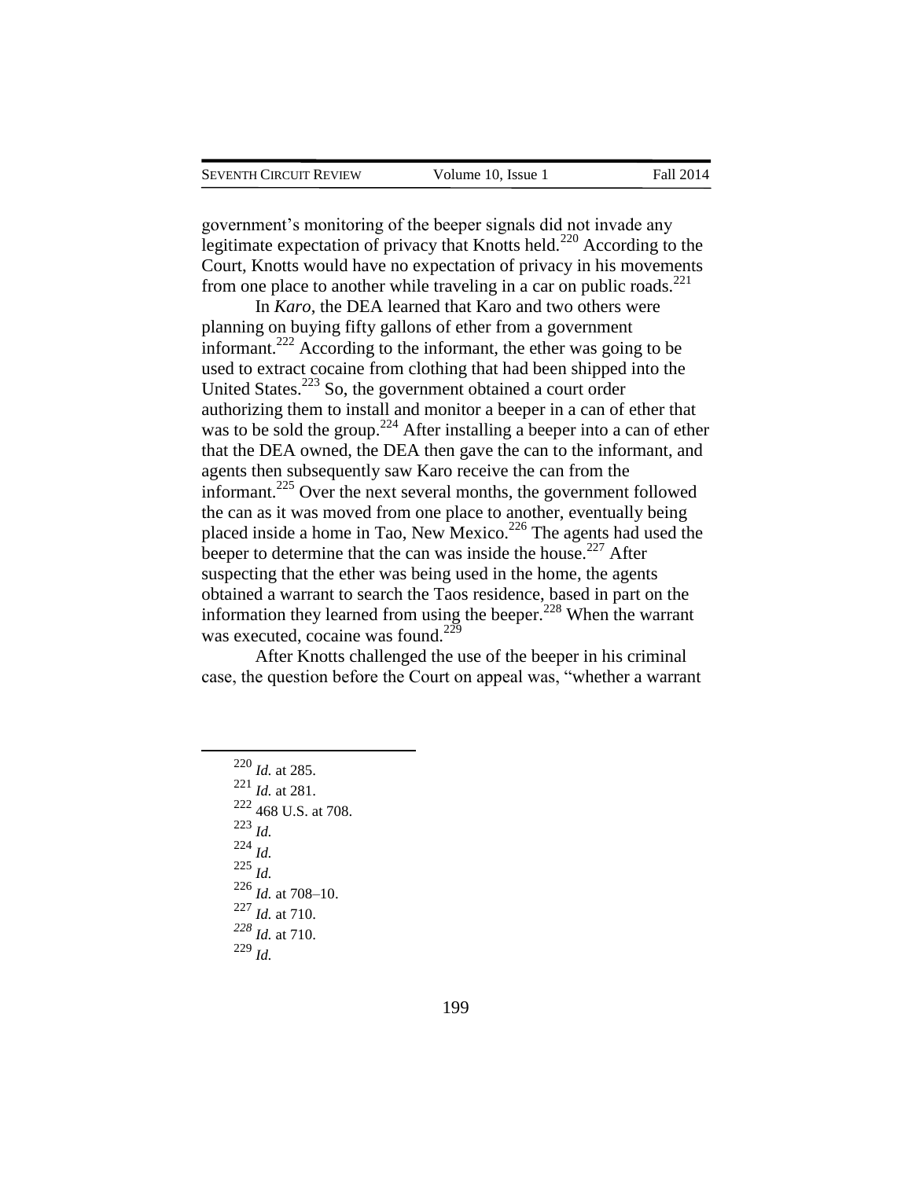government's monitoring of the beeper signals did not invade any legitimate expectation of privacy that Knotts held.[220] According to the Court, Knotts would have no expectation of privacy in his movements from one place to another while traveling in a car on public roads.[221]

In *Karo*, the DEA learned that Karo and two others were planning on buying fifty gallons of ether from a government informant.[222] According to the informant, the ether was going to be used to extract cocaine from clothing that had been shipped into the United States.[223] So, the government obtained a court order authorizing them to install and monitor a beeper in a can of ether that was to be sold the group.[224] After installing a beeper into a can of ether that the DEA owned, the DEA then gave the can to the informant, and agents then subsequently saw Karo receive the can from the informant.[225] Over the next several months, the government followed the can as it was moved from one place to another, eventually being placed inside a home in Tao, New Mexico.[226] The agents had used the beeper to determine that the can was inside the house.[227] After suspecting that the ether was being used in the home, the agents obtained a warrant to search the Taos residence, based in part on the information they learned from using the beeper.[228] When the warrant was executed, cocaine was found.[229]

After Knotts challenged the use of the beeper in his criminal case, the question before the Court on appeal was, "whether a warrant

---

[220] *Id.* at 285.
[221] *Id.* at 281.
[222] 468 U.S. at 708.
[223] *Id.*
[224] *Id.*
[225] *Id.*
[226] *Id.* at 708–10.
[227] *Id.* at 710.
[228] *Id.* at 710.
[229] *Id.*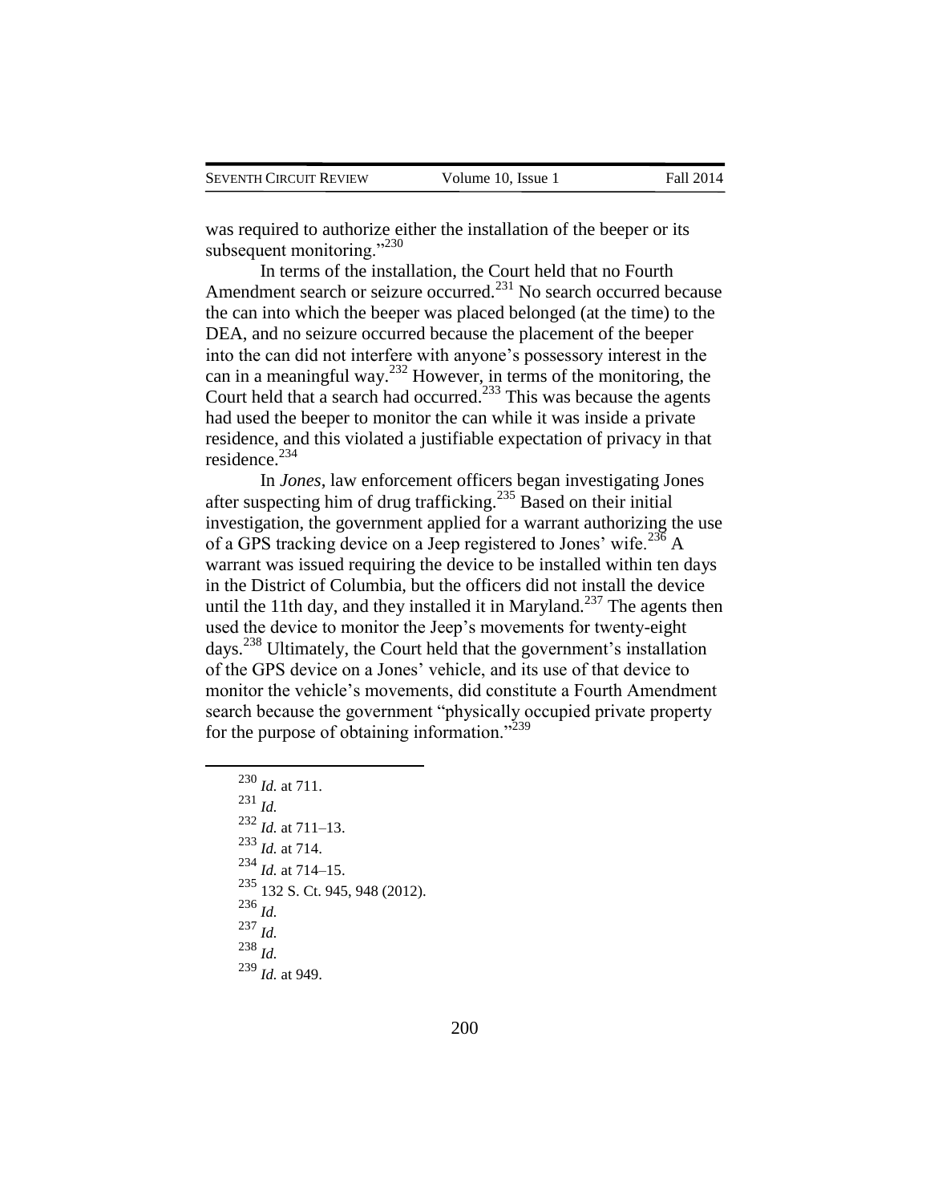was required to authorize either the installation of the beeper or its subsequent monitoring."[230]

In terms of the installation, the Court held that no Fourth Amendment search or seizure occurred.[231] No search occurred because the can into which the beeper was placed belonged (at the time) to the DEA, and no seizure occurred because the placement of the beeper into the can did not interfere with anyone's possessory interest in the can in a meaningful way.[232] However, in terms of the monitoring, the Court held that a search had occurred.[233] This was because the agents had used the beeper to monitor the can while it was inside a private residence, and this violated a justifiable expectation of privacy in that residence.[234]

In *Jones*, law enforcement officers began investigating Jones after suspecting him of drug trafficking.[235] Based on their initial investigation, the government applied for a warrant authorizing the use of a GPS tracking device on a Jeep registered to Jones' wife.[236] A warrant was issued requiring the device to be installed within ten days in the District of Columbia, but the officers did not install the device until the 11th day, and they installed it in Maryland.[237] The agents then used the device to monitor the Jeep's movements for twenty-eight days.[238] Ultimately, the Court held that the government's installation of the GPS device on a Jones' vehicle, and its use of that device to monitor the vehicle's movements, did constitute a Fourth Amendment search because the government "physically occupied private property for the purpose of obtaining information."[239]

---

[230] *Id.* at 711.

[231] *Id.*

[232] *Id.* at 711–13.

[233] *Id.* at 714.

[234] *Id.* at 714–15.

[235] 132 S. Ct. 945, 948 (2012).

[236] *Id.*

[237] *Id.*

[238] *Id.*

[239] *Id.* at 949.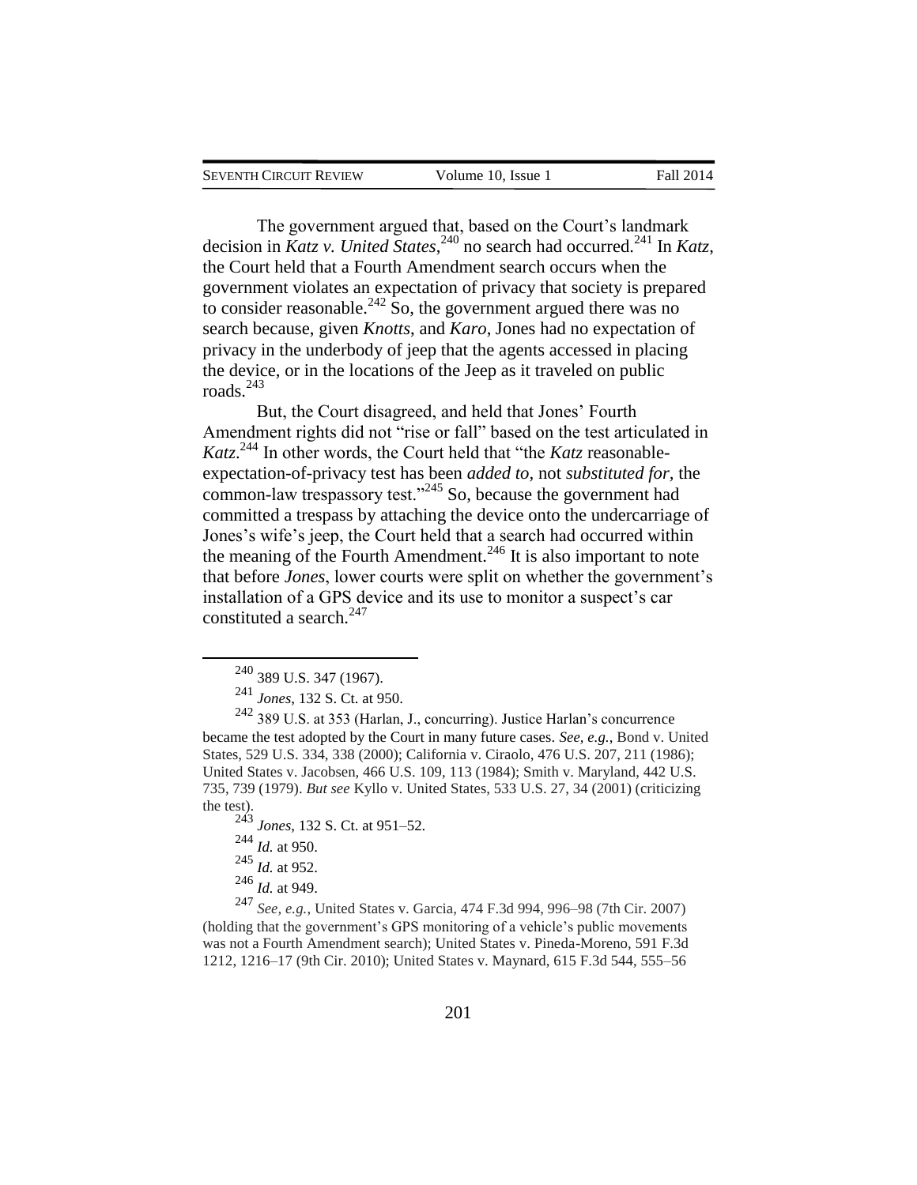The government argued that, based on the Court's landmark decision in *Katz v. United States*,[240] no search had occurred.[241] In *Katz*, the Court held that a Fourth Amendment search occurs when the government violates an expectation of privacy that society is prepared to consider reasonable.[242] So, the government argued there was no search because, given *Knotts*, and *Karo*, Jones had no expectation of privacy in the underbody of jeep that the agents accessed in placing the device, or in the locations of the Jeep as it traveled on public roads.[243]

But, the Court disagreed, and held that Jones' Fourth Amendment rights did not "rise or fall" based on the test articulated in *Katz*.[244] In other words, the Court held that "the *Katz* reasonable-expectation-of-privacy test has been *added to,* not *substituted for,* the common-law trespassory test."[245] So, because the government had committed a trespass by attaching the device onto the undercarriage of Jones's wife's jeep, the Court held that a search had occurred within the meaning of the Fourth Amendment.[246] It is also important to note that before *Jones*, lower courts were split on whether the government's installation of a GPS device and its use to monitor a suspect's car constituted a search.[247]

---

[240] 389 U.S. 347 (1967).

[241] *Jones*, 132 S. Ct. at 950.

[242] 389 U.S. at 353 (Harlan, J., concurring). Justice Harlan's concurrence became the test adopted by the Court in many future cases. *See, e.g.*, Bond v. United States, 529 U.S. 334, 338 (2000); California v. Ciraolo, 476 U.S. 207, 211 (1986); United States v. Jacobsen, 466 U.S. 109, 113 (1984); Smith v. Maryland, 442 U.S. 735, 739 (1979). *But see* Kyllo v. United States, 533 U.S. 27, 34 (2001) (criticizing the test).

[243] *Jones*, 132 S. Ct. at 951–52.

[244] *Id.* at 950.

[245] *Id.* at 952.

[246] *Id.* at 949.

[247] *See, e.g.*, United States v. Garcia, 474 F.3d 994, 996–98 (7th Cir. 2007) (holding that the government's GPS monitoring of a vehicle's public movements was not a Fourth Amendment search); United States v. Pineda-Moreno, 591 F.3d 1212, 1216–17 (9th Cir. 2010); United States v. Maynard, 615 F.3d 544, 555–56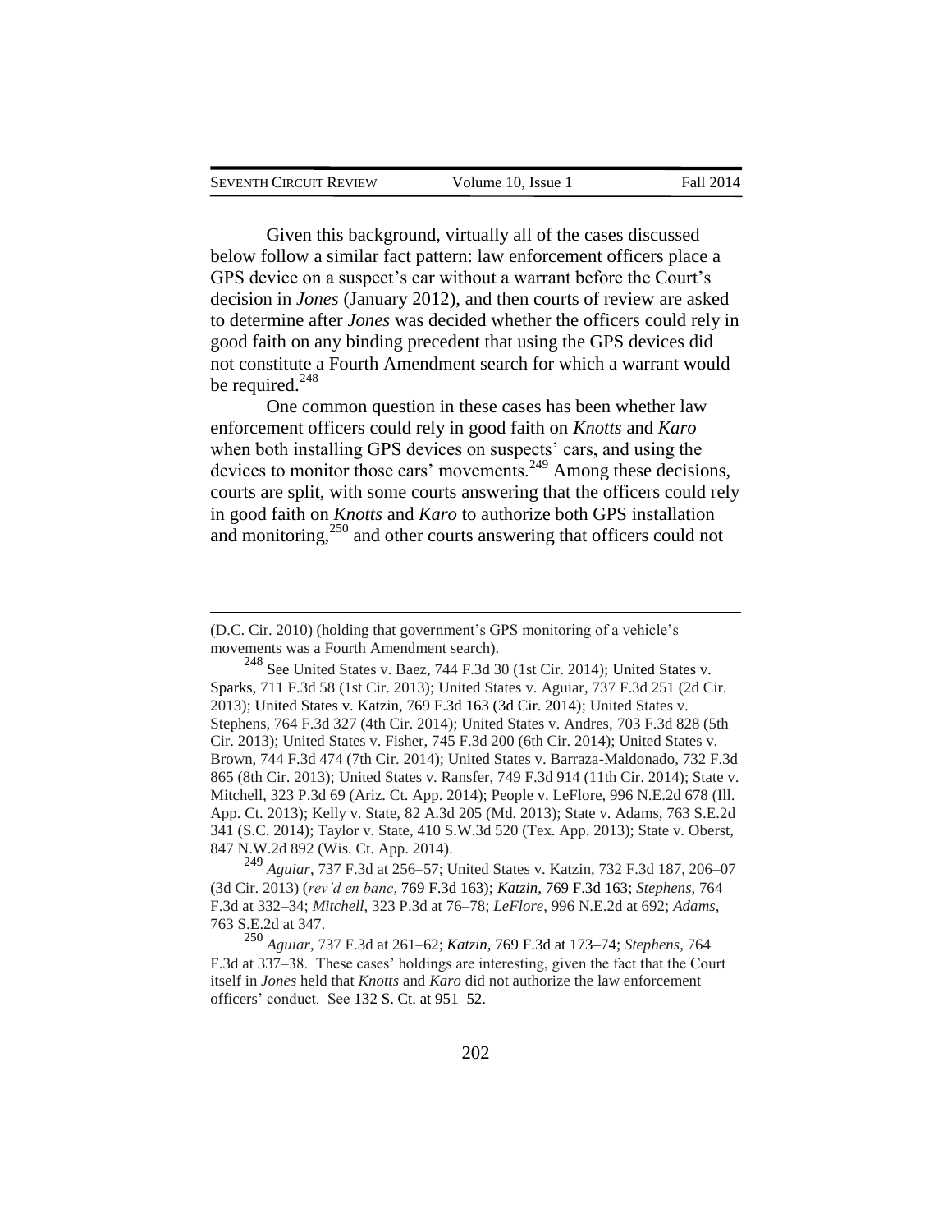Given this background, virtually all of the cases discussed below follow a similar fact pattern: law enforcement officers place a GPS device on a suspect's car without a warrant before the Court's decision in *Jones* (January 2012), and then courts of review are asked to determine after *Jones* was decided whether the officers could rely in good faith on any binding precedent that using the GPS devices did not constitute a Fourth Amendment search for which a warrant would be required.[248]

One common question in these cases has been whether law enforcement officers could rely in good faith on *Knotts* and *Karo* when both installing GPS devices on suspects' cars, and using the devices to monitor those cars' movements.[249] Among these decisions, courts are split, with some courts answering that the officers could rely in good faith on *Knotts* and *Karo* to authorize both GPS installation and monitoring,[250] and other courts answering that officers could not

---

(D.C. Cir. 2010) (holding that government's GPS monitoring of a vehicle's movements was a Fourth Amendment search).

[248] See United States v. Baez, 744 F.3d 30 (1st Cir. 2014); United States v. Sparks, 711 F.3d 58 (1st Cir. 2013); United States v. Aguiar, 737 F.3d 251 (2d Cir. 2013); United States v. Katzin, 769 F.3d 163 (3d Cir. 2014); United States v. Stephens, 764 F.3d 327 (4th Cir. 2014); United States v. Andres, 703 F.3d 828 (5th Cir. 2013); United States v. Fisher, 745 F.3d 200 (6th Cir. 2014); United States v. Brown, 744 F.3d 474 (7th Cir. 2014); United States v. Barraza-Maldonado, 732 F.3d 865 (8th Cir. 2013); United States v. Ransfer, 749 F.3d 914 (11th Cir. 2014); State v. Mitchell, 323 P.3d 69 (Ariz. Ct. App. 2014); People v. LeFlore, 996 N.E.2d 678 (Ill. App. Ct. 2013); Kelly v. State, 82 A.3d 205 (Md. 2013); State v. Adams, 763 S.E.2d 341 (S.C. 2014); Taylor v. State, 410 S.W.3d 520 (Tex. App. 2013); State v. Oberst, 847 N.W.2d 892 (Wis. Ct. App. 2014).

[249] *Aguiar*, 737 F.3d at 256–57; United States v. Katzin, 732 F.3d 187, 206–07 (3d Cir. 2013) (*rev'd en banc*, 769 F.3d 163); *Katzin*, 769 F.3d 163; *Stephens*, 764 F.3d at 332–34; *Mitchell*, 323 P.3d at 76–78; *LeFlore*, 996 N.E.2d at 692; *Adams*, 763 S.E.2d at 347.

[250] *Aguiar*, 737 F.3d at 261–62; *Katzin*, 769 F.3d at 173–74; *Stephens*, 764 F.3d at 337–38. These cases' holdings are interesting, given the fact that the Court itself in *Jones* held that *Knotts* and *Karo* did not authorize the law enforcement officers' conduct. See 132 S. Ct. at 951–52.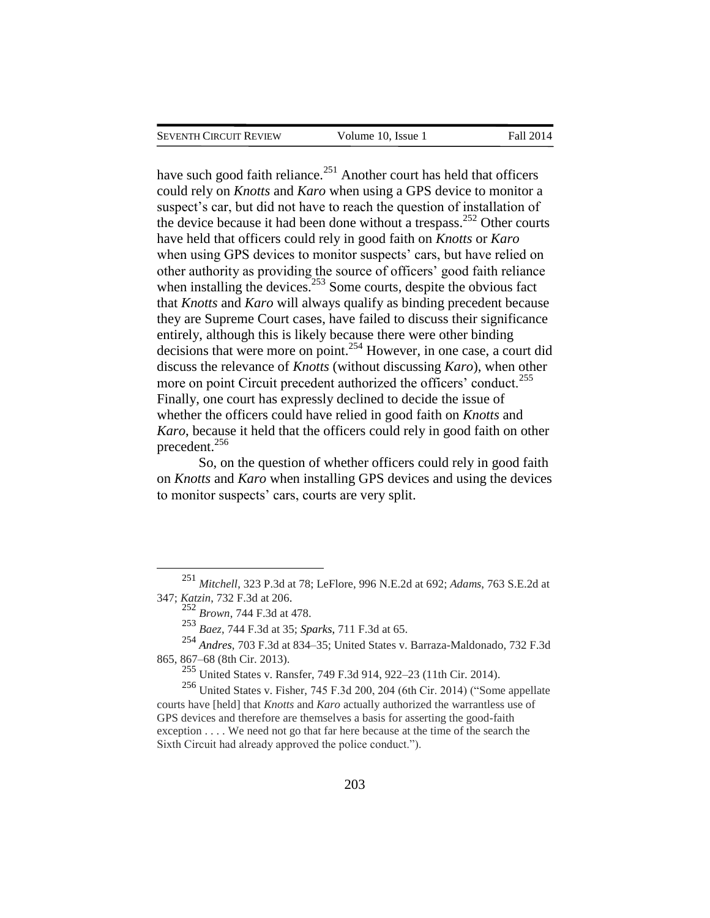have such good faith reliance.[251] Another court has held that officers could rely on *Knotts* and *Karo* when using a GPS device to monitor a suspect's car, but did not have to reach the question of installation of the device because it had been done without a trespass.[252] Other courts have held that officers could rely in good faith on *Knotts* or *Karo* when using GPS devices to monitor suspects' cars, but have relied on other authority as providing the source of officers' good faith reliance when installing the devices.[253] Some courts, despite the obvious fact that *Knotts* and *Karo* will always qualify as binding precedent because they are Supreme Court cases, have failed to discuss their significance entirely, although this is likely because there were other binding decisions that were more on point.[254] However, in one case, a court did discuss the relevance of *Knotts* (without discussing *Karo*), when other more on point Circuit precedent authorized the officers' conduct.[255] Finally, one court has expressly declined to decide the issue of whether the officers could have relied in good faith on *Knotts* and *Karo*, because it held that the officers could rely in good faith on other precedent.[256]

So, on the question of whether officers could rely in good faith on *Knotts* and *Karo* when installing GPS devices and using the devices to monitor suspects' cars, courts are very split.

---

[251] *Mitchell*, 323 P.3d at 78; LeFlore, 996 N.E.2d at 692; *Adams*, 763 S.E.2d at 347; *Katzin*, 732 F.3d at 206.

[252] *Brown*, 744 F.3d at 478.

[253] *Baez*, 744 F.3d at 35; *Sparks*, 711 F.3d at 65.

[254] *Andres*, 703 F.3d at 834–35; United States v. Barraza-Maldonado, 732 F.3d 865, 867–68 (8th Cir. 2013).

[255] United States v. Ransfer, 749 F.3d 914, 922–23 (11th Cir. 2014).

[256] United States v. Fisher, 745 F.3d 200, 204 (6th Cir. 2014) ("Some appellate courts have [held] that *Knotts* and *Karo* actually authorized the warrantless use of GPS devices and therefore are themselves a basis for asserting the good-faith exception . . . . We need not go that far here because at the time of the search the Sixth Circuit had already approved the police conduct.").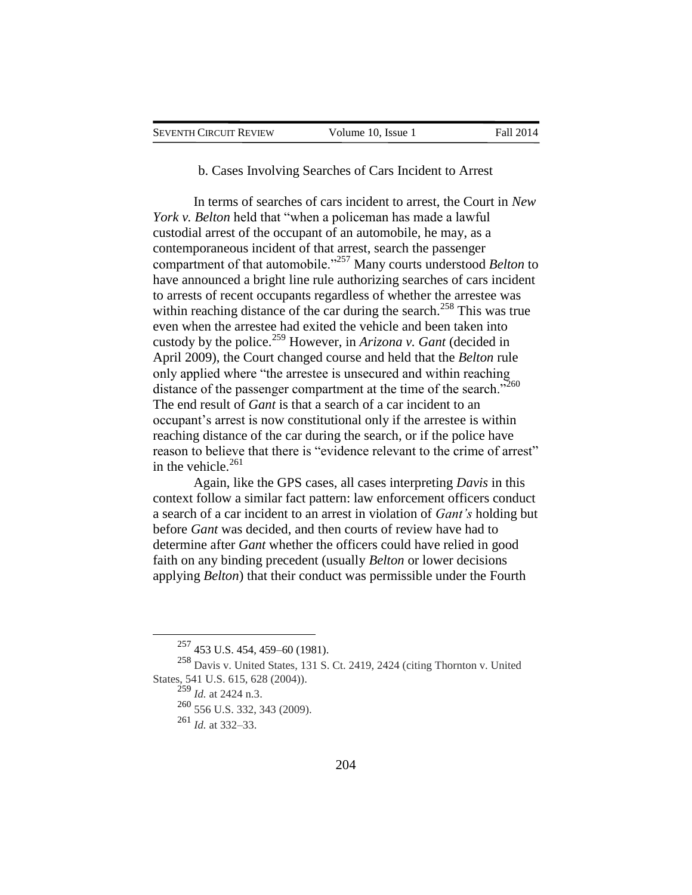### b. Cases Involving Searches of Cars Incident to Arrest

In terms of searches of cars incident to arrest, the Court in *New York v. Belton* held that "when a policeman has made a lawful custodial arrest of the occupant of an automobile, he may, as a contemporaneous incident of that arrest, search the passenger compartment of that automobile."[257] Many courts understood *Belton* to have announced a bright line rule authorizing searches of cars incident to arrests of recent occupants regardless of whether the arrestee was within reaching distance of the car during the search.[258] This was true even when the arrestee had exited the vehicle and been taken into custody by the police.[259] However, in *Arizona v. Gant* (decided in April 2009), the Court changed course and held that the *Belton* rule only applied where "the arrestee is unsecured and within reaching distance of the passenger compartment at the time of the search."[260] The end result of *Gant* is that a search of a car incident to an occupant's arrest is now constitutional only if the arrestee is within reaching distance of the car during the search, or if the police have reason to believe that there is "evidence relevant to the crime of arrest" in the vehicle.[261]

Again, like the GPS cases, all cases interpreting *Davis* in this context follow a similar fact pattern: law enforcement officers conduct a search of a car incident to an arrest in violation of *Gant's* holding but before *Gant* was decided, and then courts of review have had to determine after *Gant* whether the officers could have relied in good faith on any binding precedent (usually *Belton* or lower decisions applying *Belton*) that their conduct was permissible under the Fourth

---

[257] 453 U.S. 454, 459–60 (1981).

[258] Davis v. United States, 131 S. Ct. 2419, 2424 (citing Thornton v. United States, 541 U.S. 615, 628 (2004)).

[259] *Id.* at 2424 n.3.

[260] 556 U.S. 332, 343 (2009).

[261] *Id.* at 332–33.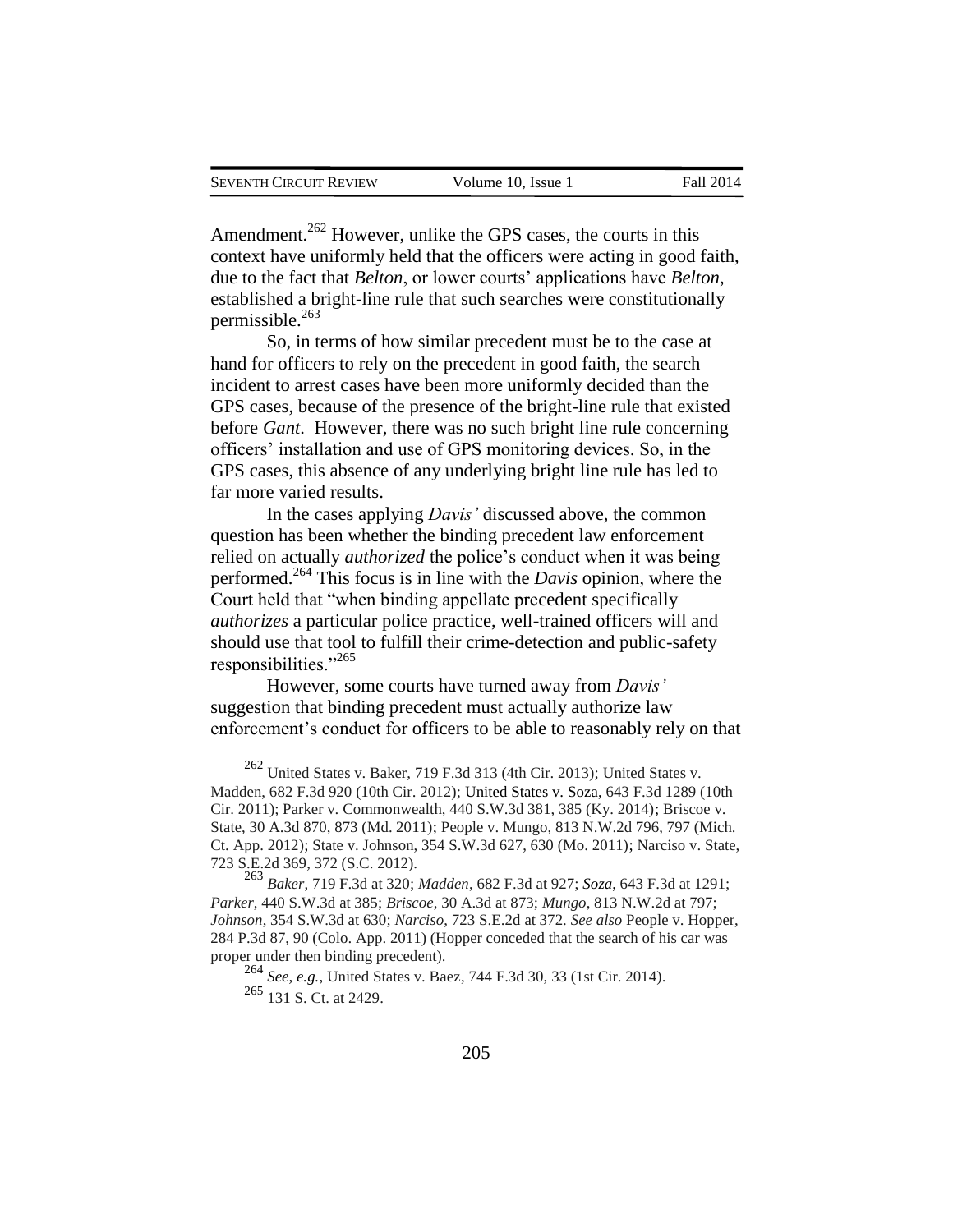Amendment.[262] However, unlike the GPS cases, the courts in this context have uniformly held that the officers were acting in good faith, due to the fact that *Belton*, or lower courts' applications have *Belton*, established a bright-line rule that such searches were constitutionally permissible.[263]

So, in terms of how similar precedent must be to the case at hand for officers to rely on the precedent in good faith, the search incident to arrest cases have been more uniformly decided than the GPS cases, because of the presence of the bright-line rule that existed before *Gant*. However, there was no such bright line rule concerning officers' installation and use of GPS monitoring devices. So, in the GPS cases, this absence of any underlying bright line rule has led to far more varied results.

In the cases applying *Davis'* discussed above, the common question has been whether the binding precedent law enforcement relied on actually *authorized* the police's conduct when it was being performed.[264] This focus is in line with the *Davis* opinion, where the Court held that "when binding appellate precedent specifically *authorizes* a particular police practice, well-trained officers will and should use that tool to fulfill their crime-detection and public-safety responsibilities."[265]

However, some courts have turned away from *Davis'* suggestion that binding precedent must actually authorize law enforcement's conduct for officers to be able to reasonably rely on that

---

[262] United States v. Baker, 719 F.3d 313 (4th Cir. 2013); United States v. Madden, 682 F.3d 920 (10th Cir. 2012); United States v. Soza, 643 F.3d 1289 (10th Cir. 2011); Parker v. Commonwealth, 440 S.W.3d 381, 385 (Ky. 2014); Briscoe v. State, 30 A.3d 870, 873 (Md. 2011); People v. Mungo, 813 N.W.2d 796, 797 (Mich. Ct. App. 2012); State v. Johnson, 354 S.W.3d 627, 630 (Mo. 2011); Narciso v. State, 723 S.E.2d 369, 372 (S.C. 2012).

[263] *Baker*, 719 F.3d at 320; *Madden*, 682 F.3d at 927; *Soza*, 643 F.3d at 1291; *Parker*, 440 S.W.3d at 385; *Briscoe*, 30 A.3d at 873; *Mungo*, 813 N.W.2d at 797; *Johnson*, 354 S.W.3d at 630; *Narciso*, 723 S.E.2d at 372. *See also* People v. Hopper, 284 P.3d 87, 90 (Colo. App. 2011) (Hopper conceded that the search of his car was proper under then binding precedent).

[264] *See, e.g.*, United States v. Baez, 744 F.3d 30, 33 (1st Cir. 2014).

[265] 131 S. Ct. at 2429.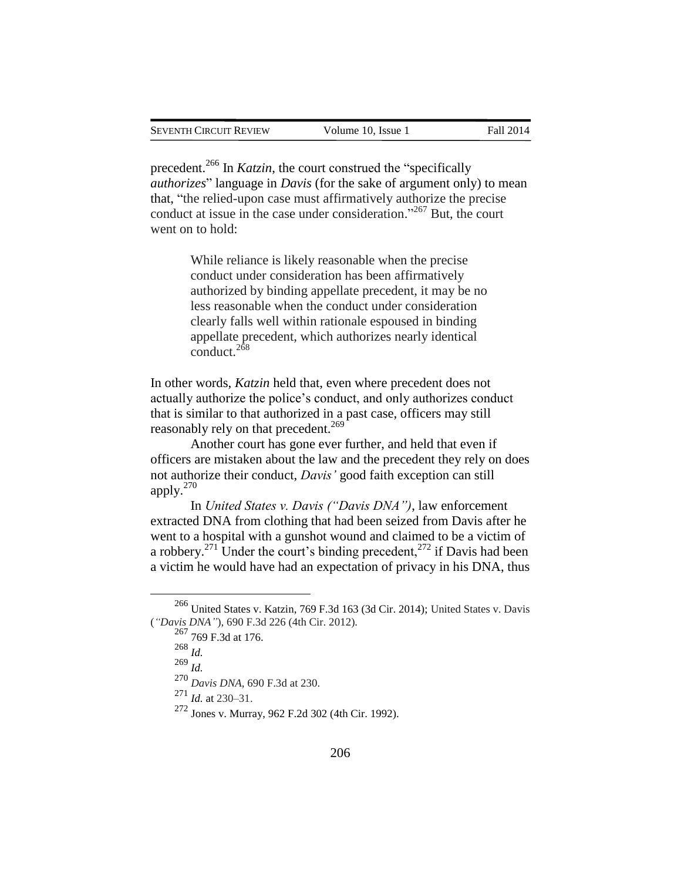precedent.[266] In *Katzin*, the court construed the "specifically *authorizes*" language in *Davis* (for the sake of argument only) to mean that, "the relied-upon case must affirmatively authorize the precise conduct at issue in the case under consideration."[267] But, the court went on to hold:

> While reliance is likely reasonable when the precise conduct under consideration has been affirmatively authorized by binding appellate precedent, it may be no less reasonable when the conduct under consideration clearly falls well within rationale espoused in binding appellate precedent, which authorizes nearly identical conduct.[268]

In other words, *Katzin* held that, even where precedent does not actually authorize the police's conduct, and only authorizes conduct that is similar to that authorized in a past case, officers may still reasonably rely on that precedent.[269]

Another court has gone ever further, and held that even if officers are mistaken about the law and the precedent they rely on does not authorize their conduct, *Davis'* good faith exception can still apply.[270]

In *United States v. Davis ("Davis DNA")*, law enforcement extracted DNA from clothing that had been seized from Davis after he went to a hospital with a gunshot wound and claimed to be a victim of a robbery.[271] Under the court's binding precedent,[272] if Davis had been a victim he would have had an expectation of privacy in his DNA, thus

---

[266] United States v. Katzin, 769 F.3d 163 (3d Cir. 2014); United States v. Davis (*"Davis DNA"*), 690 F.3d 226 (4th Cir. 2012).

[267] 769 F.3d at 176.

[268] *Id.*

[269] *Id.*

[270] *Davis DNA*, 690 F.3d at 230.

[271] *Id.* at 230–31.

[272] Jones v. Murray, 962 F.2d 302 (4th Cir. 1992).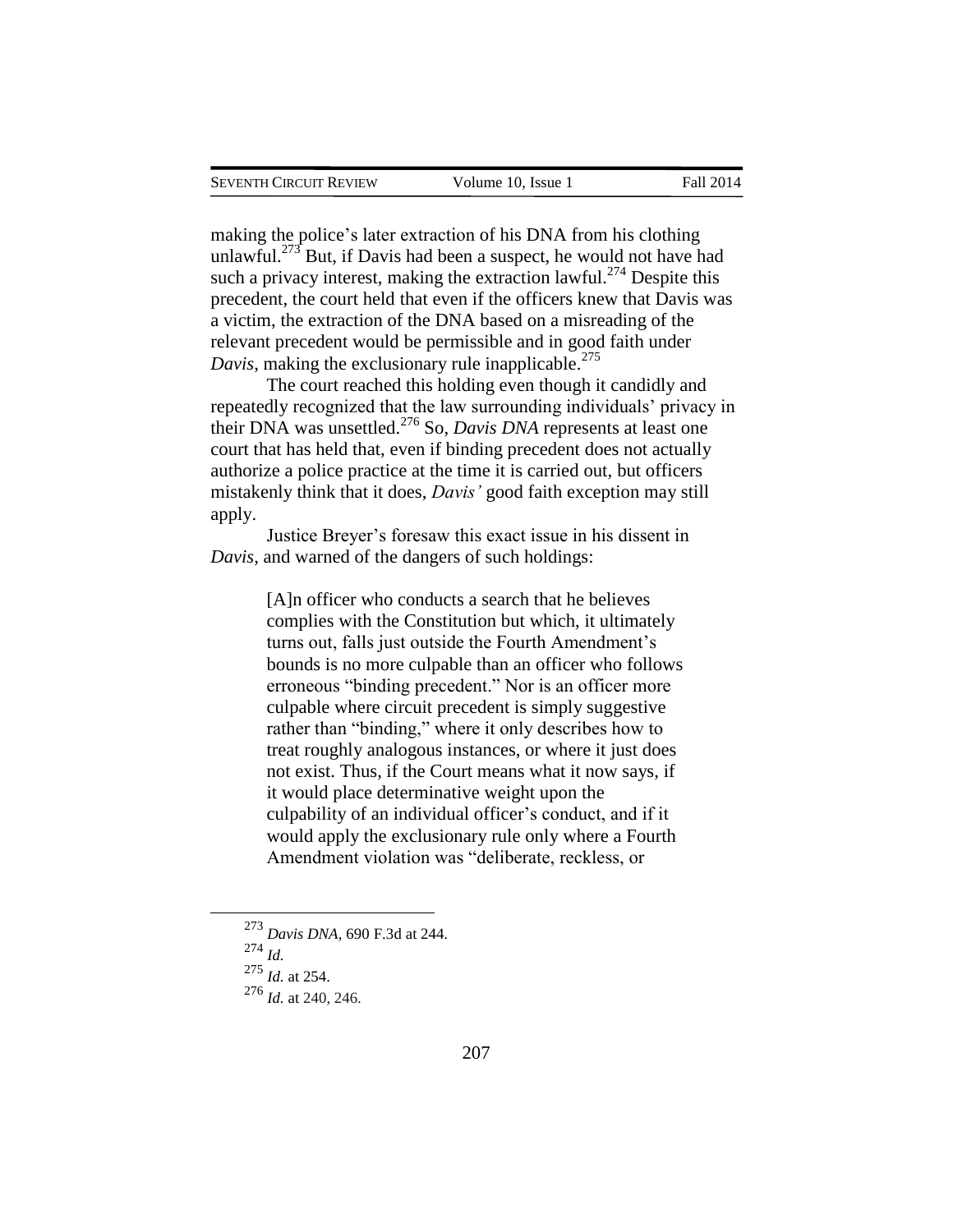making the police's later extraction of his DNA from his clothing unlawful.[273] But, if Davis had been a suspect, he would not have had such a privacy interest, making the extraction lawful.[274] Despite this precedent, the court held that even if the officers knew that Davis was a victim, the extraction of the DNA based on a misreading of the relevant precedent would be permissible and in good faith under *Davis*, making the exclusionary rule inapplicable.[275]

The court reached this holding even though it candidly and repeatedly recognized that the law surrounding individuals' privacy in their DNA was unsettled.[276] So, *Davis DNA* represents at least one court that has held that, even if binding precedent does not actually authorize a police practice at the time it is carried out, but officers mistakenly think that it does, *Davis'* good faith exception may still apply.

Justice Breyer's foresaw this exact issue in his dissent in *Davis*, and warned of the dangers of such holdings:

> [A]n officer who conducts a search that he believes complies with the Constitution but which, it ultimately turns out, falls just outside the Fourth Amendment's bounds is no more culpable than an officer who follows erroneous "binding precedent." Nor is an officer more culpable where circuit precedent is simply suggestive rather than "binding," where it only describes how to treat roughly analogous instances, or where it just does not exist. Thus, if the Court means what it now says, if it would place determinative weight upon the culpability of an individual officer's conduct, and if it would apply the exclusionary rule only where a Fourth Amendment violation was "deliberate, reckless, or

---

[273] *Davis DNA*, 690 F.3d at 244.

[274] *Id.*

[275] *Id.* at 254.

[276] *Id.* at 240, 246.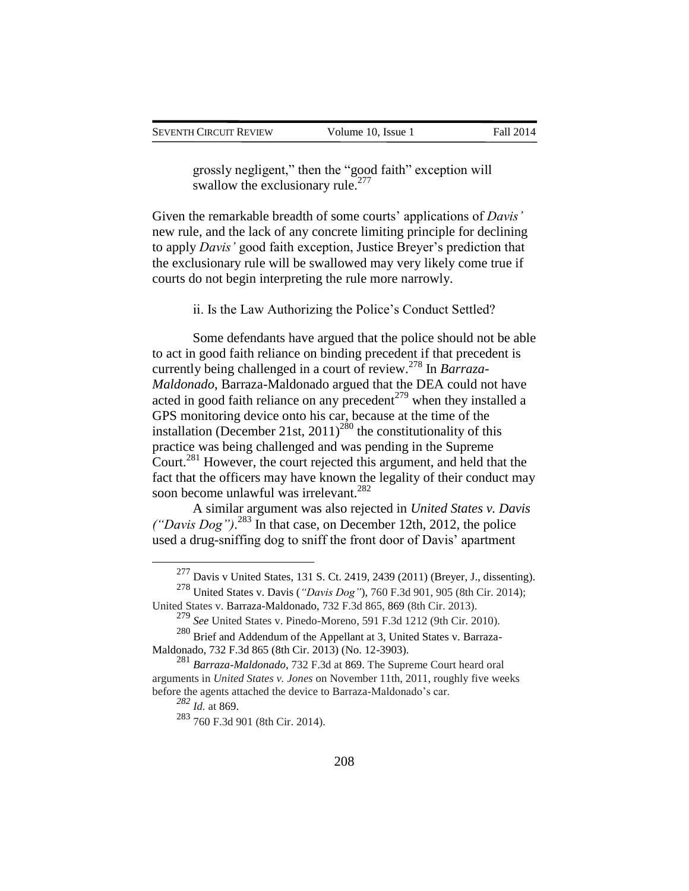grossly negligent," then the "good faith" exception will swallow the exclusionary rule.[277]

Given the remarkable breadth of some courts' applications of *Davis'* new rule, and the lack of any concrete limiting principle for declining to apply *Davis'* good faith exception, Justice Breyer's prediction that the exclusionary rule will be swallowed may very likely come true if courts do not begin interpreting the rule more narrowly.

ii. Is the Law Authorizing the Police's Conduct Settled?

Some defendants have argued that the police should not be able to act in good faith reliance on binding precedent if that precedent is currently being challenged in a court of review.[278] In *Barraza-Maldonado*, Barraza-Maldonado argued that the DEA could not have acted in good faith reliance on any precedent[279] when they installed a GPS monitoring device onto his car, because at the time of the installation (December 21st, 2011)[280] the constitutionality of this practice was being challenged and was pending in the Supreme Court.[281] However, the court rejected this argument, and held that the fact that the officers may have known the legality of their conduct may soon become unlawful was irrelevant.[282]

A similar argument was also rejected in *United States v. Davis ("Davis Dog")*.[283] In that case, on December 12th, 2012, the police used a drug-sniffing dog to sniff the front door of Davis' apartment

---

[277] Davis v United States, 131 S. Ct. 2419, 2439 (2011) (Breyer, J., dissenting).

[278] United States v. Davis (*"Davis Dog"*), 760 F.3d 901, 905 (8th Cir. 2014); United States v. Barraza-Maldonado, 732 F.3d 865, 869 (8th Cir. 2013).

[279] *See* United States v. Pinedo-Moreno, 591 F.3d 1212 (9th Cir. 2010).

[280] Brief and Addendum of the Appellant at 3, United States v. Barraza-Maldonado, 732 F.3d 865 (8th Cir. 2013) (No. 12-3903).

[281] *Barraza-Maldonado*, 732 F.3d at 869. The Supreme Court heard oral arguments in *United States v. Jones* on November 11th, 2011, roughly five weeks before the agents attached the device to Barraza-Maldonado's car.

[282] *Id.* at 869.

[283] 760 F.3d 901 (8th Cir. 2014).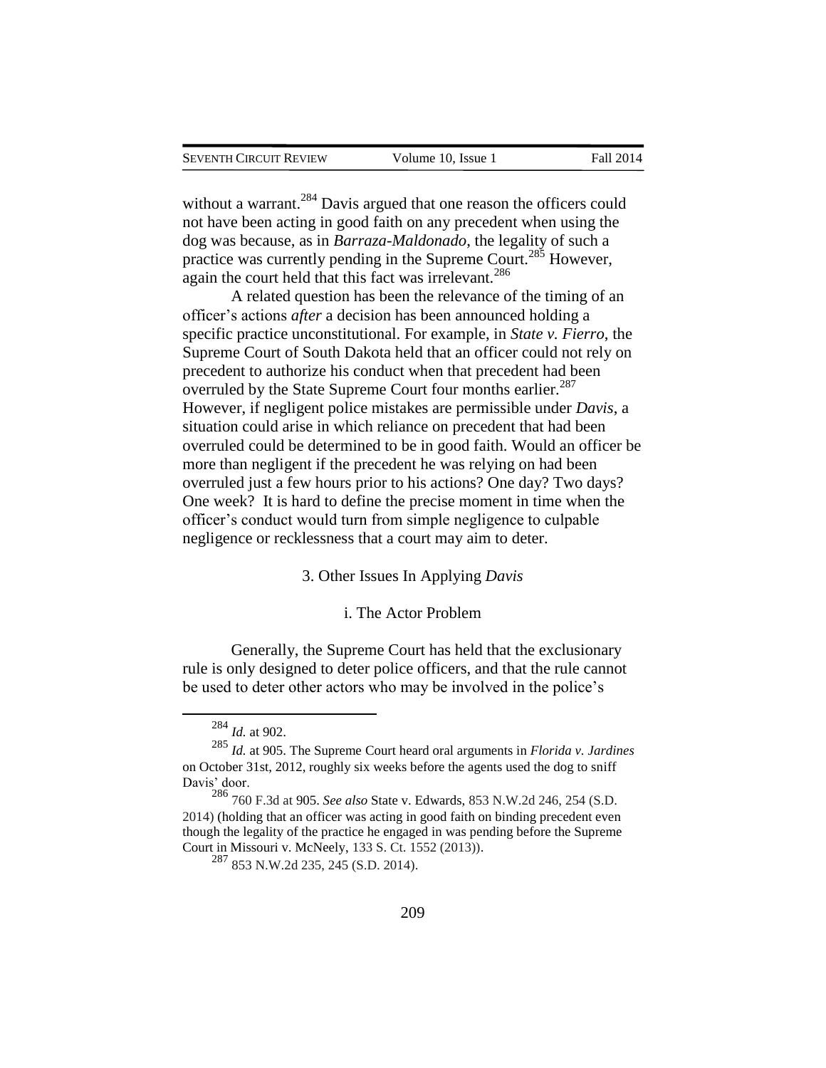without a warrant.[284] Davis argued that one reason the officers could not have been acting in good faith on any precedent when using the dog was because, as in *Barraza-Maldonado*, the legality of such a practice was currently pending in the Supreme Court.[285] However, again the court held that this fact was irrelevant.[286]

A related question has been the relevance of the timing of an officer's actions *after* a decision has been announced holding a specific practice unconstitutional. For example, in *State v. Fierro*, the Supreme Court of South Dakota held that an officer could not rely on precedent to authorize his conduct when that precedent had been overruled by the State Supreme Court four months earlier.[287] However, if negligent police mistakes are permissible under *Davis*, a situation could arise in which reliance on precedent that had been overruled could be determined to be in good faith. Would an officer be more than negligent if the precedent he was relying on had been overruled just a few hours prior to his actions? One day? Two days? One week? It is hard to define the precise moment in time when the officer's conduct would turn from simple negligence to culpable negligence or recklessness that a court may aim to deter.

### 3. Other Issues In Applying *Davis*

#### i. The Actor Problem

Generally, the Supreme Court has held that the exclusionary rule is only designed to deter police officers, and that the rule cannot be used to deter other actors who may be involved in the police's

---

[284] *Id.* at 902.

[285] *Id.* at 905. The Supreme Court heard oral arguments in *Florida v. Jardines* on October 31st, 2012, roughly six weeks before the agents used the dog to sniff Davis' door.

[286] 760 F.3d at 905. *See also* State v. Edwards, 853 N.W.2d 246, 254 (S.D. 2014) (holding that an officer was acting in good faith on binding precedent even though the legality of the practice he engaged in was pending before the Supreme Court in Missouri v. McNeely, 133 S. Ct. 1552 (2013)).

[287] 853 N.W.2d 235, 245 (S.D. 2014).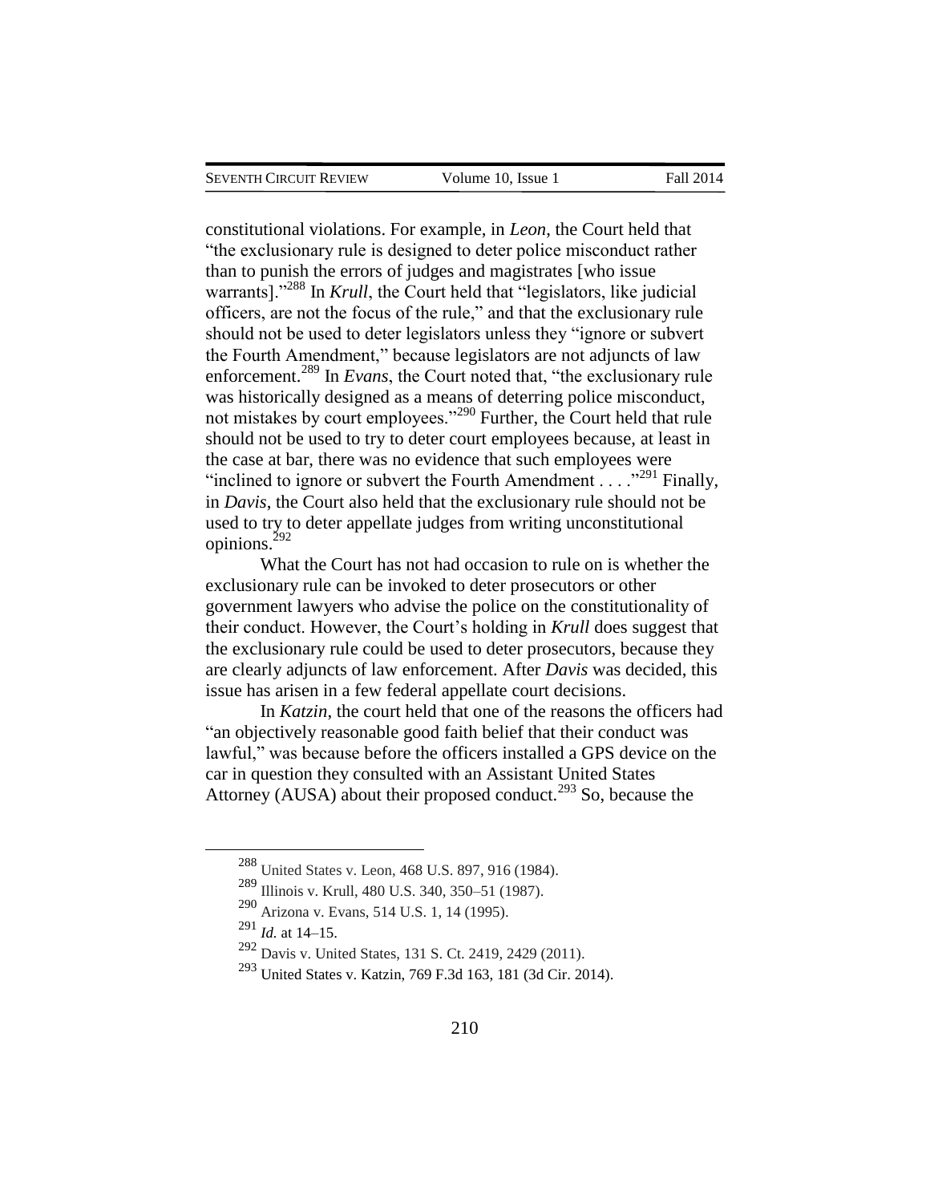constitutional violations. For example, in *Leon*, the Court held that "the exclusionary rule is designed to deter police misconduct rather than to punish the errors of judges and magistrates [who issue warrants]."[288] In *Krull*, the Court held that "legislators, like judicial officers, are not the focus of the rule," and that the exclusionary rule should not be used to deter legislators unless they "ignore or subvert the Fourth Amendment," because legislators are not adjuncts of law enforcement.[289] In *Evans*, the Court noted that, "the exclusionary rule was historically designed as a means of deterring police misconduct, not mistakes by court employees."[290] Further, the Court held that rule should not be used to try to deter court employees because, at least in the case at bar, there was no evidence that such employees were "inclined to ignore or subvert the Fourth Amendment . . . ."[291] Finally, in *Davis*, the Court also held that the exclusionary rule should not be used to try to deter appellate judges from writing unconstitutional opinions.[292]

What the Court has not had occasion to rule on is whether the exclusionary rule can be invoked to deter prosecutors or other government lawyers who advise the police on the constitutionality of their conduct. However, the Court's holding in *Krull* does suggest that the exclusionary rule could be used to deter prosecutors, because they are clearly adjuncts of law enforcement. After *Davis* was decided, this issue has arisen in a few federal appellate court decisions.

In *Katzin*, the court held that one of the reasons the officers had "an objectively reasonable good faith belief that their conduct was lawful," was because before the officers installed a GPS device on the car in question they consulted with an Assistant United States Attorney (AUSA) about their proposed conduct.[293] So, because the

---

[288] United States v. Leon, 468 U.S. 897, 916 (1984).

[289] Illinois v. Krull, 480 U.S. 340, 350–51 (1987).

[290] Arizona v. Evans, 514 U.S. 1, 14 (1995).

[291] *Id.* at 14–15.

[292] Davis v. United States, 131 S. Ct. 2419, 2429 (2011).

[293] United States v. Katzin, 769 F.3d 163, 181 (3d Cir. 2014).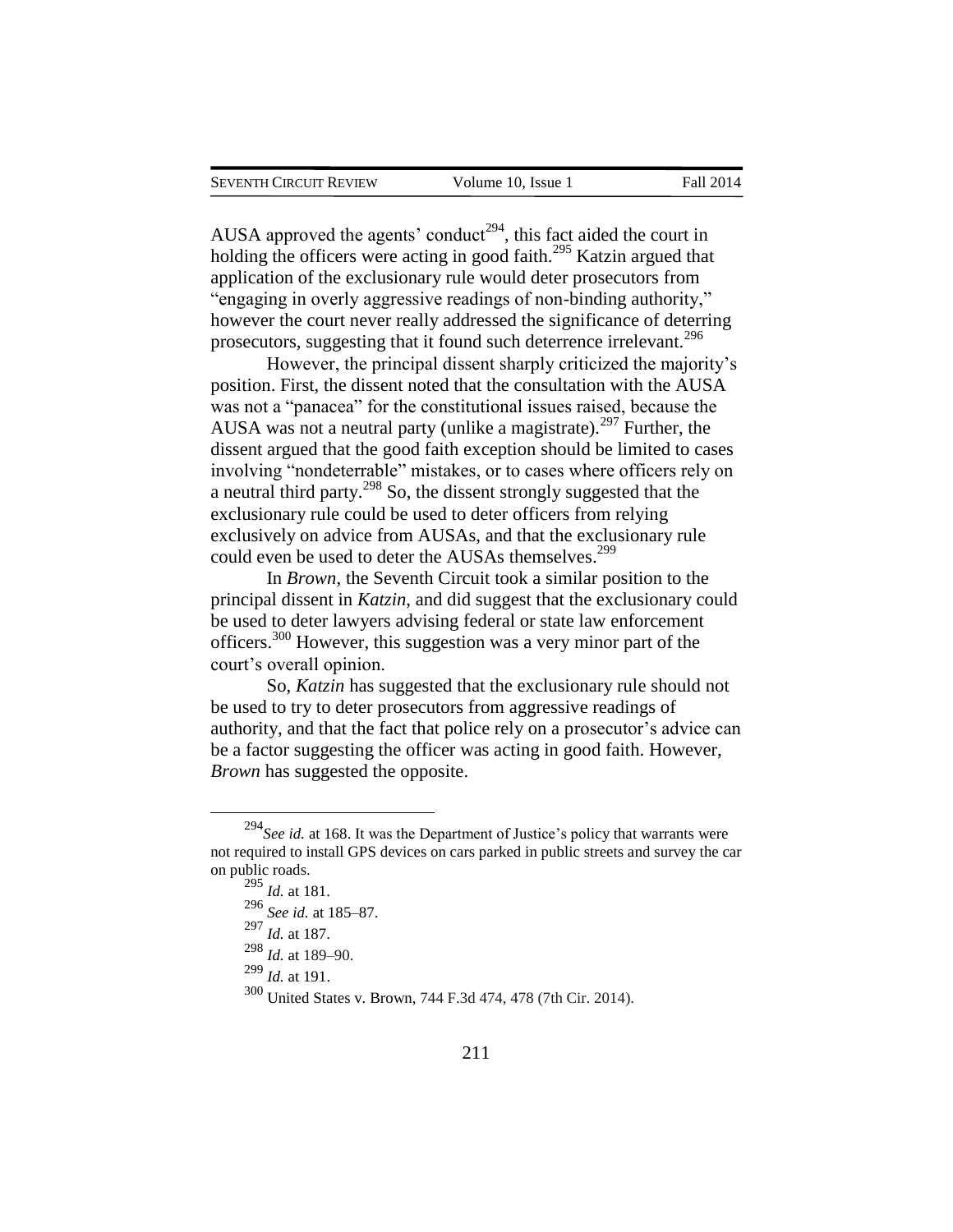AUSA approved the agents' conduct[294], this fact aided the court in holding the officers were acting in good faith.[295] Katzin argued that application of the exclusionary rule would deter prosecutors from "engaging in overly aggressive readings of non-binding authority," however the court never really addressed the significance of deterring prosecutors, suggesting that it found such deterrence irrelevant.[296]

However, the principal dissent sharply criticized the majority's position. First, the dissent noted that the consultation with the AUSA was not a "panacea" for the constitutional issues raised, because the AUSA was not a neutral party (unlike a magistrate).[297] Further, the dissent argued that the good faith exception should be limited to cases involving "nondeterrable" mistakes, or to cases where officers rely on a neutral third party.[298] So, the dissent strongly suggested that the exclusionary rule could be used to deter officers from relying exclusively on advice from AUSAs, and that the exclusionary rule could even be used to deter the AUSAs themselves.[299]

In *Brown*, the Seventh Circuit took a similar position to the principal dissent in *Katzin*, and did suggest that the exclusionary could be used to deter lawyers advising federal or state law enforcement officers.[300] However, this suggestion was a very minor part of the court's overall opinion.

So, *Katzin* has suggested that the exclusionary rule should not be used to try to deter prosecutors from aggressive readings of authority, and that the fact that police rely on a prosecutor's advice can be a factor suggesting the officer was acting in good faith. However, *Brown* has suggested the opposite.

---

[294] *See id.* at 168. It was the Department of Justice's policy that warrants were not required to install GPS devices on cars parked in public streets and survey the car on public roads.

[295] *Id.* at 181.

[296] *See id.* at 185–87.

[297] *Id.* at 187.

[298] *Id.* at 189–90.

[299] *Id.* at 191.

[300] United States v. Brown, 744 F.3d 474, 478 (7th Cir. 2014).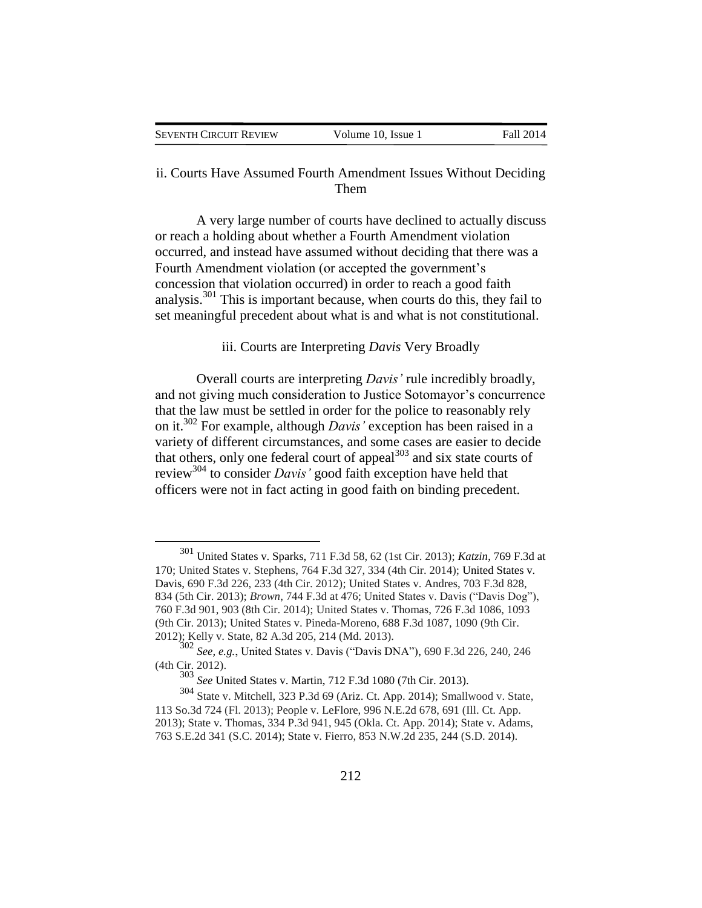### ii. Courts Have Assumed Fourth Amendment Issues Without Deciding Them

A very large number of courts have declined to actually discuss or reach a holding about whether a Fourth Amendment violation occurred, and instead have assumed without deciding that there was a Fourth Amendment violation (or accepted the government's concession that violation occurred) in order to reach a good faith analysis.[301] This is important because, when courts do this, they fail to set meaningful precedent about what is and what is not constitutional.

### iii. Courts are Interpreting *Davis* Very Broadly

Overall courts are interpreting *Davis'* rule incredibly broadly, and not giving much consideration to Justice Sotomayor's concurrence that the law must be settled in order for the police to reasonably rely on it.[302] For example, although *Davis'* exception has been raised in a variety of different circumstances, and some cases are easier to decide that others, only one federal court of appeal[303] and six state courts of review[304] to consider *Davis'* good faith exception have held that officers were not in fact acting in good faith on binding precedent.

---

[301] United States v. Sparks, 711 F.3d 58, 62 (1st Cir. 2013); *Katzin*, 769 F.3d at 170; United States v. Stephens, 764 F.3d 327, 334 (4th Cir. 2014); United States v. Davis, 690 F.3d 226, 233 (4th Cir. 2012); United States v. Andres, 703 F.3d 828, 834 (5th Cir. 2013); *Brown*, 744 F.3d at 476; United States v. Davis ("Davis Dog"), 760 F.3d 901, 903 (8th Cir. 2014); United States v. Thomas, 726 F.3d 1086, 1093 (9th Cir. 2013); United States v. Pineda-Moreno, 688 F.3d 1087, 1090 (9th Cir. 2012); Kelly v. State, 82 A.3d 205, 214 (Md. 2013).

[302] *See, e.g.*, United States v. Davis ("Davis DNA"), 690 F.3d 226, 240, 246 (4th Cir. 2012).

[303] *See* United States v. Martin, 712 F.3d 1080 (7th Cir. 2013).

[304] State v. Mitchell, 323 P.3d 69 (Ariz. Ct. App. 2014); Smallwood v. State, 113 So.3d 724 (Fl. 2013); People v. LeFlore, 996 N.E.2d 678, 691 (Ill. Ct. App. 2013); State v. Thomas, 334 P.3d 941, 945 (Okla. Ct. App. 2014); State v. Adams, 763 S.E.2d 341 (S.C. 2014); State v. Fierro, 853 N.W.2d 235, 244 (S.D. 2014).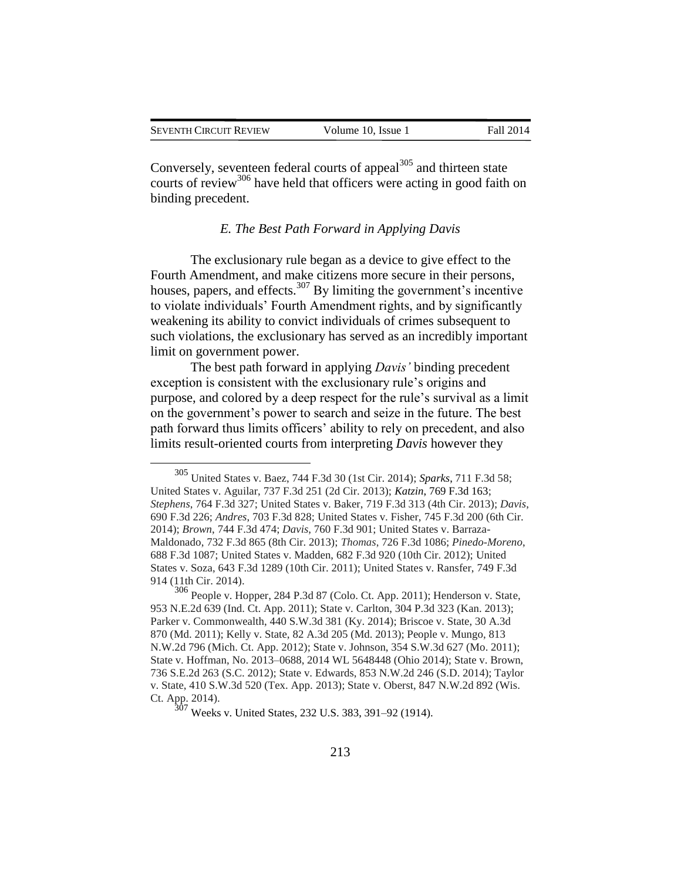Conversely, seventeen federal courts of appeal[305] and thirteen state courts of review[306] have held that officers were acting in good faith on binding precedent.

### *E. The Best Path Forward in Applying Davis*

The exclusionary rule began as a device to give effect to the Fourth Amendment, and make citizens more secure in their persons, houses, papers, and effects.[307] By limiting the government's incentive to violate individuals' Fourth Amendment rights, and by significantly weakening its ability to convict individuals of crimes subsequent to such violations, the exclusionary has served as an incredibly important limit on government power.

The best path forward in applying *Davis'* binding precedent exception is consistent with the exclusionary rule's origins and purpose, and colored by a deep respect for the rule's survival as a limit on the government's power to search and seize in the future. The best path forward thus limits officers' ability to rely on precedent, and also limits result-oriented courts from interpreting *Davis* however they

---

[305] United States v. Baez, 744 F.3d 30 (1st Cir. 2014); *Sparks*, 711 F.3d 58; United States v. Aguilar, 737 F.3d 251 (2d Cir. 2013); *Katzin*, 769 F.3d 163; *Stephens*, 764 F.3d 327; United States v. Baker, 719 F.3d 313 (4th Cir. 2013); *Davis*, 690 F.3d 226; *Andres*, 703 F.3d 828; United States v. Fisher, 745 F.3d 200 (6th Cir. 2014); *Brown*, 744 F.3d 474; *Davis*, 760 F.3d 901; United States v. Barraza-Maldonado, 732 F.3d 865 (8th Cir. 2013); *Thomas*, 726 F.3d 1086; *Pinedo-Moreno*, 688 F.3d 1087; United States v. Madden, 682 F.3d 920 (10th Cir. 2012); United States v. Soza, 643 F.3d 1289 (10th Cir. 2011); United States v. Ransfer, 749 F.3d 914 (11th Cir. 2014).

[306] People v. Hopper, 284 P.3d 87 (Colo. Ct. App. 2011); Henderson v. State, 953 N.E.2d 639 (Ind. Ct. App. 2011); State v. Carlton, 304 P.3d 323 (Kan. 2013); Parker v. Commonwealth, 440 S.W.3d 381 (Ky. 2014); Briscoe v. State, 30 A.3d 870 (Md. 2011); Kelly v. State, 82 A.3d 205 (Md. 2013); People v. Mungo, 813 N.W.2d 796 (Mich. Ct. App. 2012); State v. Johnson, 354 S.W.3d 627 (Mo. 2011); State v. Hoffman, No. 2013–0688, 2014 WL 5648448 (Ohio 2014); State v. Brown, 736 S.E.2d 263 (S.C. 2012); State v. Edwards, 853 N.W.2d 246 (S.D. 2014); Taylor v. State, 410 S.W.3d 520 (Tex. App. 2013); State v. Oberst, 847 N.W.2d 892 (Wis. Ct. App. 2014).

[307] Weeks v. United States, 232 U.S. 383, 391–92 (1914).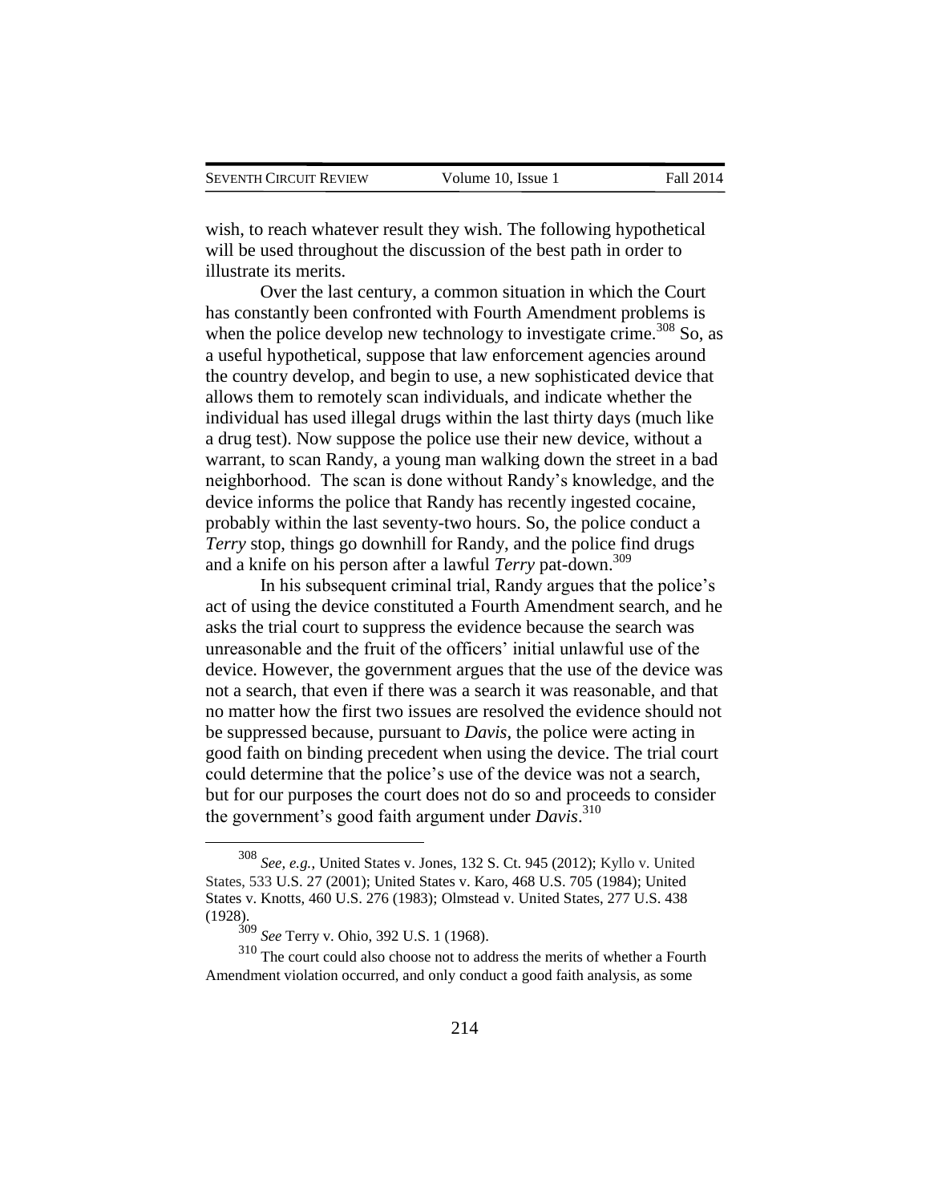wish, to reach whatever result they wish. The following hypothetical will be used throughout the discussion of the best path in order to illustrate its merits.

Over the last century, a common situation in which the Court has constantly been confronted with Fourth Amendment problems is when the police develop new technology to investigate crime.[308] So, as a useful hypothetical, suppose that law enforcement agencies around the country develop, and begin to use, a new sophisticated device that allows them to remotely scan individuals, and indicate whether the individual has used illegal drugs within the last thirty days (much like a drug test). Now suppose the police use their new device, without a warrant, to scan Randy, a young man walking down the street in a bad neighborhood. The scan is done without Randy's knowledge, and the device informs the police that Randy has recently ingested cocaine, probably within the last seventy-two hours. So, the police conduct a *Terry* stop, things go downhill for Randy, and the police find drugs and a knife on his person after a lawful *Terry* pat-down.[309]

In his subsequent criminal trial, Randy argues that the police's act of using the device constituted a Fourth Amendment search, and he asks the trial court to suppress the evidence because the search was unreasonable and the fruit of the officers' initial unlawful use of the device. However, the government argues that the use of the device was not a search, that even if there was a search it was reasonable, and that no matter how the first two issues are resolved the evidence should not be suppressed because, pursuant to *Davis*, the police were acting in good faith on binding precedent when using the device. The trial court could determine that the police's use of the device was not a search, but for our purposes the court does not do so and proceeds to consider the government's good faith argument under *Davis*.[310]

---

[308] *See, e.g.*, United States v. Jones, 132 S. Ct. 945 (2012); Kyllo v. United States, 533 U.S. 27 (2001); United States v. Karo, 468 U.S. 705 (1984); United States v. Knotts, 460 U.S. 276 (1983); Olmstead v. United States, 277 U.S. 438 (1928).

[309] *See* Terry v. Ohio, 392 U.S. 1 (1968).

[310] The court could also choose not to address the merits of whether a Fourth Amendment violation occurred, and only conduct a good faith analysis, as some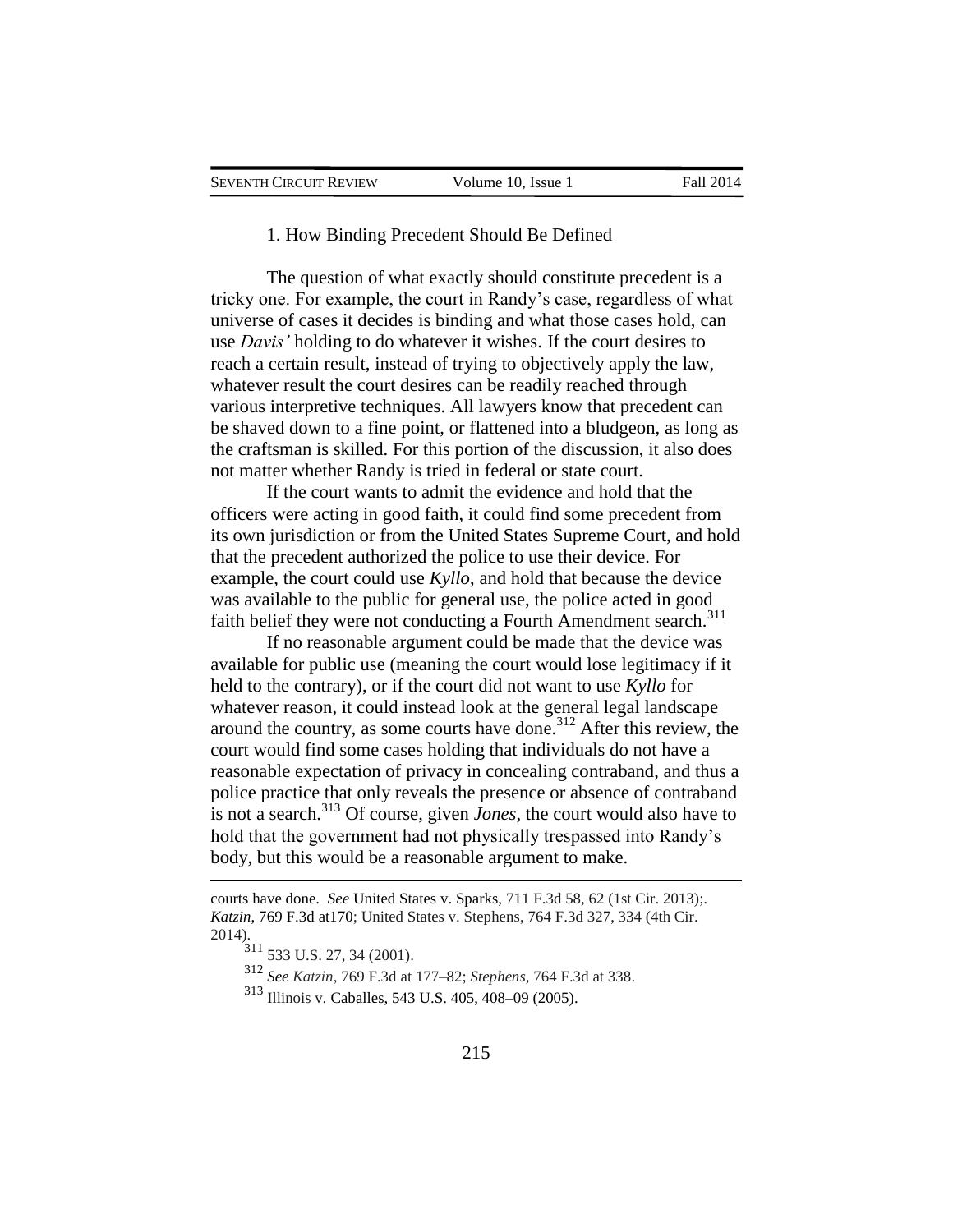### 1. How Binding Precedent Should Be Defined

The question of what exactly should constitute precedent is a tricky one. For example, the court in Randy's case, regardless of what universe of cases it decides is binding and what those cases hold, can use *Davis'* holding to do whatever it wishes. If the court desires to reach a certain result, instead of trying to objectively apply the law, whatever result the court desires can be readily reached through various interpretive techniques. All lawyers know that precedent can be shaved down to a fine point, or flattened into a bludgeon, as long as the craftsman is skilled. For this portion of the discussion, it also does not matter whether Randy is tried in federal or state court.

If the court wants to admit the evidence and hold that the officers were acting in good faith, it could find some precedent from its own jurisdiction or from the United States Supreme Court, and hold that the precedent authorized the police to use their device. For example, the court could use *Kyllo*, and hold that because the device was available to the public for general use, the police acted in good faith belief they were not conducting a Fourth Amendment search.[311]

If no reasonable argument could be made that the device was available for public use (meaning the court would lose legitimacy if it held to the contrary), or if the court did not want to use *Kyllo* for whatever reason, it could instead look at the general legal landscape around the country, as some courts have done.[312] After this review, the court would find some cases holding that individuals do not have a reasonable expectation of privacy in concealing contraband, and thus a police practice that only reveals the presence or absence of contraband is not a search.[313] Of course, given *Jones*, the court would also have to hold that the government had not physically trespassed into Randy's body, but this would be a reasonable argument to make.

---

courts have done. *See* United States v. Sparks, 711 F.3d 58, 62 (1st Cir. 2013);. *Katzin*, 769 F.3d at170; United States v. Stephens, 764 F.3d 327, 334 (4th Cir. 2014).

[311] 533 U.S. 27, 34 (2001).

[312] *See Katzin*, 769 F.3d at 177–82; *Stephens*, 764 F.3d at 338.

[313] Illinois v. Caballes, 543 U.S. 405, 408–09 (2005).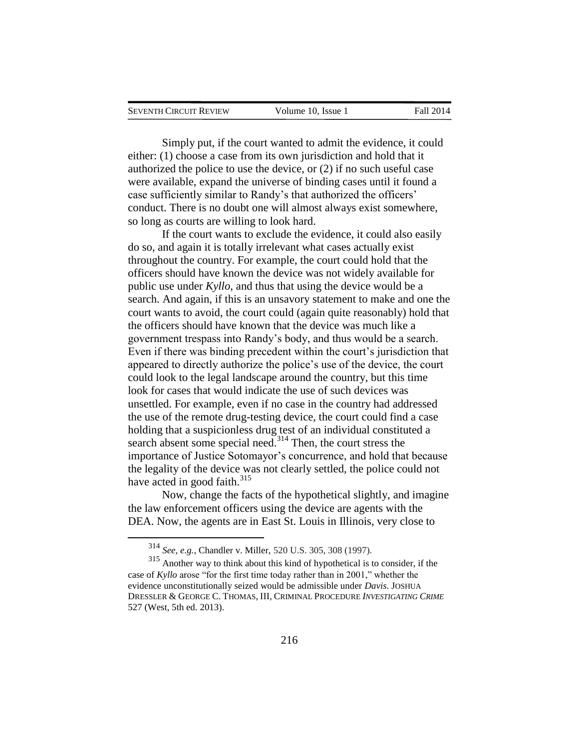Simply put, if the court wanted to admit the evidence, it could either: (1) choose a case from its own jurisdiction and hold that it authorized the police to use the device, or (2) if no such useful case were available, expand the universe of binding cases until it found a case sufficiently similar to Randy's that authorized the officers' conduct. There is no doubt one will almost always exist somewhere, so long as courts are willing to look hard.

If the court wants to exclude the evidence, it could also easily do so, and again it is totally irrelevant what cases actually exist throughout the country. For example, the court could hold that the officers should have known the device was not widely available for public use under *Kyllo*, and thus that using the device would be a search. And again, if this is an unsavory statement to make and one the court wants to avoid, the court could (again quite reasonably) hold that the officers should have known that the device was much like a government trespass into Randy's body, and thus would be a search. Even if there was binding precedent within the court's jurisdiction that appeared to directly authorize the police's use of the device, the court could look to the legal landscape around the country, but this time look for cases that would indicate the use of such devices was unsettled. For example, even if no case in the country had addressed the use of the remote drug-testing device, the court could find a case holding that a suspicionless drug test of an individual constituted a search absent some special need.[314] Then, the court stress the importance of Justice Sotomayor's concurrence, and hold that because the legality of the device was not clearly settled, the police could not have acted in good faith.[315]

Now, change the facts of the hypothetical slightly, and imagine the law enforcement officers using the device are agents with the DEA. Now, the agents are in East St. Louis in Illinois, very close to

---

[314] *See, e.g.*, Chandler v. Miller, 520 U.S. 305, 308 (1997).

[315] Another way to think about this kind of hypothetical is to consider, if the case of *Kyllo* arose "for the first time today rather than in 2001," whether the evidence unconstitutionally seized would be admissible under *Davis*. JOSHUA DRESSLER & GEORGE C. THOMAS, III, CRIMINAL PROCEDURE *INVESTIGATING CRIME* 527 (West, 5th ed. 2013).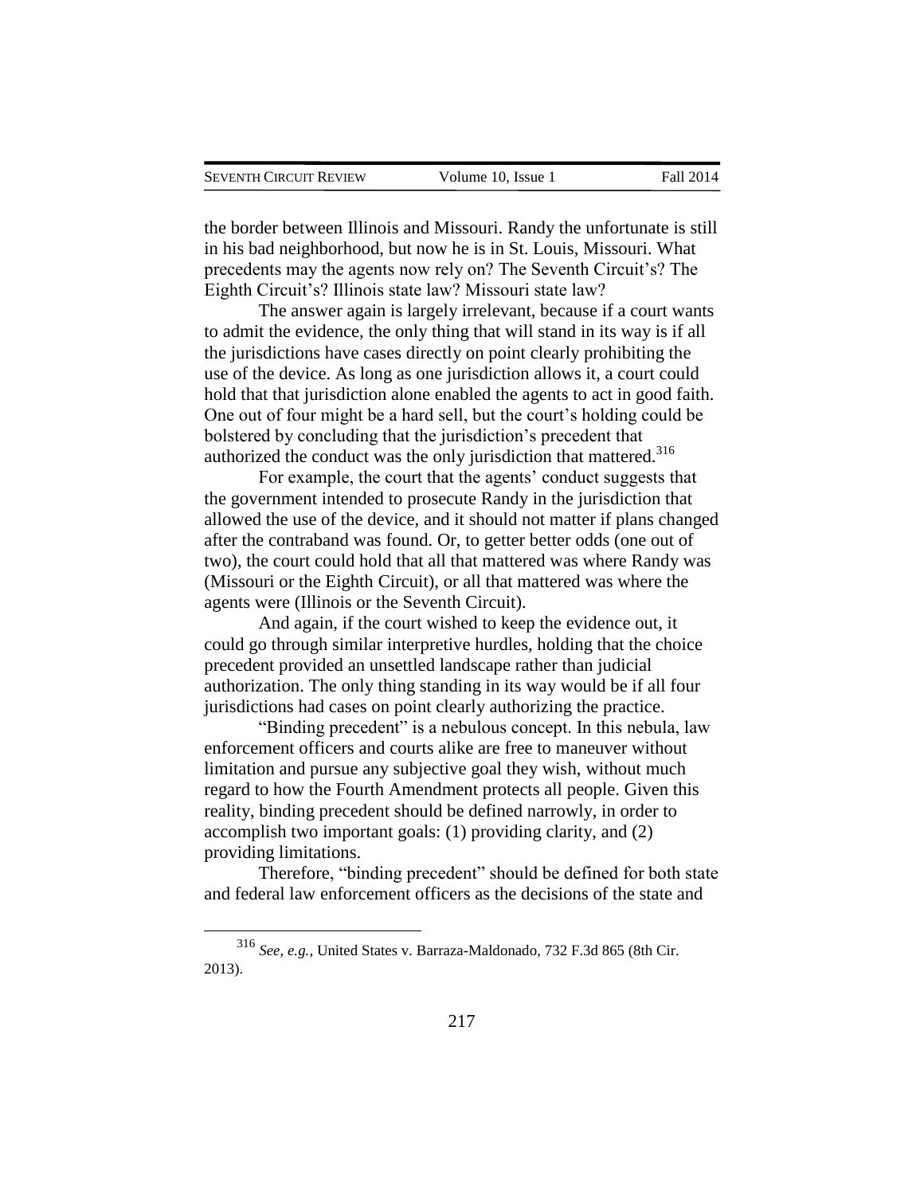the border between Illinois and Missouri. Randy the unfortunate is still in his bad neighborhood, but now he is in St. Louis, Missouri. What precedents may the agents now rely on? The Seventh Circuit's? The Eighth Circuit's? Illinois state law? Missouri state law?

The answer again is largely irrelevant, because if a court wants to admit the evidence, the only thing that will stand in its way is if all the jurisdictions have cases directly on point clearly prohibiting the use of the device. As long as one jurisdiction allows it, a court could hold that that jurisdiction alone enabled the agents to act in good faith. One out of four might be a hard sell, but the court's holding could be bolstered by concluding that the jurisdiction's precedent that authorized the conduct was the only jurisdiction that mattered.[316]

For example, the court that the agents' conduct suggests that the government intended to prosecute Randy in the jurisdiction that allowed the use of the device, and it should not matter if plans changed after the contraband was found. Or, to getter better odds (one out of two), the court could hold that all that mattered was where Randy was (Missouri or the Eighth Circuit), or all that mattered was where the agents were (Illinois or the Seventh Circuit).

And again, if the court wished to keep the evidence out, it could go through similar interpretive hurdles, holding that the choice precedent provided an unsettled landscape rather than judicial authorization. The only thing standing in its way would be if all four jurisdictions had cases on point clearly authorizing the practice.

"Binding precedent" is a nebulous concept. In this nebula, law enforcement officers and courts alike are free to maneuver without limitation and pursue any subjective goal they wish, without much regard to how the Fourth Amendment protects all people. Given this reality, binding precedent should be defined narrowly, in order to accomplish two important goals: (1) providing clarity, and (2) providing limitations.

Therefore, "binding precedent" should be defined for both state and federal law enforcement officers as the decisions of the state and

---

[316] *See, e.g.*, United States v. Barraza-Maldonado, 732 F.3d 865 (8th Cir. 2013).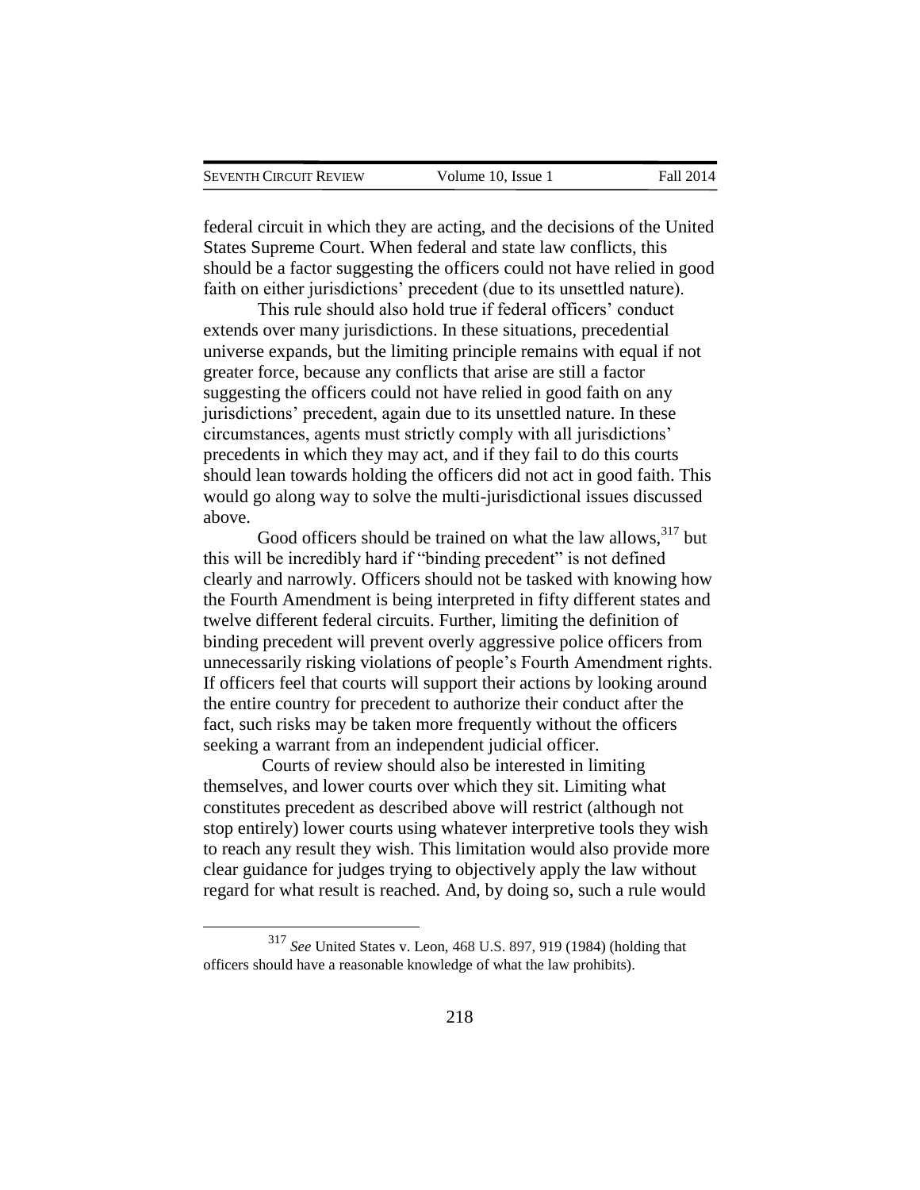federal circuit in which they are acting, and the decisions of the United States Supreme Court. When federal and state law conflicts, this should be a factor suggesting the officers could not have relied in good faith on either jurisdictions' precedent (due to its unsettled nature).

This rule should also hold true if federal officers' conduct extends over many jurisdictions. In these situations, precedential universe expands, but the limiting principle remains with equal if not greater force, because any conflicts that arise are still a factor suggesting the officers could not have relied in good faith on any jurisdictions' precedent, again due to its unsettled nature. In these circumstances, agents must strictly comply with all jurisdictions' precedents in which they may act, and if they fail to do this courts should lean towards holding the officers did not act in good faith. This would go along way to solve the multi-jurisdictional issues discussed above.

Good officers should be trained on what the law allows,[317] but this will be incredibly hard if "binding precedent" is not defined clearly and narrowly. Officers should not be tasked with knowing how the Fourth Amendment is being interpreted in fifty different states and twelve different federal circuits. Further, limiting the definition of binding precedent will prevent overly aggressive police officers from unnecessarily risking violations of people's Fourth Amendment rights. If officers feel that courts will support their actions by looking around the entire country for precedent to authorize their conduct after the fact, such risks may be taken more frequently without the officers seeking a warrant from an independent judicial officer.

Courts of review should also be interested in limiting themselves, and lower courts over which they sit. Limiting what constitutes precedent as described above will restrict (although not stop entirely) lower courts using whatever interpretive tools they wish to reach any result they wish. This limitation would also provide more clear guidance for judges trying to objectively apply the law without regard for what result is reached. And, by doing so, such a rule would

---

[317] *See* United States v. Leon, 468 U.S. 897, 919 (1984) (holding that officers should have a reasonable knowledge of what the law prohibits).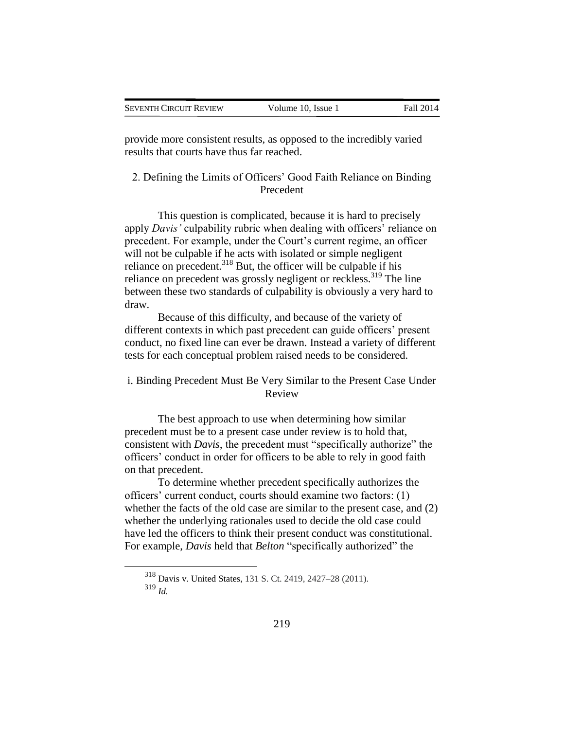provide more consistent results, as opposed to the incredibly varied results that courts have thus far reached.

### 2. Defining the Limits of Officers' Good Faith Reliance on Binding Precedent

This question is complicated, because it is hard to precisely apply *Davis'* culpability rubric when dealing with officers' reliance on precedent. For example, under the Court's current regime, an officer will not be culpable if he acts with isolated or simple negligent reliance on precedent.[318] But, the officer will be culpable if his reliance on precedent was grossly negligent or reckless.[319] The line between these two standards of culpability is obviously a very hard to draw.

Because of this difficulty, and because of the variety of different contexts in which past precedent can guide officers' present conduct, no fixed line can ever be drawn. Instead a variety of different tests for each conceptual problem raised needs to be considered.

#### i. Binding Precedent Must Be Very Similar to the Present Case Under Review

The best approach to use when determining how similar precedent must be to a present case under review is to hold that, consistent with *Davis*, the precedent must "specifically authorize" the officers' conduct in order for officers to be able to rely in good faith on that precedent.

To determine whether precedent specifically authorizes the officers' current conduct, courts should examine two factors: (1) whether the facts of the old case are similar to the present case, and (2) whether the underlying rationales used to decide the old case could have led the officers to think their present conduct was constitutional. For example, *Davis* held that *Belton* "specifically authorized" the

---

[318] Davis v. United States, 131 S. Ct. 2419, 2427–28 (2011).

[319] *Id.*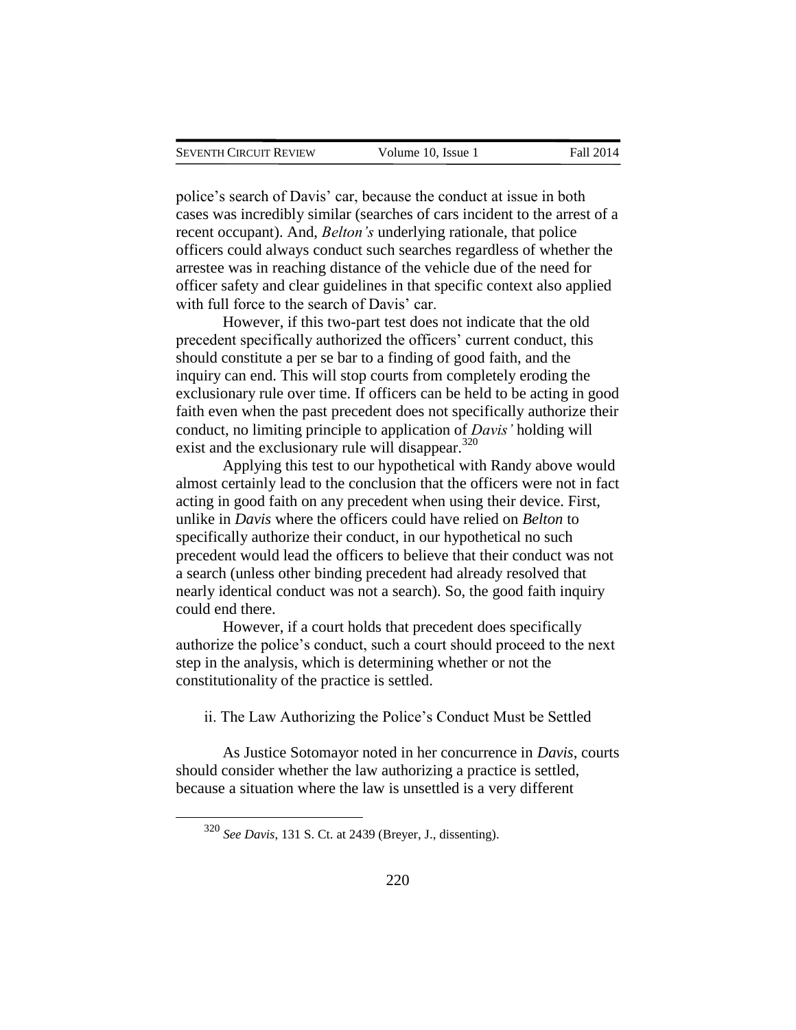police's search of Davis' car, because the conduct at issue in both cases was incredibly similar (searches of cars incident to the arrest of a recent occupant). And, *Belton's* underlying rationale, that police officers could always conduct such searches regardless of whether the arrestee was in reaching distance of the vehicle due of the need for officer safety and clear guidelines in that specific context also applied with full force to the search of Davis' car.

However, if this two-part test does not indicate that the old precedent specifically authorized the officers' current conduct, this should constitute a per se bar to a finding of good faith, and the inquiry can end. This will stop courts from completely eroding the exclusionary rule over time. If officers can be held to be acting in good faith even when the past precedent does not specifically authorize their conduct, no limiting principle to application of *Davis'* holding will exist and the exclusionary rule will disappear.[320]

Applying this test to our hypothetical with Randy above would almost certainly lead to the conclusion that the officers were not in fact acting in good faith on any precedent when using their device. First, unlike in *Davis* where the officers could have relied on *Belton* to specifically authorize their conduct, in our hypothetical no such precedent would lead the officers to believe that their conduct was not a search (unless other binding precedent had already resolved that nearly identical conduct was not a search). So, the good faith inquiry could end there.

However, if a court holds that precedent does specifically authorize the police's conduct, such a court should proceed to the next step in the analysis, which is determining whether or not the constitutionality of the practice is settled.

ii. The Law Authorizing the Police's Conduct Must be Settled

As Justice Sotomayor noted in her concurrence in *Davis*, courts should consider whether the law authorizing a practice is settled, because a situation where the law is unsettled is a very different

[320] *See Davis*, 131 S. Ct. at 2439 (Breyer, J., dissenting).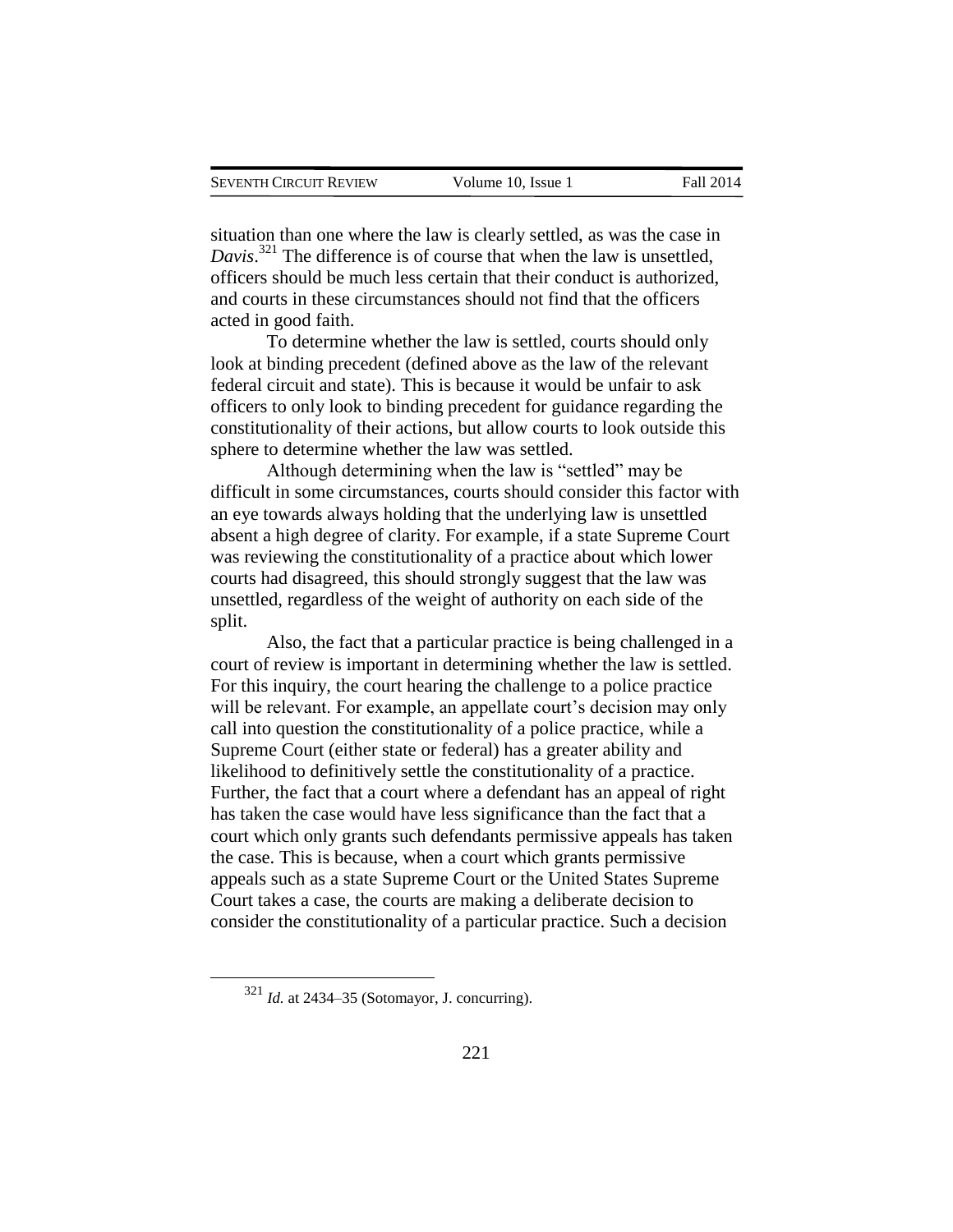situation than one where the law is clearly settled, as was the case in *Davis*.[321] The difference is of course that when the law is unsettled, officers should be much less certain that their conduct is authorized, and courts in these circumstances should not find that the officers acted in good faith.

To determine whether the law is settled, courts should only look at binding precedent (defined above as the law of the relevant federal circuit and state). This is because it would be unfair to ask officers to only look to binding precedent for guidance regarding the constitutionality of their actions, but allow courts to look outside this sphere to determine whether the law was settled.

Although determining when the law is "settled" may be difficult in some circumstances, courts should consider this factor with an eye towards always holding that the underlying law is unsettled absent a high degree of clarity. For example, if a state Supreme Court was reviewing the constitutionality of a practice about which lower courts had disagreed, this should strongly suggest that the law was unsettled, regardless of the weight of authority on each side of the split.

Also, the fact that a particular practice is being challenged in a court of review is important in determining whether the law is settled. For this inquiry, the court hearing the challenge to a police practice will be relevant. For example, an appellate court's decision may only call into question the constitutionality of a police practice, while a Supreme Court (either state or federal) has a greater ability and likelihood to definitively settle the constitutionality of a practice. Further, the fact that a court where a defendant has an appeal of right has taken the case would have less significance than the fact that a court which only grants such defendants permissive appeals has taken the case. This is because, when a court which grants permissive appeals such as a state Supreme Court or the United States Supreme Court takes a case, the courts are making a deliberate decision to consider the constitutionality of a particular practice. Such a decision

[321] *Id.* at 2434–35 (Sotomayor, J. concurring).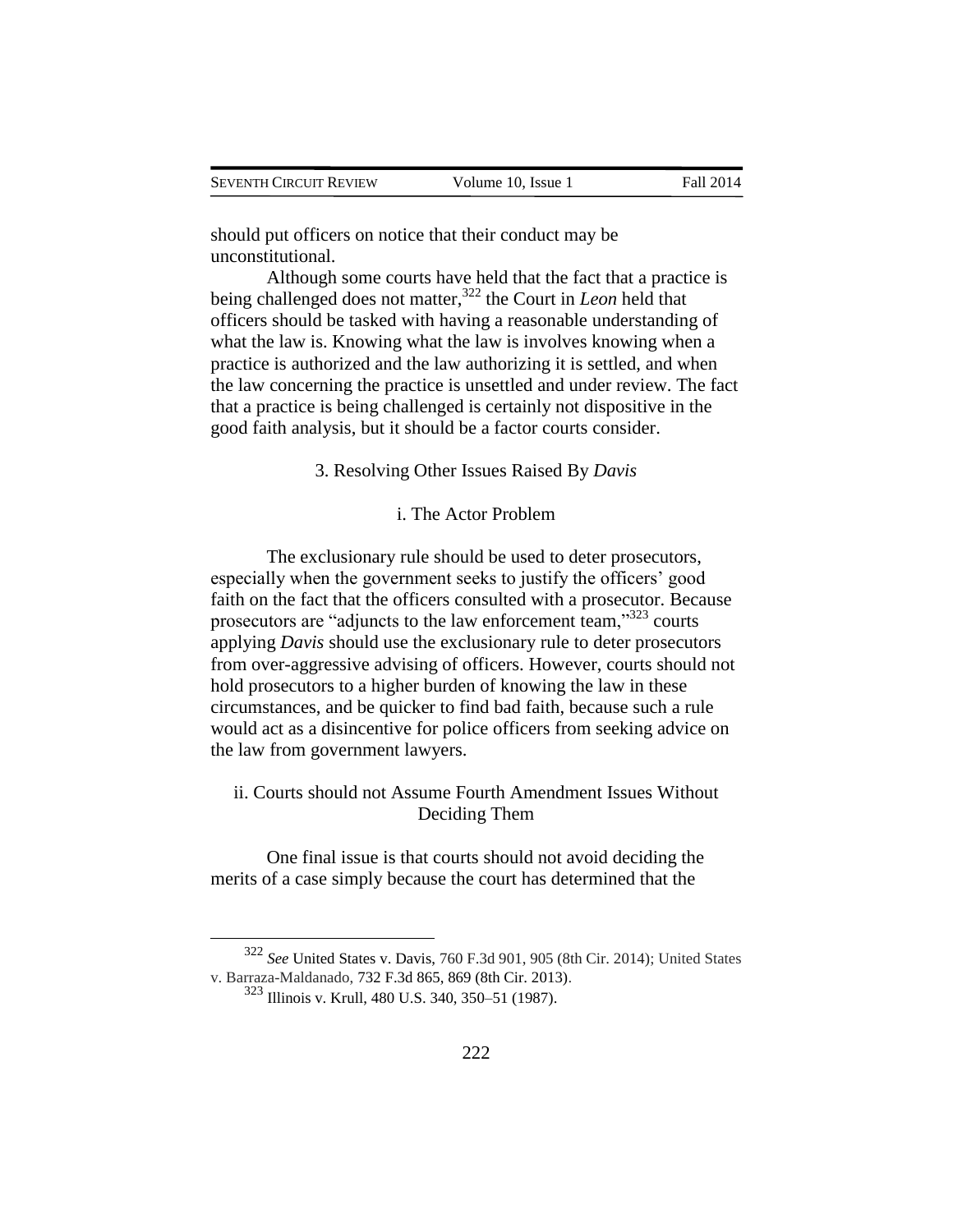should put officers on notice that their conduct may be unconstitutional.

Although some courts have held that the fact that a practice is being challenged does not matter,[322] the Court in *Leon* held that officers should be tasked with having a reasonable understanding of what the law is. Knowing what the law is involves knowing when a practice is authorized and the law authorizing it is settled, and when the law concerning the practice is unsettled and under review. The fact that a practice is being challenged is certainly not dispositive in the good faith analysis, but it should be a factor courts consider.

### 3. Resolving Other Issues Raised By *Davis*

#### i. The Actor Problem

The exclusionary rule should be used to deter prosecutors, especially when the government seeks to justify the officers' good faith on the fact that the officers consulted with a prosecutor. Because prosecutors are "adjuncts to the law enforcement team,"[323] courts applying *Davis* should use the exclusionary rule to deter prosecutors from over-aggressive advising of officers. However, courts should not hold prosecutors to a higher burden of knowing the law in these circumstances, and be quicker to find bad faith, because such a rule would act as a disincentive for police officers from seeking advice on the law from government lawyers.

#### ii. Courts should not Assume Fourth Amendment Issues Without Deciding Them

One final issue is that courts should not avoid deciding the merits of a case simply because the court has determined that the

---

[322] *See* United States v. Davis, 760 F.3d 901, 905 (8th Cir. 2014); United States v. Barraza-Maldanado, 732 F.3d 865, 869 (8th Cir. 2013).

[323] Illinois v. Krull, 480 U.S. 340, 350–51 (1987).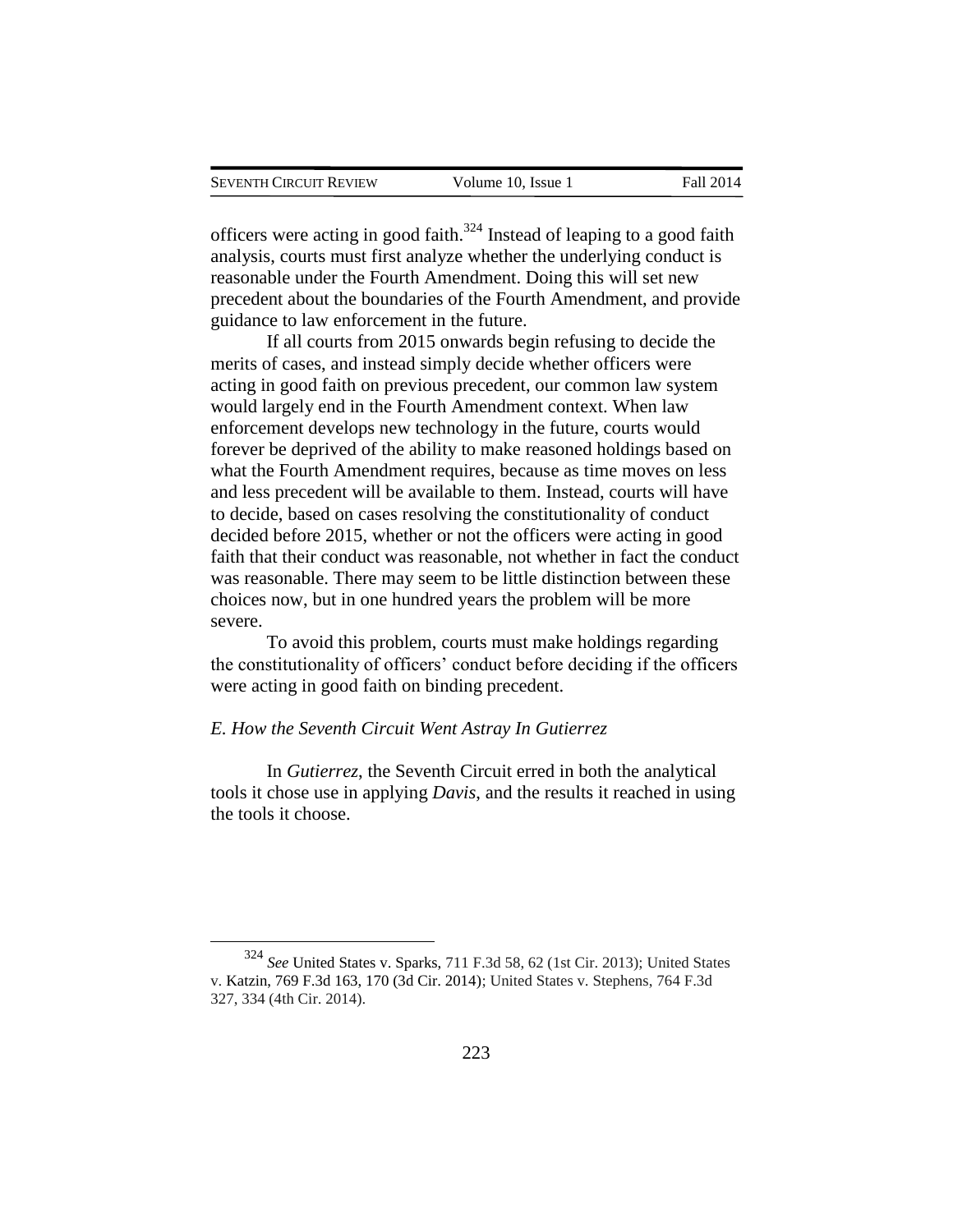officers were acting in good faith.[324] Instead of leaping to a good faith analysis, courts must first analyze whether the underlying conduct is reasonable under the Fourth Amendment. Doing this will set new precedent about the boundaries of the Fourth Amendment, and provide guidance to law enforcement in the future.

If all courts from 2015 onwards begin refusing to decide the merits of cases, and instead simply decide whether officers were acting in good faith on previous precedent, our common law system would largely end in the Fourth Amendment context. When law enforcement develops new technology in the future, courts would forever be deprived of the ability to make reasoned holdings based on what the Fourth Amendment requires, because as time moves on less and less precedent will be available to them. Instead, courts will have to decide, based on cases resolving the constitutionality of conduct decided before 2015, whether or not the officers were acting in good faith that their conduct was reasonable, not whether in fact the conduct was reasonable. There may seem to be little distinction between these choices now, but in one hundred years the problem will be more severe.

To avoid this problem, courts must make holdings regarding the constitutionality of officers' conduct before deciding if the officers were acting in good faith on binding precedent.

### *E. How the Seventh Circuit Went Astray In Gutierrez*

In *Gutierrez*, the Seventh Circuit erred in both the analytical tools it chose use in applying *Davis*, and the results it reached in using the tools it choose.

---

[324] *See* United States v. Sparks, 711 F.3d 58, 62 (1st Cir. 2013); United States v. Katzin, 769 F.3d 163, 170 (3d Cir. 2014); United States v. Stephens, 764 F.3d 327, 334 (4th Cir. 2014).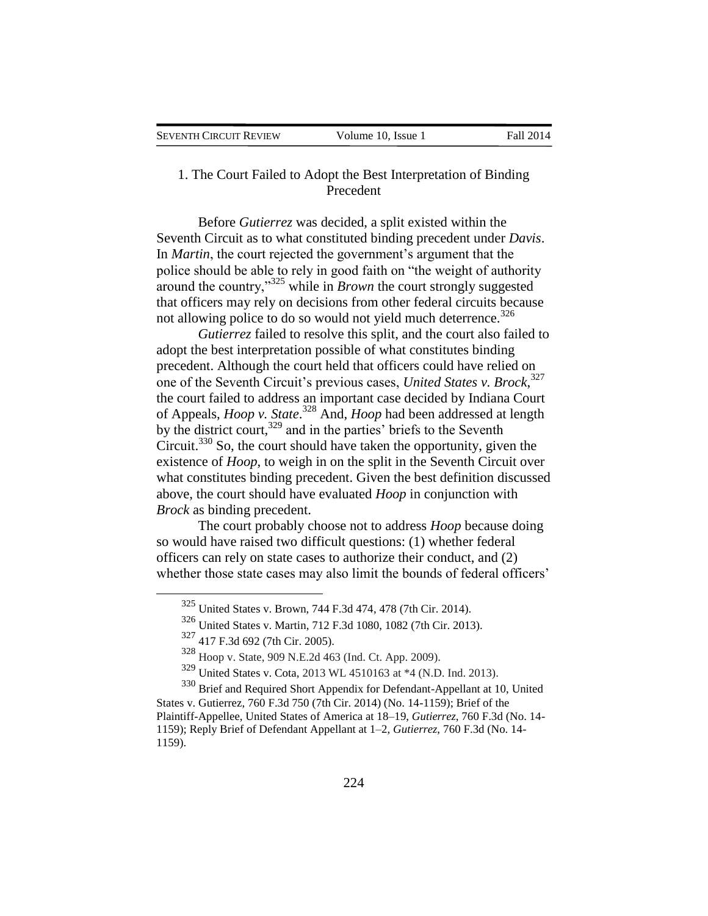### 1. The Court Failed to Adopt the Best Interpretation of Binding Precedent

Before *Gutierrez* was decided, a split existed within the Seventh Circuit as to what constituted binding precedent under *Davis*. In *Martin*, the court rejected the government's argument that the police should be able to rely in good faith on "the weight of authority around the country,"[325] while in *Brown* the court strongly suggested that officers may rely on decisions from other federal circuits because not allowing police to do so would not yield much deterrence.[326]

*Gutierrez* failed to resolve this split, and the court also failed to adopt the best interpretation possible of what constitutes binding precedent. Although the court held that officers could have relied on one of the Seventh Circuit's previous cases, *United States v. Brock*,[327] the court failed to address an important case decided by Indiana Court of Appeals, *Hoop v. State*.[328] And, *Hoop* had been addressed at length by the district court,[329] and in the parties' briefs to the Seventh Circuit.[330] So, the court should have taken the opportunity, given the existence of *Hoop*, to weigh in on the split in the Seventh Circuit over what constitutes binding precedent. Given the best definition discussed above, the court should have evaluated *Hoop* in conjunction with *Brock* as binding precedent.

The court probably choose not to address *Hoop* because doing so would have raised two difficult questions: (1) whether federal officers can rely on state cases to authorize their conduct, and (2) whether those state cases may also limit the bounds of federal officers'

---

[325] United States v. Brown, 744 F.3d 474, 478 (7th Cir. 2014).

[326] United States v. Martin, 712 F.3d 1080, 1082 (7th Cir. 2013).

[327] 417 F.3d 692 (7th Cir. 2005).

[328] Hoop v. State, 909 N.E.2d 463 (Ind. Ct. App. 2009).

[329] United States v. Cota, 2013 WL 4510163 at *4 (N.D. Ind. 2013).

[330] Brief and Required Short Appendix for Defendant-Appellant at 10, United States v. Gutierrez, 760 F.3d 750 (7th Cir. 2014) (No. 14-1159); Brief of the Plaintiff-Appellee, United States of America at 18–19, *Gutierrez*, 760 F.3d (No. 14-1159); Reply Brief of Defendant Appellant at 1–2, *Gutierrez*, 760 F.3d (No. 14-1159).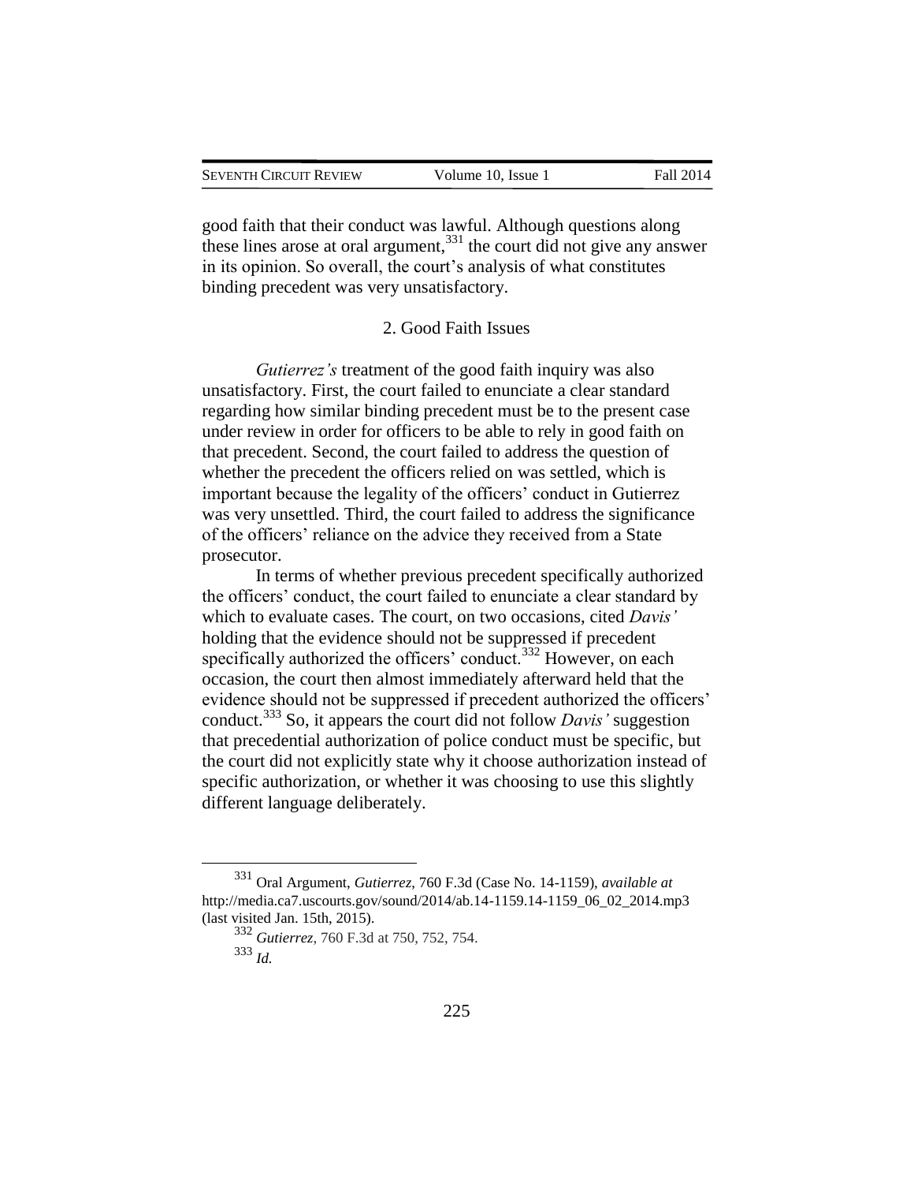good faith that their conduct was lawful. Although questions along these lines arose at oral argument,[331] the court did not give any answer in its opinion. So overall, the court's analysis of what constitutes binding precedent was very unsatisfactory.

### 2. Good Faith Issues

*Gutierrez's* treatment of the good faith inquiry was also unsatisfactory. First, the court failed to enunciate a clear standard regarding how similar binding precedent must be to the present case under review in order for officers to be able to rely in good faith on that precedent. Second, the court failed to address the question of whether the precedent the officers relied on was settled, which is important because the legality of the officers' conduct in Gutierrez was very unsettled. Third, the court failed to address the significance of the officers' reliance on the advice they received from a State prosecutor.

In terms of whether previous precedent specifically authorized the officers' conduct, the court failed to enunciate a clear standard by which to evaluate cases. The court, on two occasions, cited *Davis'* holding that the evidence should not be suppressed if precedent specifically authorized the officers' conduct.[332] However, on each occasion, the court then almost immediately afterward held that the evidence should not be suppressed if precedent authorized the officers' conduct.[333] So, it appears the court did not follow *Davis'* suggestion that precedential authorization of police conduct must be specific, but the court did not explicitly state why it choose authorization instead of specific authorization, or whether it was choosing to use this slightly different language deliberately.

---

[331] Oral Argument, *Gutierrez*, 760 F.3d (Case No. 14-1159), *available at* http://media.ca7.uscourts.gov/sound/2014/ab.14-1159.14-1159_06_02_2014.mp3 (last visited Jan. 15th, 2015).

[332] *Gutierrez*, 760 F.3d at 750, 752, 754.

[333] *Id.*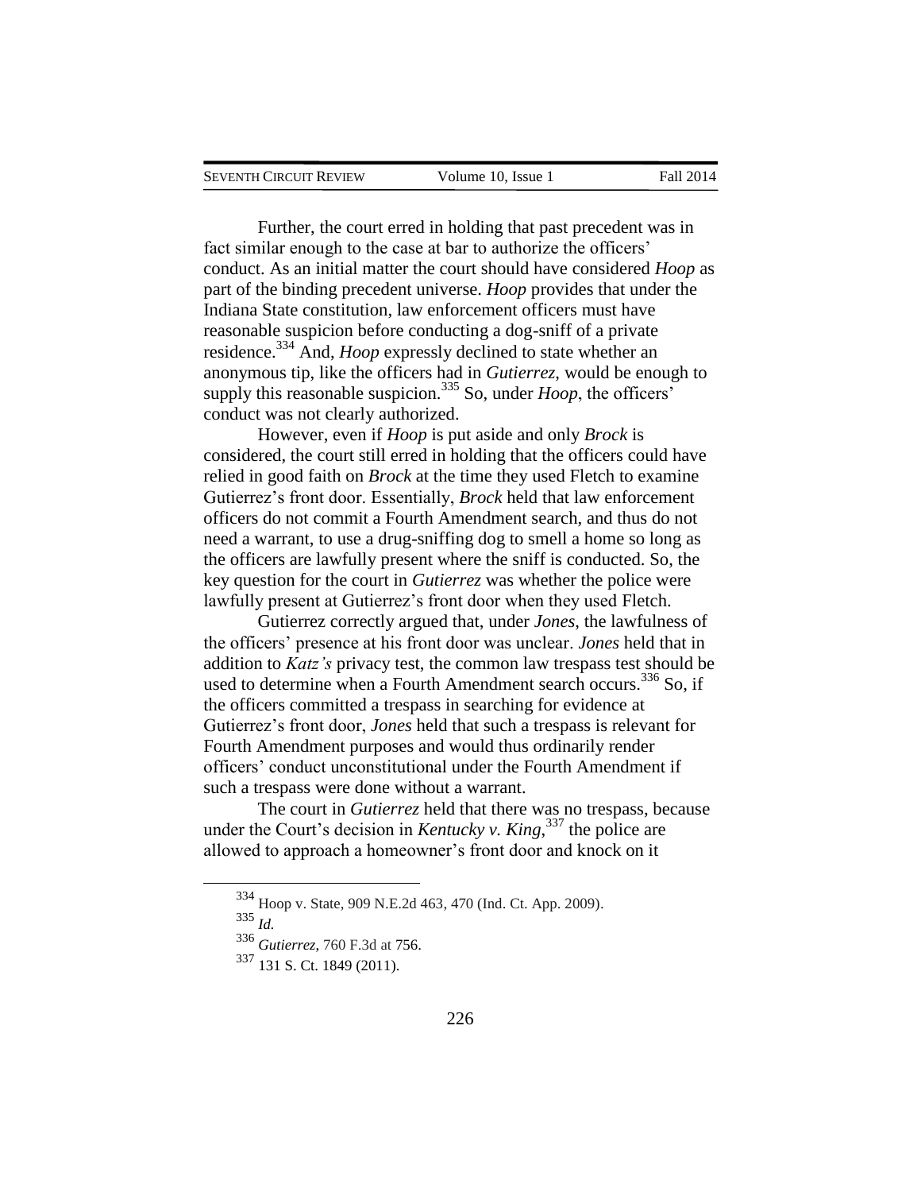Further, the court erred in holding that past precedent was in fact similar enough to the case at bar to authorize the officers' conduct. As an initial matter the court should have considered *Hoop* as part of the binding precedent universe. *Hoop* provides that under the Indiana State constitution, law enforcement officers must have reasonable suspicion before conducting a dog-sniff of a private residence.[334] And, *Hoop* expressly declined to state whether an anonymous tip, like the officers had in *Gutierrez*, would be enough to supply this reasonable suspicion.[335] So, under *Hoop*, the officers' conduct was not clearly authorized.

However, even if *Hoop* is put aside and only *Brock* is considered, the court still erred in holding that the officers could have relied in good faith on *Brock* at the time they used Fletch to examine Gutierrez's front door. Essentially, *Brock* held that law enforcement officers do not commit a Fourth Amendment search, and thus do not need a warrant, to use a drug-sniffing dog to smell a home so long as the officers are lawfully present where the sniff is conducted. So, the key question for the court in *Gutierrez* was whether the police were lawfully present at Gutierrez's front door when they used Fletch.

Gutierrez correctly argued that, under *Jones*, the lawfulness of the officers' presence at his front door was unclear. *Jones* held that in addition to *Katz's* privacy test, the common law trespass test should be used to determine when a Fourth Amendment search occurs.[336] So, if the officers committed a trespass in searching for evidence at Gutierrez's front door, *Jones* held that such a trespass is relevant for Fourth Amendment purposes and would thus ordinarily render officers' conduct unconstitutional under the Fourth Amendment if such a trespass were done without a warrant.

The court in *Gutierrez* held that there was no trespass, because under the Court's decision in *Kentucky v. King*,[337] the police are allowed to approach a homeowner's front door and knock on it

---

[334] Hoop v. State, 909 N.E.2d 463, 470 (Ind. Ct. App. 2009).

[335] *Id.*

[336] *Gutierrez*, 760 F.3d at 756.

[337] 131 S. Ct. 1849 (2011).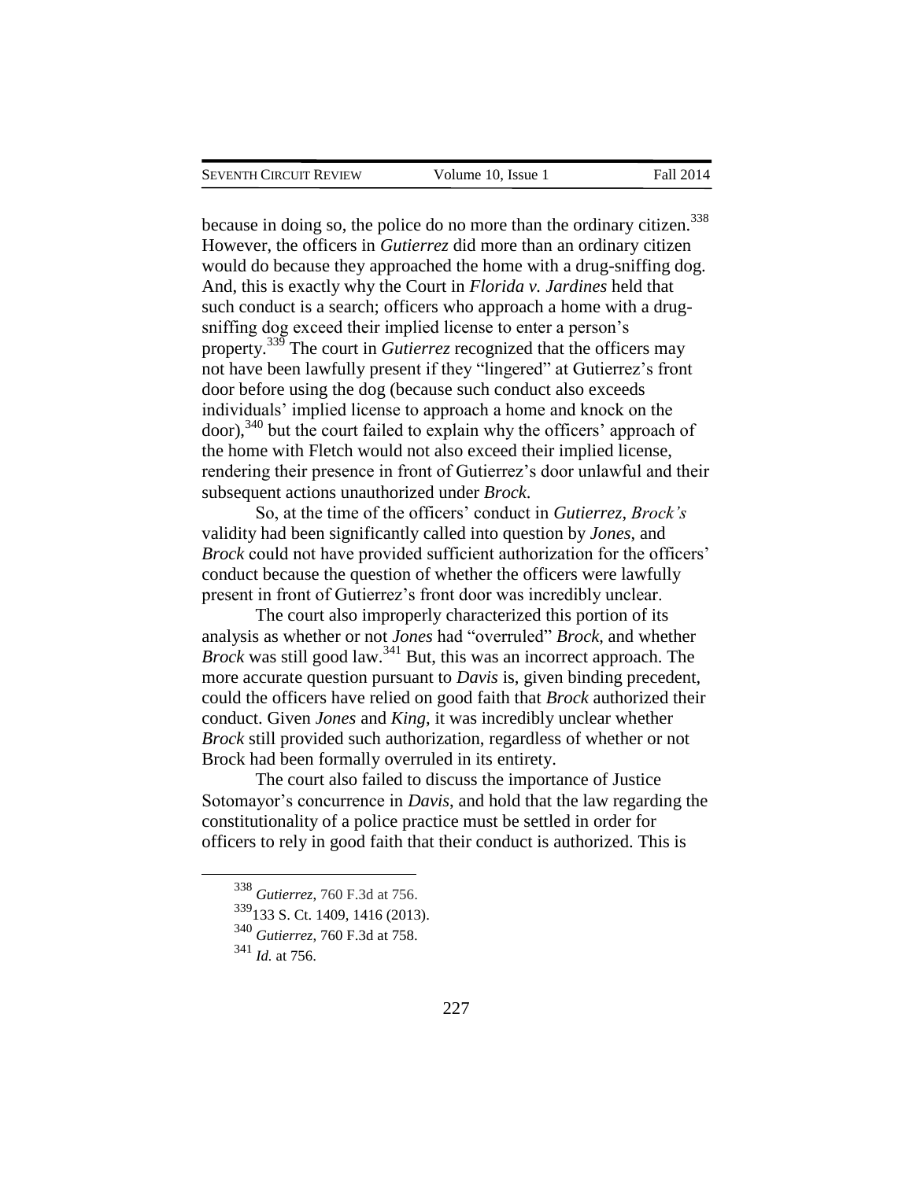because in doing so, the police do no more than the ordinary citizen.[338] However, the officers in *Gutierrez* did more than an ordinary citizen would do because they approached the home with a drug-sniffing dog. And, this is exactly why the Court in *Florida v. Jardines* held that such conduct is a search; officers who approach a home with a drug-sniffing dog exceed their implied license to enter a person's property.[339] The court in *Gutierrez* recognized that the officers may not have been lawfully present if they "lingered" at Gutierrez's front door before using the dog (because such conduct also exceeds individuals' implied license to approach a home and knock on the door),[340] but the court failed to explain why the officers' approach of the home with Fletch would not also exceed their implied license, rendering their presence in front of Gutierrez's door unlawful and their subsequent actions unauthorized under *Brock*.

So, at the time of the officers' conduct in *Gutierrez*, *Brock's* validity had been significantly called into question by *Jones*, and *Brock* could not have provided sufficient authorization for the officers' conduct because the question of whether the officers were lawfully present in front of Gutierrez's front door was incredibly unclear.

The court also improperly characterized this portion of its analysis as whether or not *Jones* had "overruled" *Brock*, and whether *Brock* was still good law.[341] But, this was an incorrect approach. The more accurate question pursuant to *Davis* is, given binding precedent, could the officers have relied on good faith that *Brock* authorized their conduct. Given *Jones* and *King*, it was incredibly unclear whether *Brock* still provided such authorization, regardless of whether or not Brock had been formally overruled in its entirety.

The court also failed to discuss the importance of Justice Sotomayor's concurrence in *Davis*, and hold that the law regarding the constitutionality of a police practice must be settled in order for officers to rely in good faith that their conduct is authorized. This is

---

[338] *Gutierrez*, 760 F.3d at 756.

[339] 133 S. Ct. 1409, 1416 (2013).

[340] *Gutierrez*, 760 F.3d at 758.

[341] *Id.* at 756.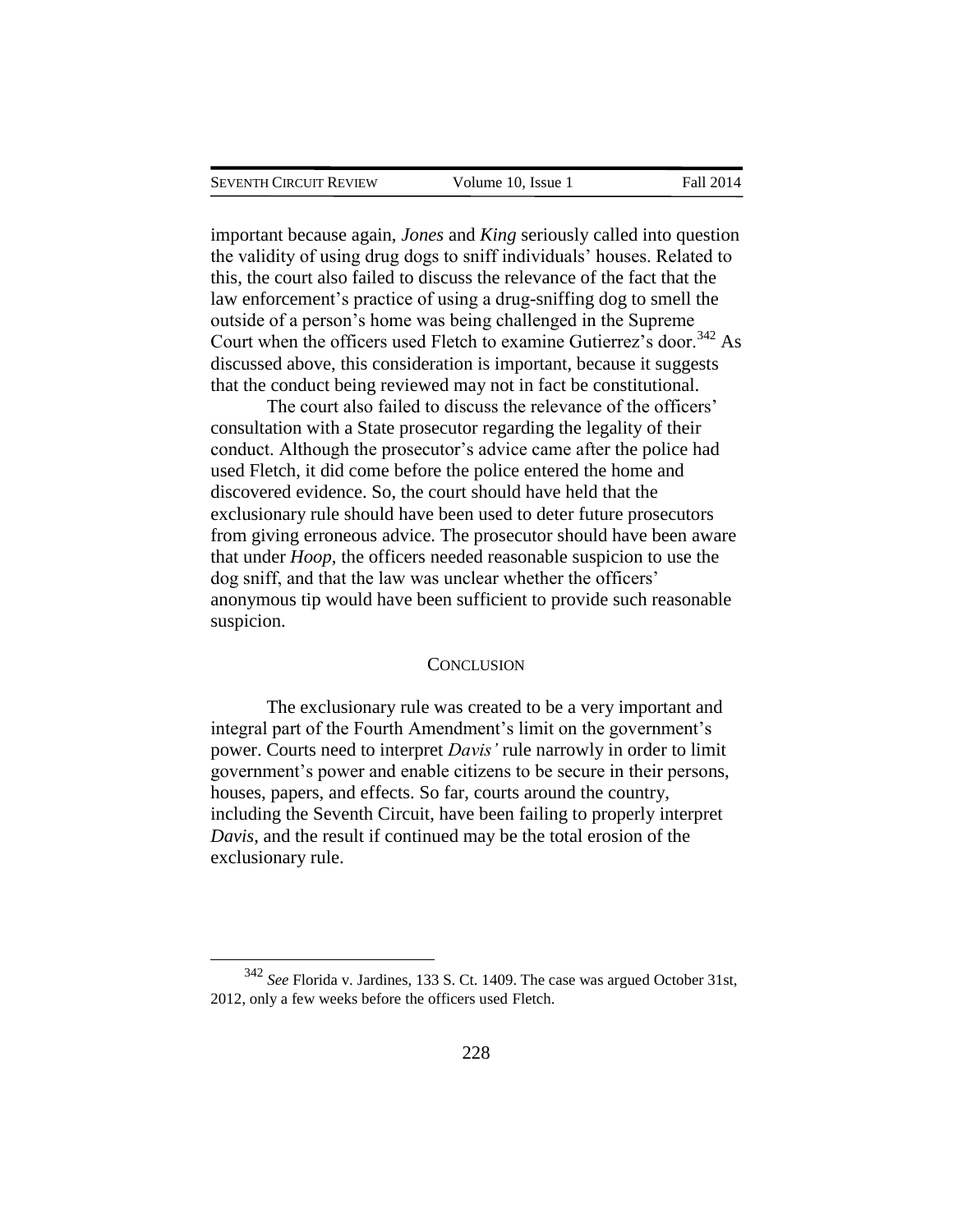important because again, *Jones* and *King* seriously called into question the validity of using drug dogs to sniff individuals' houses. Related to this, the court also failed to discuss the relevance of the fact that the law enforcement's practice of using a drug-sniffing dog to smell the outside of a person's home was being challenged in the Supreme Court when the officers used Fletch to examine Gutierrez's door.[342] As discussed above, this consideration is important, because it suggests that the conduct being reviewed may not in fact be constitutional.

The court also failed to discuss the relevance of the officers' consultation with a State prosecutor regarding the legality of their conduct. Although the prosecutor's advice came after the police had used Fletch, it did come before the police entered the home and discovered evidence. So, the court should have held that the exclusionary rule should have been used to deter future prosecutors from giving erroneous advice. The prosecutor should have been aware that under *Hoop*, the officers needed reasonable suspicion to use the dog sniff, and that the law was unclear whether the officers' anonymous tip would have been sufficient to provide such reasonable suspicion.

## CONCLUSION

The exclusionary rule was created to be a very important and integral part of the Fourth Amendment's limit on the government's power. Courts need to interpret *Davis'* rule narrowly in order to limit government's power and enable citizens to be secure in their persons, houses, papers, and effects. So far, courts around the country, including the Seventh Circuit, have been failing to properly interpret *Davis*, and the result if continued may be the total erosion of the exclusionary rule.

---

[342] *See* Florida v. Jardines, 133 S. Ct. 1409. The case was argued October 31st, 2012, only a few weeks before the officers used Fletch.